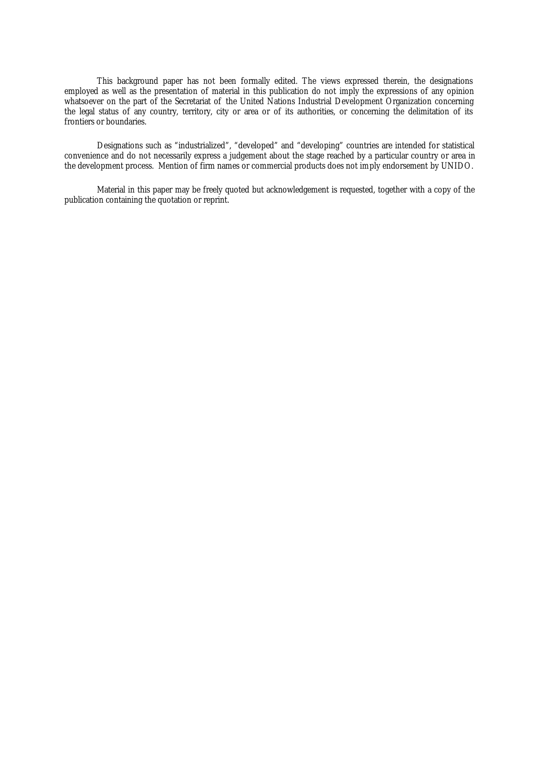This background paper has not been formally edited. The views expressed therein, the designations employed as well as the presentation of material in this publication do not imply the expressions of any opinion whatsoever on the part of the Secretariat of the United Nations Industrial Development Organization concerning the legal status of any country, territory, city or area or of its authorities, or concerning the delimitation of its frontiers or boundaries.

Designations such as "industrialized", "developed" and "developing" countries are intended for statistical convenience and do not necessarily express a judgement about the stage reached by a particular country or area in the development process. Mention of firm names or commercial products does not imply endorsement by UNIDO.

Material in this paper may be freely quoted but acknowledgement is requested, together with a copy of the publication containing the quotation or reprint.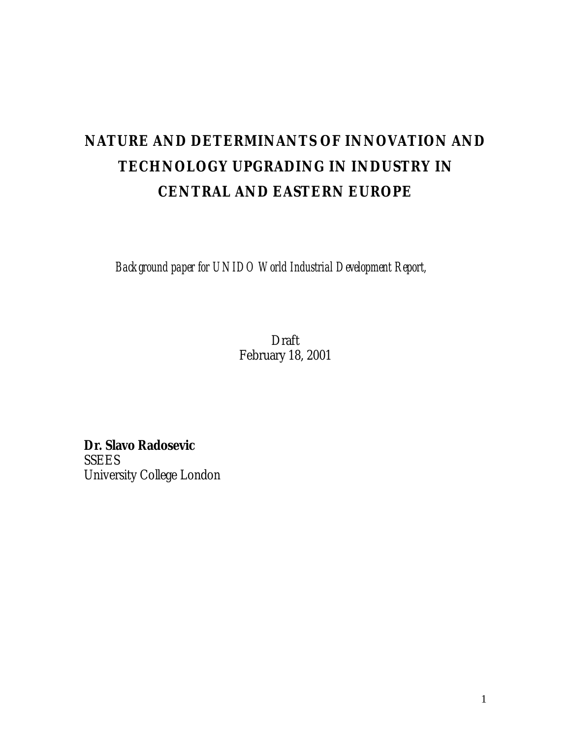# NATURE AND DETERMINANTS OF INNOVATION AND TECHNOLOGY UPGRADING IN INDUSTRY IN CENTRAL AND EASTERN EUROPE

*Background paper for UNIDO World Industrial Development Report,*

Draft
February 18, 2001

**Dr. Slavo Radosevic**
SSEES
University College London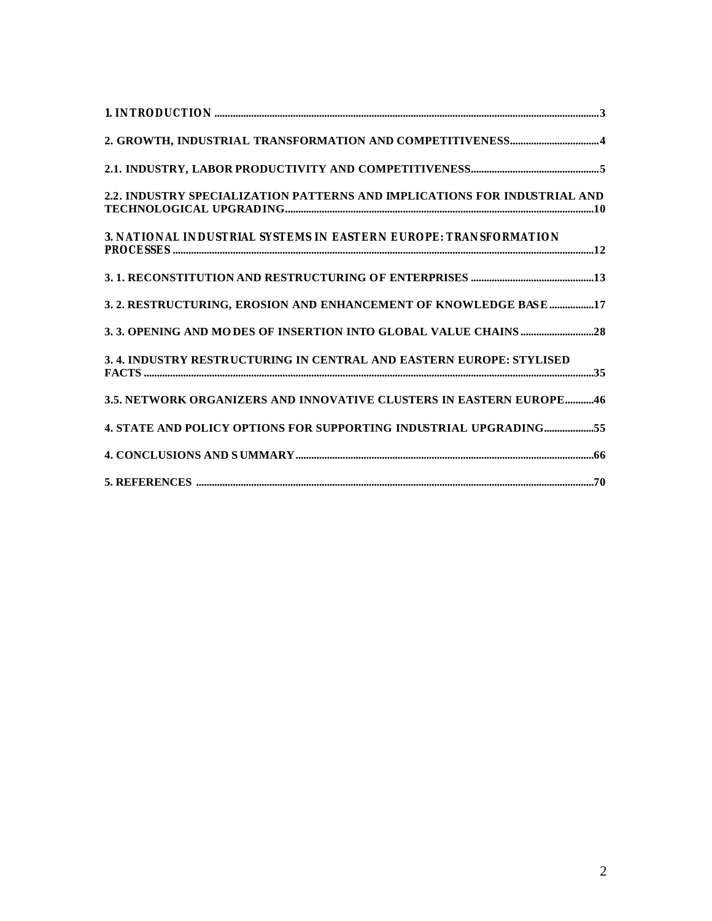**1. INTRODUCTION** .......... 3

**2. GROWTH, INDUSTRIAL TRANSFORMATION AND COMPETITIVENESS** .......... 4

**2.1. INDUSTRY, LABOR PRODUCTIVITY AND COMPETITIVENESS** .......... 5

**2.2. INDUSTRY SPECIALIZATION PATTERNS AND IMPLICATIONS FOR INDUSTRIAL AND TECHNOLOGICAL UPGRADING** .......... 10

**3. NATIONAL INDUSTRIAL SYSTEMS IN EASTERN EUROPE: TRANSFORMATION PROCESSES** .......... 12

**3. 1. RECONSTITUTION AND RESTRUCTURING OF ENTERPRISES** .......... 13

**3. 2. RESTRUCTURING, EROSION AND ENHANCEMENT OF KNOWLEDGE BASE** .......... 17

**3. 3. OPENING AND MODES OF INSERTION INTO GLOBAL VALUE CHAINS** .......... 28

**3. 4. INDUSTRY RESTRUCTURING IN CENTRAL AND EASTERN EUROPE: STYLISED FACTS** .......... 35

**3.5. NETWORK ORGANIZERS AND INNOVATIVE CLUSTERS IN EASTERN EUROPE** .......... 46

**4. STATE AND POLICY OPTIONS FOR SUPPORTING INDUSTRIAL UPGRADING** .......... 55

**4. CONCLUSIONS AND SUMMARY** .......... 66

**5. REFERENCES** .......... 70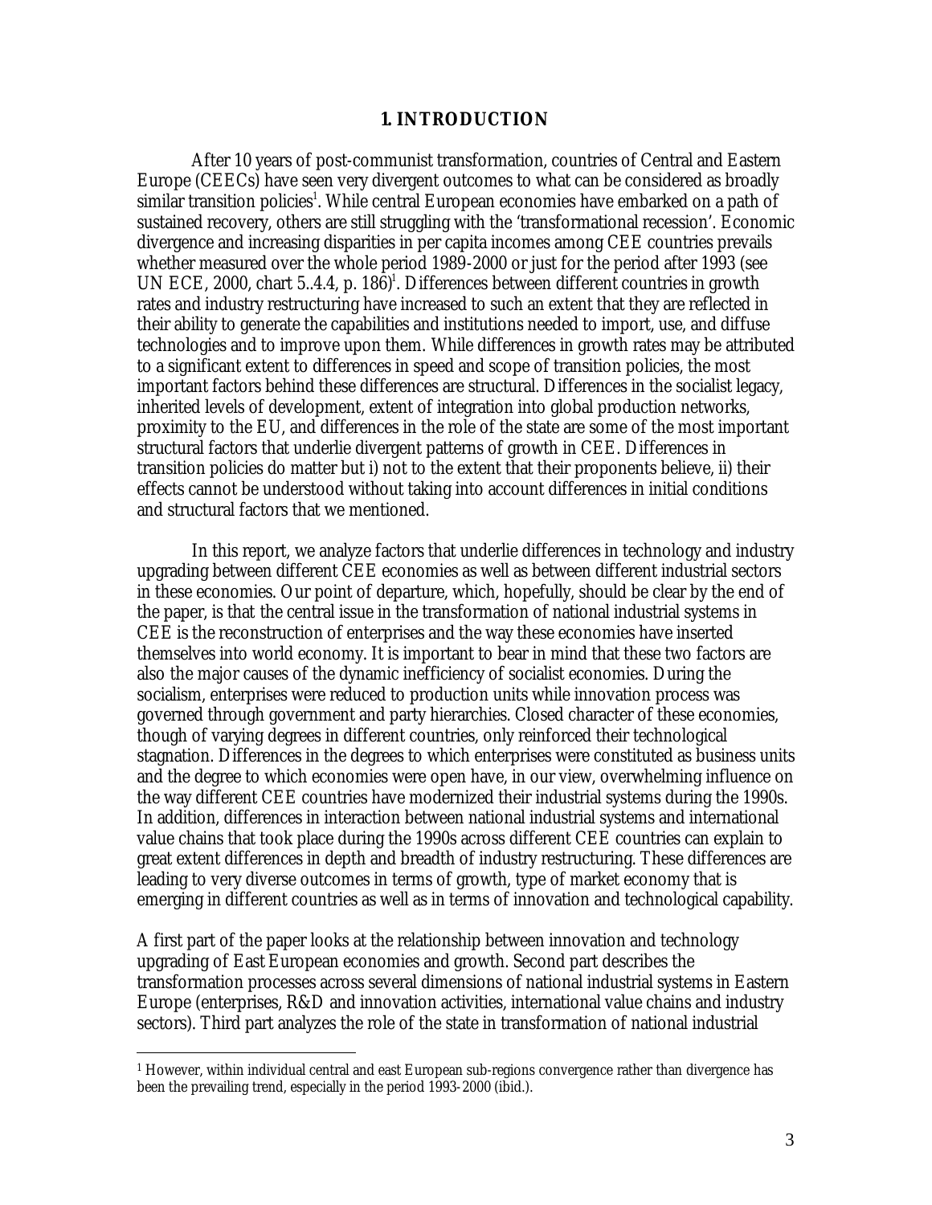# 1. INTRODUCTION

After 10 years of post-communist transformation, countries of Central and Eastern Europe (CEECs) have seen very divergent outcomes to what can be considered as broadly similar transition policies[1]. While central European economies have embarked on a path of sustained recovery, others are still struggling with the 'transformational recession'. Economic divergence and increasing disparities in per capita incomes among CEE countries prevails whether measured over the whole period 1989-2000 or just for the period after 1993 (see UN ECE, 2000, chart 5..4.4, p. 186)[1]. Differences between different countries in growth rates and industry restructuring have increased to such an extent that they are reflected in their ability to generate the capabilities and institutions needed to import, use, and diffuse technologies and to improve upon them. While differences in growth rates may be attributed to a significant extent to differences in speed and scope of transition policies, the most important factors behind these differences are structural. Differences in the socialist legacy, inherited levels of development, extent of integration into global production networks, proximity to the EU, and differences in the role of the state are some of the most important structural factors that underlie divergent patterns of growth in CEE. Differences in transition policies do matter but i) not to the extent that their proponents believe, ii) their effects cannot be understood without taking into account differences in initial conditions and structural factors that we mentioned.

In this report, we analyze factors that underlie differences in technology and industry upgrading between different CEE economies as well as between different industrial sectors in these economies. Our point of departure, which, hopefully, should be clear by the end of the paper, is that the central issue in the transformation of national industrial systems in CEE is the reconstruction of enterprises and the way these economies have inserted themselves into world economy. It is important to bear in mind that these two factors are also the major causes of the dynamic inefficiency of socialist economies. During the socialism, enterprises were reduced to production units while innovation process was governed through government and party hierarchies. Closed character of these economies, though of varying degrees in different countries, only reinforced their technological stagnation. Differences in the degrees to which enterprises were constituted as business units and the degree to which economies were open have, in our view, overwhelming influence on the way different CEE countries have modernized their industrial systems during the 1990s. In addition, differences in interaction between national industrial systems and international value chains that took place during the 1990s across different CEE countries can explain to great extent differences in depth and breadth of industry restructuring. These differences are leading to very diverse outcomes in terms of growth, type of market economy that is emerging in different countries as well as in terms of innovation and technological capability.

A first part of the paper looks at the relationship between innovation and technology upgrading of East European economies and growth. Second part describes the transformation processes across several dimensions of national industrial systems in Eastern Europe (enterprises, R&D and innovation activities, international value chains and industry sectors). Third part analyzes the role of the state in transformation of national industrial

---

[1] However, within individual central and east European sub-regions convergence rather than divergence has been the prevailing trend, especially in the period 1993-2000 (ibid.).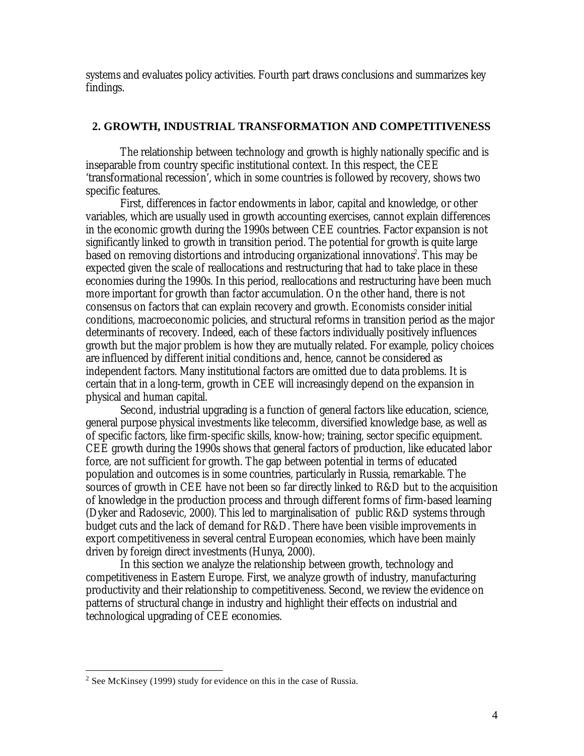systems and evaluates policy activities. Fourth part draws conclusions and summarizes key findings.

## 2. GROWTH, INDUSTRIAL TRANSFORMATION AND COMPETITIVENESS

The relationship between technology and growth is highly nationally specific and is inseparable from country specific institutional context. In this respect, the CEE 'transformational recession', which in some countries is followed by recovery, shows two specific features.

First, differences in factor endowments in labor, capital and knowledge, or other variables, which are usually used in growth accounting exercises, cannot explain differences in the economic growth during the 1990s between CEE countries. Factor expansion is not significantly linked to growth in transition period. The potential for growth is quite large based on removing distortions and introducing organizational innovations[2]. This may be expected given the scale of reallocations and restructuring that had to take place in these economies during the 1990s. In this period, reallocations and restructuring have been much more important for growth than factor accumulation. On the other hand, there is not consensus on factors that can explain recovery and growth. Economists consider initial conditions, macroeconomic policies, and structural reforms in transition period as the major determinants of recovery. Indeed, each of these factors individually positively influences growth but the major problem is how they are mutually related. For example, policy choices are influenced by different initial conditions and, hence, cannot be considered as independent factors. Many institutional factors are omitted due to data problems. It is certain that in a long-term, growth in CEE will increasingly depend on the expansion in physical and human capital.

Second, industrial upgrading is a function of general factors like education, science, general purpose physical investments like telecomm, diversified knowledge base, as well as of specific factors, like firm-specific skills, know-how; training, sector specific equipment. CEE growth during the 1990s shows that general factors of production, like educated labor force, are not sufficient for growth. The gap between potential in terms of educated population and outcomes is in some countries, particularly in Russia, remarkable. The sources of growth in CEE have not been so far directly linked to R&D but to the acquisition of knowledge in the production process and through different forms of firm-based learning (Dyker and Radosevic, 2000). This led to marginalisation of public R&D systems through budget cuts and the lack of demand for R&D. There have been visible improvements in export competitiveness in several central European economies, which have been mainly driven by foreign direct investments (Hunya, 2000).

In this section we analyze the relationship between growth, technology and competitiveness in Eastern Europe. First, we analyze growth of industry, manufacturing productivity and their relationship to competitiveness. Second, we review the evidence on patterns of structural change in industry and highlight their effects on industrial and technological upgrading of CEE economies.

---

[2] See McKinsey (1999) study for evidence on this in the case of Russia.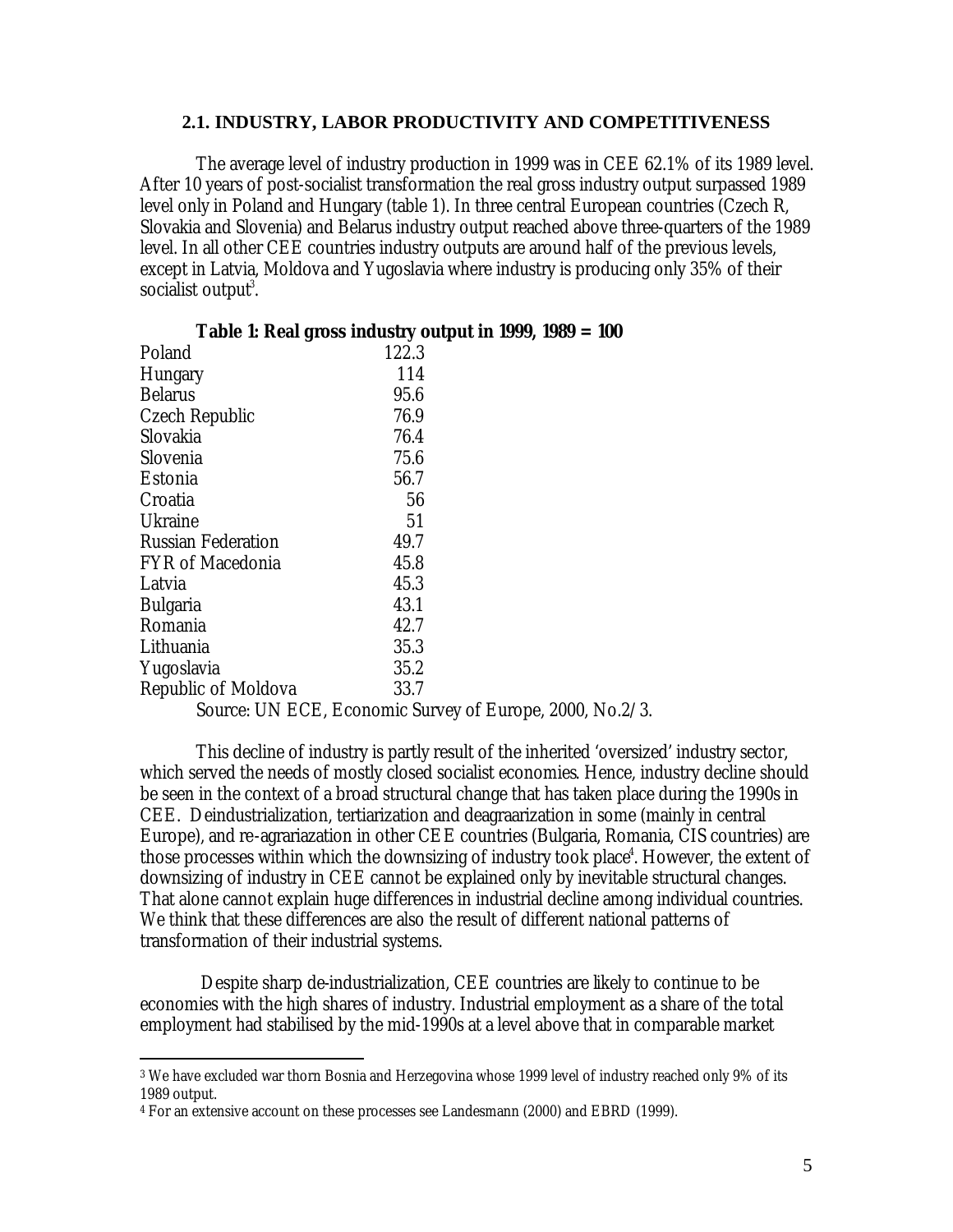## 2.1. INDUSTRY, LABOR PRODUCTIVITY AND COMPETITIVENESS

The average level of industry production in 1999 was in CEE 62.1% of its 1989 level. After 10 years of post-socialist transformation the real gross industry output surpassed 1989 level only in Poland and Hungary (table 1). In three central European countries (Czech R, Slovakia and Slovenia) and Belarus industry output reached above three-quarters of the 1989 level. In all other CEE countries industry outputs are around half of the previous levels, except in Latvia, Moldova and Yugoslavia where industry is producing only 35% of their socialist output[3].

**Table 1: Real gross industry output in 1999, 1989 = 100**

| Country | 1999 |
|---|---|
| Poland | 122.3 |
| Hungary | 114 |
| Belarus | 95.6 |
| Czech Republic | 76.9 |
| Slovakia | 76.4 |
| Slovenia | 75.6 |
| Estonia | 56.7 |
| Croatia | 56 |
| Ukraine | 51 |
| Russian Federation | 49.7 |
| FYR of Macedonia | 45.8 |
| Latvia | 45.3 |
| Bulgaria | 43.1 |
| Romania | 42.7 |
| Lithuania | 35.3 |
| Yugoslavia | 35.2 |
| Republic of Moldova | 33.7 |

Source: UN ECE, Economic Survey of Europe, 2000, No.2/3.

This decline of industry is partly result of the inherited 'oversized' industry sector, which served the needs of mostly closed socialist economies. Hence, industry decline should be seen in the context of a broad structural change that has taken place during the 1990s in CEE. Deindustrialization, tertiarization and deagraarization in some (mainly in central Europe), and re-agrariazation in other CEE countries (Bulgaria, Romania, CIS countries) are those processes within which the downsizing of industry took place[4]. However, the extent of downsizing of industry in CEE cannot be explained only by inevitable structural changes. That alone cannot explain huge differences in industrial decline among individual countries. We think that these differences are also the result of different national patterns of transformation of their industrial systems.

Despite sharp de-industrialization, CEE countries are likely to continue to be economies with the high shares of industry. Industrial employment as a share of the total employment had stabilised by the mid-1990s at a level above that in comparable market

---

[3] We have excluded war thorn Bosnia and Herzegovina whose 1999 level of industry reached only 9% of its 1989 output.

[4] For an extensive account on these processes see Landesmann (2000) and EBRD (1999).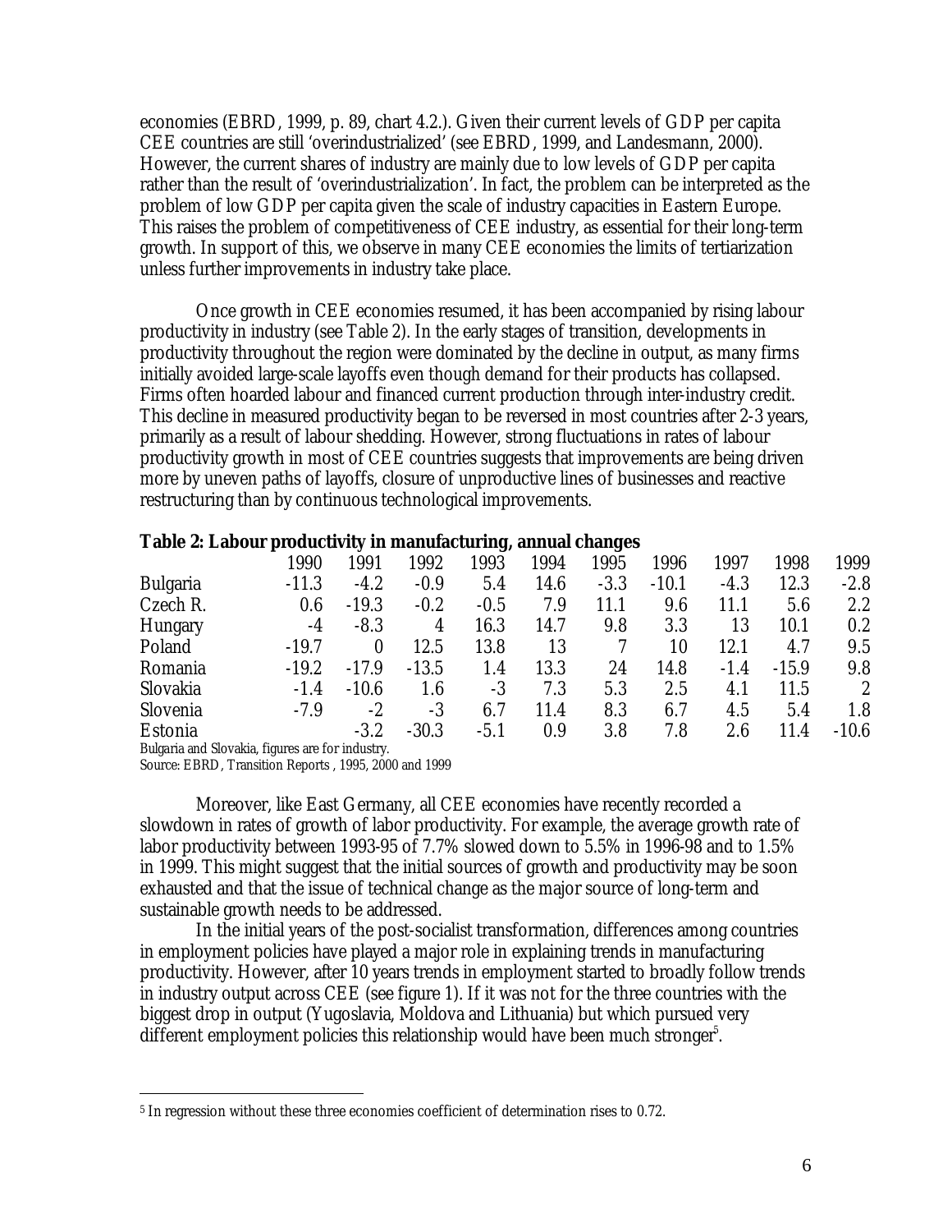economies (EBRD, 1999, p. 89, chart 4.2.). Given their current levels of GDP per capita CEE countries are still 'overindustrialized' (see EBRD, 1999, and Landesmann, 2000). However, the current shares of industry are mainly due to low levels of GDP per capita rather than the result of 'overindustrialization'. In fact, the problem can be interpreted as the problem of low GDP per capita given the scale of industry capacities in Eastern Europe. This raises the problem of competitiveness of CEE industry, as essential for their long-term growth. In support of this, we observe in many CEE economies the limits of tertiarization unless further improvements in industry take place.

Once growth in CEE economies resumed, it has been accompanied by rising labour productivity in industry (see Table 2). In the early stages of transition, developments in productivity throughout the region were dominated by the decline in output, as many firms initially avoided large-scale layoffs even though demand for their products has collapsed. Firms often hoarded labour and financed current production through inter-industry credit. This decline in measured productivity began to be reversed in most countries after 2-3 years, primarily as a result of labour shedding. However, strong fluctuations in rates of labour productivity growth in most of CEE countries suggests that improvements are being driven more by uneven paths of layoffs, closure of unproductive lines of businesses and reactive restructuring than by continuous technological improvements.

**Table 2: Labour productivity in manufacturing, annual changes**

| | 1990 | 1991 | 1992 | 1993 | 1994 | 1995 | 1996 | 1997 | 1998 | 1999 |
|---|---|---|---|---|---|---|---|---|---|---|
| Bulgaria | -11.3 | -4.2 | -0.9 | 5.4 | 14.6 | -3.3 | -10.1 | -4.3 | 12.3 | -2.8 |
| Czech R. | 0.6 | -19.3 | -0.2 | -0.5 | 7.9 | 11.1 | 9.6 | 11.1 | 5.6 | 2.2 |
| Hungary | -4 | -8.3 | 4 | 16.3 | 14.7 | 9.8 | 3.3 | 13 | 10.1 | 0.2 |
| Poland | -19.7 | 0 | 12.5 | 13.8 | 13 | 7 | 10 | 12.1 | 4.7 | 9.5 |
| Romania | -19.2 | -17.9 | -13.5 | 1.4 | 13.3 | 24 | 14.8 | -1.4 | -15.9 | 9.8 |
| Slovakia | -1.4 | -10.6 | 1.6 | -3 | 7.3 | 5.3 | 2.5 | 4.1 | 11.5 | 2 |
| Slovenia | -7.9 | -2 | -3 | 6.7 | 11.4 | 8.3 | 6.7 | 4.5 | 5.4 | 1.8 |
| Estonia | | -3.2 | -30.3 | -5.1 | 0.9 | 3.8 | 7.8 | 2.6 | 11.4 | -10.6 |

Bulgaria and Slovakia, figures are for industry.
Source: EBRD, *Transition Reports*, 1995, 2000 and 1999

Moreover, like East Germany, all CEE economies have recently recorded a slowdown in rates of growth of labor productivity. For example, the average growth rate of labor productivity between 1993-95 of 7.7% slowed down to 5.5% in 1996-98 and to 1.5% in 1999. This might suggest that the initial sources of growth and productivity may be soon exhausted and that the issue of technical change as the major source of long-term and sustainable growth needs to be addressed.

In the initial years of the post-socialist transformation, differences among countries in employment policies have played a major role in explaining trends in manufacturing productivity. However, after 10 years trends in employment started to broadly follow trends in industry output across CEE (see figure 1). If it was not for the three countries with the biggest drop in output (Yugoslavia, Moldova and Lithuania) but which pursued very different employment policies this relationship would have been much stronger[5].

[5] In regression without these three economies coefficient of determination rises to 0.72.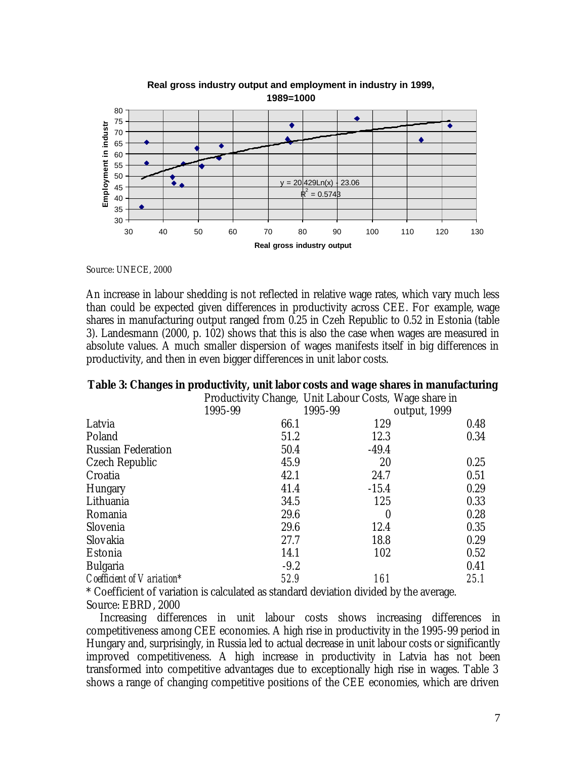**Real gross industry output and employment in industry in 1999, 1989=1000**

Source: UNECE, 2000

An increase in labour shedding is not reflected in relative wage rates, which vary much less than could be expected given differences in productivity across CEE. For example, wage shares in manufacturing output ranged from 0.25 in Czeh Republic to 0.52 in Estonia (table 3). Landesmann (2000, p. 102) shows that this is also the case when wages are measured in absolute values. A much smaller dispersion of wages manifests itself in big differences in productivity, and then in even bigger differences in unit labor costs.

**Table 3: Changes in productivity, unit labor costs and wage shares in manufacturing**

| | Productivity Change, 1995-99 | Unit Labour Costs, 1995-99 | Wage share in output, 1999 |
|---|---|---|---|
| Latvia | 66.1 | 129 | 0.48 |
| Poland | 51.2 | 12.3 | 0.34 |
| Russian Federation | 50.4 | -49.4 | |
| Czech Republic | 45.9 | 20 | 0.25 |
| Croatia | 42.1 | 24.7 | 0.51 |
| Hungary | 41.4 | -15.4 | 0.29 |
| Lithuania | 34.5 | 125 | 0.33 |
| Romania | 29.6 | 0 | 0.28 |
| Slovenia | 29.6 | 12.4 | 0.35 |
| Slovakia | 27.7 | 18.8 | 0.29 |
| Estonia | 14.1 | 102 | 0.52 |
| Bulgaria | -9.2 | | 0.41 |
| *Coefficient of Variation** | *52.9* | *161* | *25.1* |

\* Coefficient of variation is calculated as standard deviation divided by the average.

Source: EBRD, 2000

Increasing differences in unit labour costs shows increasing differences in competitiveness among CEE economies. A high rise in productivity in the 1995-99 period in Hungary and, surprisingly, in Russia led to actual decrease in unit labour costs or significantly improved competitiveness. A high increase in productivity in Latvia has not been transformed into competitive advantages due to exceptionally high rise in wages. Table 3 shows a range of changing competitive positions of the CEE economies, which are driven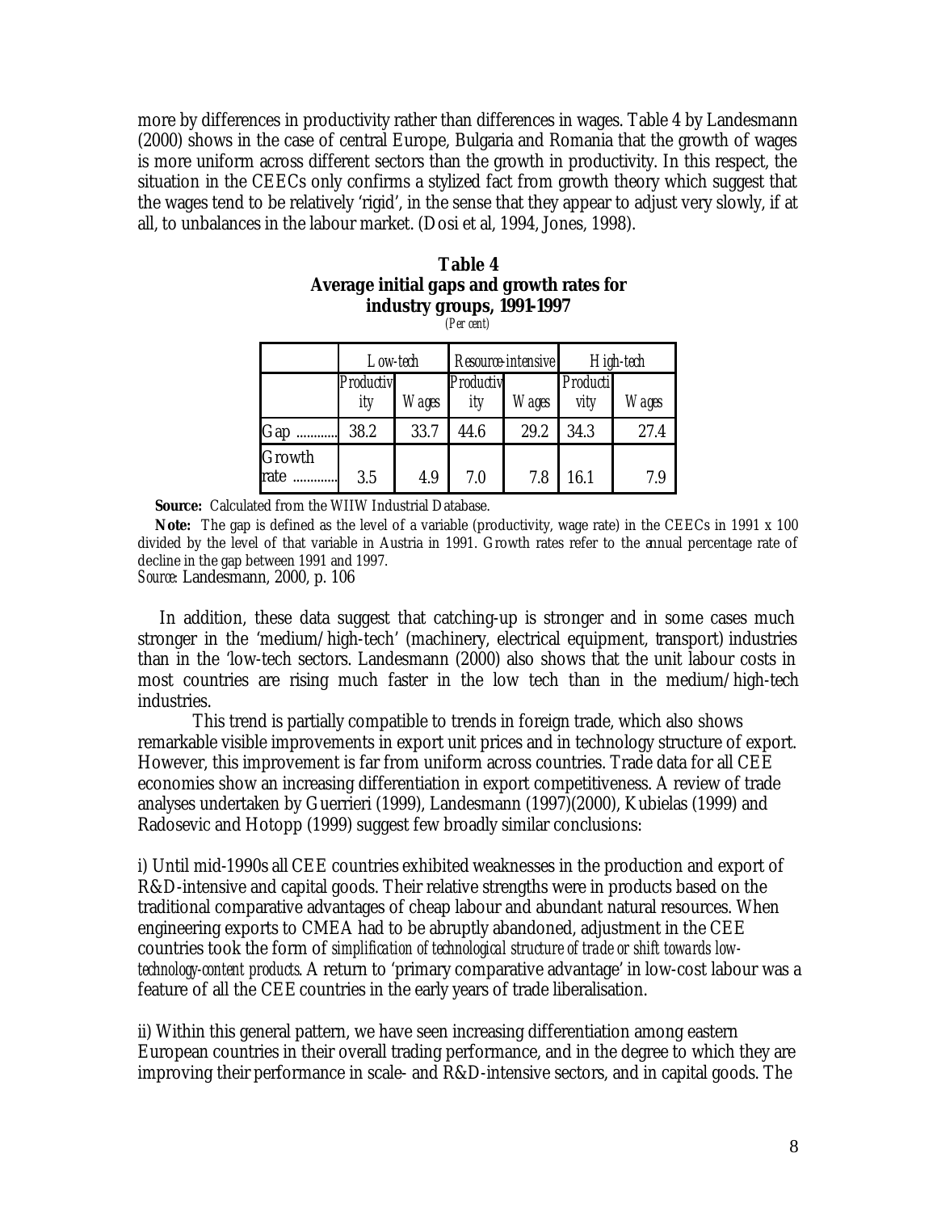more by differences in productivity rather than differences in wages. Table 4 by Landesmann (2000) shows in the case of central Europe, Bulgaria and Romania that the growth of wages is more uniform across different sectors than the growth in productivity. In this respect, the situation in the CEECs only confirms a stylized fact from growth theory which suggest that the wages tend to be relatively 'rigid', in the sense that they appear to adjust very slowly, if at all, to unbalances in the labour market. (Dosi et al, 1994, Jones, 1998).

**Table 4**
**Average initial gaps and growth rates for industry groups, 1991-1997**
*(Per cent)*

| | *Low-tech* | | *Resource-intensive* | | *High-tech* | |
|---|---|---|---|---|---|---|
| | *Productivity* | *Wages* | *Productivity* | *Wages* | *Productivity* | *Wages* |
| Gap ............ | 38.2 | 33.7 | 44.6 | 29.2 | 34.3 | 27.4 |
| Growth rate ............ | 3.5 | 4.9 | 7.0 | 7.8 | 16.1 | 7.9 |

**Source:** Calculated from the WIIW Industrial Database.

**Note:** The gap is defined as the level of a variable (productivity, wage rate) in the CEECs in 1991 x 100 divided by the level of that variable in Austria in 1991. Growth rates refer to the annual percentage rate of decline in the gap between 1991 and 1997.

*Source:* Landesmann, 2000, p. 106

In addition, these data suggest that catching-up is stronger and in some cases much stronger in the 'medium/high-tech' (machinery, electrical equipment, transport) industries than in the 'low-tech sectors. Landesmann (2000) also shows that the unit labour costs in most countries are rising much faster in the low tech than in the medium/high-tech industries.

This trend is partially compatible to trends in foreign trade, which also shows remarkable visible improvements in export unit prices and in technology structure of export. However, this improvement is far from uniform across countries. Trade data for all CEE economies show an increasing differentiation in export competitiveness. A review of trade analyses undertaken by Guerrieri (1999), Landesmann (1997)(2000), Kubielas (1999) and Radosevic and Hotopp (1999) suggest few broadly similar conclusions:

i) Until mid-1990s all CEE countries exhibited weaknesses in the production and export of R&D-intensive and capital goods. Their relative strengths were in products based on the traditional comparative advantages of cheap labour and abundant natural resources. When engineering exports to CMEA had to be abruptly abandoned, adjustment in the CEE countries took the form of *simplification of technological structure of trade or shift towards low-technology-content products*. A return to 'primary comparative advantage' in low-cost labour was a feature of all the CEE countries in the early years of trade liberalisation.

ii) Within this general pattern, we have seen increasing differentiation among eastern European countries in their overall trading performance, and in the degree to which they are improving their performance in scale- and R&D-intensive sectors, and in capital goods. The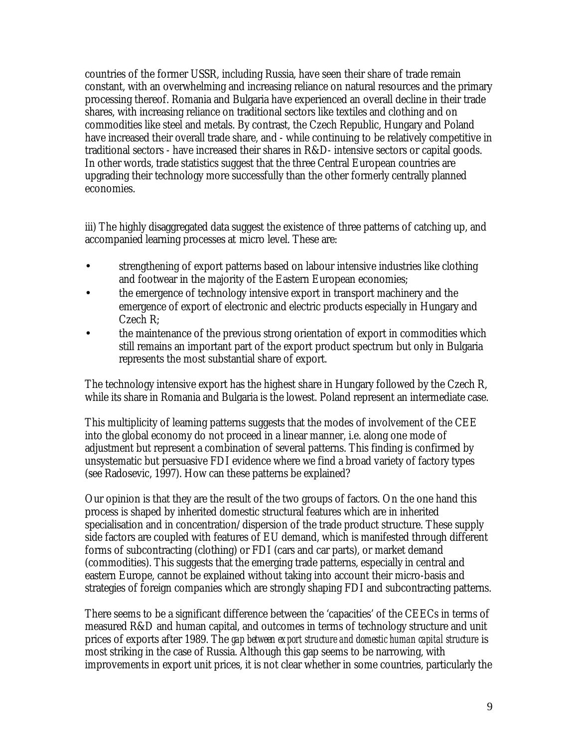countries of the former USSR, including Russia, have seen their share of trade remain constant, with an overwhelming and increasing reliance on natural resources and the primary processing thereof. Romania and Bulgaria have experienced an overall decline in their trade shares, with increasing reliance on traditional sectors like textiles and clothing and on commodities like steel and metals. By contrast, the Czech Republic, Hungary and Poland have increased their overall trade share, and - while continuing to be relatively competitive in traditional sectors - have increased their shares in R&D- intensive sectors or capital goods. In other words, trade statistics suggest that the three Central European countries are upgrading their technology more successfully than the other formerly centrally planned economies.

iii) The highly disaggregated data suggest the existence of three patterns of catching up, and accompanied learning processes at micro level. These are:

- strengthening of export patterns based on labour intensive industries like clothing and footwear in the majority of the Eastern European economies;
- the emergence of technology intensive export in transport machinery and the emergence of export of electronic and electric products especially in Hungary and Czech R;
- the maintenance of the previous strong orientation of export in commodities which still remains an important part of the export product spectrum but only in Bulgaria represents the most substantial share of export.

The technology intensive export has the highest share in Hungary followed by the Czech R, while its share in Romania and Bulgaria is the lowest. Poland represent an intermediate case.

This multiplicity of learning patterns suggests that the modes of involvement of the CEE into the global economy do not proceed in a linear manner, i.e. along one mode of adjustment but represent a combination of several patterns. This finding is confirmed by unsystematic but persuasive FDI evidence where we find a broad variety of factory types (see Radosevic, 1997). How can these patterns be explained?

Our opinion is that they are the result of the two groups of factors. On the one hand this process is shaped by inherited domestic structural features which are in inherited specialisation and in concentration/dispersion of the trade product structure. These supply side factors are coupled with features of EU demand, which is manifested through different forms of subcontracting (clothing) or FDI (cars and car parts), or market demand (commodities). This suggests that the emerging trade patterns, especially in central and eastern Europe, cannot be explained without taking into account their micro-basis and strategies of foreign companies which are strongly shaping FDI and subcontracting patterns.

There seems to be a significant difference between the 'capacities' of the CEECs in terms of measured R&D and human capital, and outcomes in terms of technology structure and unit prices of exports after 1989. The *gap between export structure and domestic human capital structure* is most striking in the case of Russia. Although this gap seems to be narrowing, with improvements in export unit prices, it is not clear whether in some countries, particularly the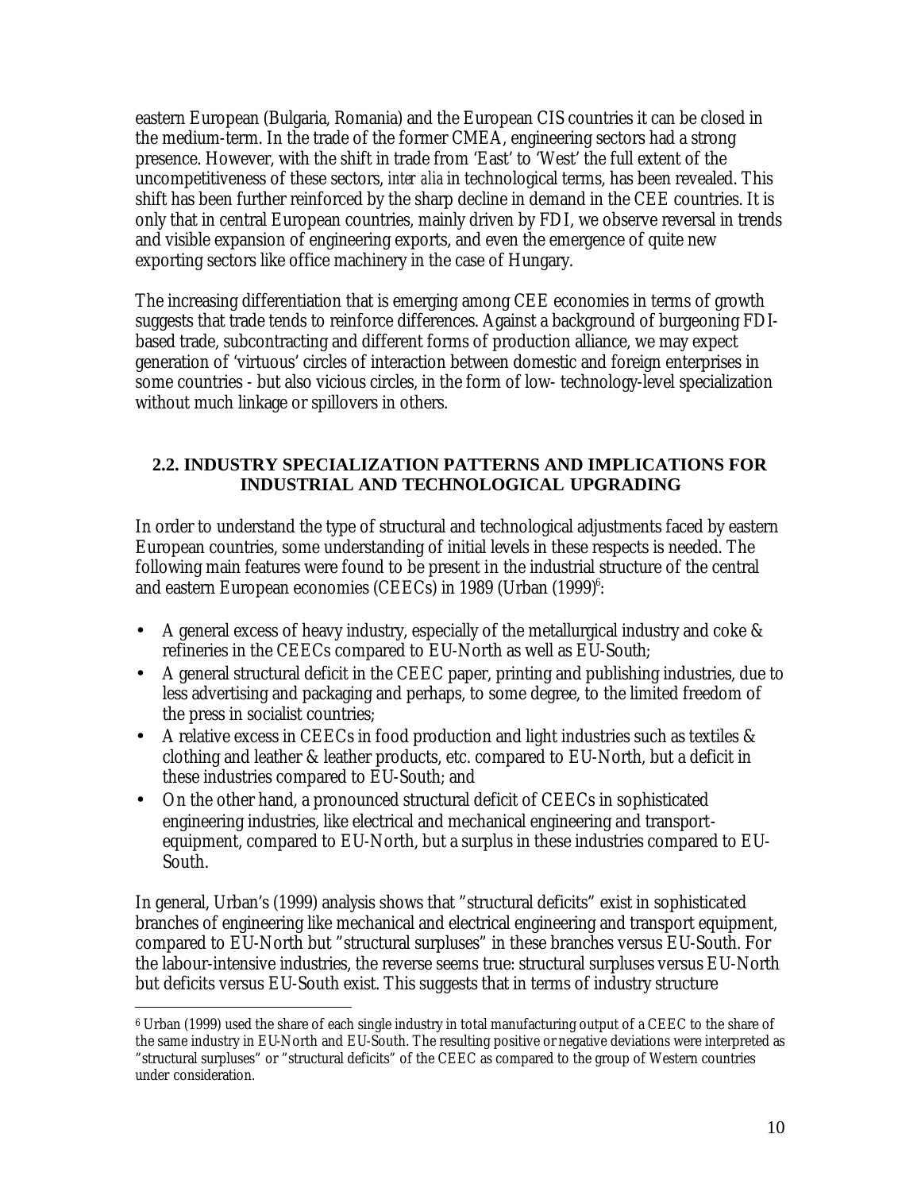eastern European (Bulgaria, Romania) and the European CIS countries it can be closed in the medium-term. In the trade of the former CMEA, engineering sectors had a strong presence. However, with the shift in trade from 'East' to 'West' the full extent of the uncompetitiveness of these sectors, *inter alia* in technological terms, has been revealed. This shift has been further reinforced by the sharp decline in demand in the CEE countries. It is only that in central European countries, mainly driven by FDI, we observe reversal in trends and visible expansion of engineering exports, and even the emergence of quite new exporting sectors like office machinery in the case of Hungary.

The increasing differentiation that is emerging among CEE economies in terms of growth suggests that trade tends to reinforce differences. Against a background of burgeoning FDI-based trade, subcontracting and different forms of production alliance, we may expect generation of 'virtuous' circles of interaction between domestic and foreign enterprises in some countries - but also vicious circles, in the form of low- technology-level specialization without much linkage or spillovers in others.

### 2.2. INDUSTRY SPECIALIZATION PATTERNS AND IMPLICATIONS FOR INDUSTRIAL AND TECHNOLOGICAL UPGRADING

In order to understand the type of structural and technological adjustments faced by eastern European countries, some understanding of initial levels in these respects is needed. The following main features were found to be present in the industrial structure of the central and eastern European economies (CEECs) in 1989 (Urban (1999)[6]:

- A general excess of heavy industry, especially of the metallurgical industry and coke & refineries in the CEECs compared to EU-North as well as EU-South;
- A general structural deficit in the CEEC paper, printing and publishing industries, due to less advertising and packaging and perhaps, to some degree, to the limited freedom of the press in socialist countries;
- A relative excess in CEECs in food production and light industries such as textiles & clothing and leather & leather products, etc. compared to EU-North, but a deficit in these industries compared to EU-South; and
- On the other hand, a pronounced structural deficit of CEECs in sophisticated engineering industries, like electrical and mechanical engineering and transport-equipment, compared to EU-North, but a surplus in these industries compared to EU-South.

In general, Urban's (1999) analysis shows that "structural deficits" exist in sophisticated branches of engineering like mechanical and electrical engineering and transport equipment, compared to EU-North but "structural surpluses" in these branches versus EU-South. For the labour-intensive industries, the reverse seems true: structural surpluses versus EU-North but deficits versus EU-South exist. This suggests that in terms of industry structure

---

[6] Urban (1999) used the share of each single industry in total manufacturing output of a CEEC to the share of the same industry in EU-North and EU-South. The resulting positive or negative deviations were interpreted as "structural surpluses" or "structural deficits" of the CEEC as compared to the group of Western countries under consideration.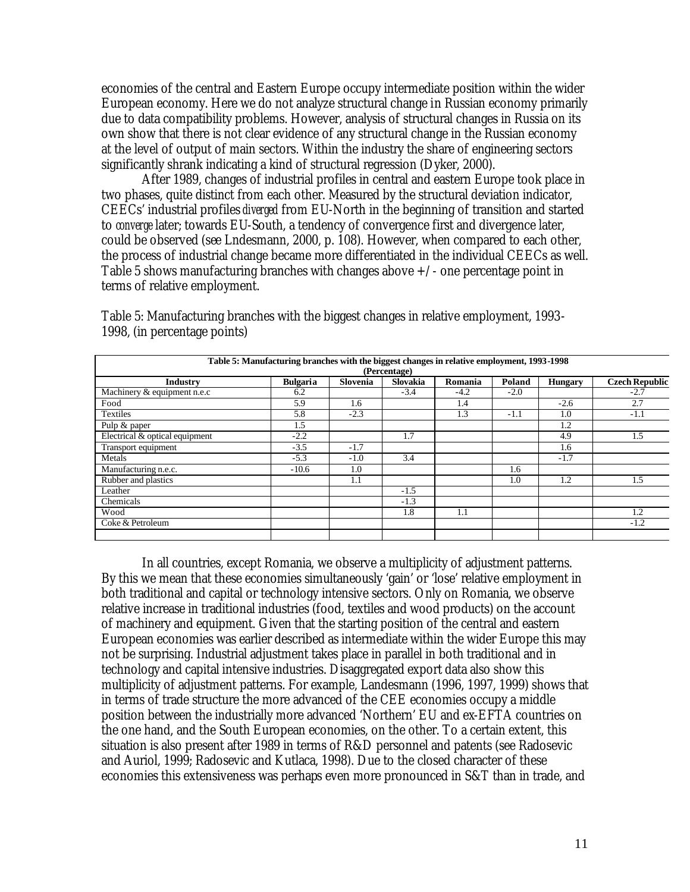economies of the central and Eastern Europe occupy intermediate position within the wider European economy. Here we do not analyze structural change in Russian economy primarily due to data compatibility problems. However, analysis of structural changes in Russia on its own show that there is not clear evidence of any structural change in the Russian economy at the level of output of main sectors. Within the industry the share of engineering sectors significantly shrank indicating a kind of structural regression (Dyker, 2000).

After 1989, changes of industrial profiles in central and eastern Europe took place in two phases, quite distinct from each other. Measured by the structural deviation indicator, CEECs' industrial profiles *diverged* from EU-North in the beginning of transition and started to *converge* later; towards EU-South, a tendency of convergence first and divergence later, could be observed (see Lndesmann, 2000, p. 108). However, when compared to each other, the process of industrial change became more differentiated in the individual CEECs as well. Table 5 shows manufacturing branches with changes above +/- one percentage point in terms of relative employment.

Table 5: Manufacturing branches with the biggest changes in relative employment, 1993-1998, (in percentage points)

| Table 5: Manufacturing branches with the biggest changes in relative employment, 1993-1998 (Percentage) | | | | | | | |
|---|---|---|---|---|---|---|---|
| **Industry** | **Bulgaria** | **Slovenia** | **Slovakia** | **Romania** | **Poland** | **Hungary** | **Czech Republic** |
| Machinery & equipment n.e.c | 6.2 | | -3.4 | -4.2 | -2.0 | | -2.7 |
| Food | 5.9 | 1.6 | | 1.4 | | -2.6 | 2.7 |
| Textiles | 5.8 | -2.3 | | 1.3 | -1.1 | 1.0 | -1.1 |
| Pulp & paper | 1.5 | | | | | 1.2 | |
| Electrical & optical equipment | -2.2 | | 1.7 | | | 4.9 | 1.5 |
| Transport equipment | -3.5 | -1.7 | | | | 1.6 | |
| Metals | -5.3 | -1.0 | 3.4 | | | -1.7 | |
| Manufacturing n.e.c. | -10.6 | 1.0 | | | 1.6 | | |
| Rubber and plastics | | 1.1 | | | 1.0 | 1.2 | 1.5 |
| Leather | | | -1.5 | | | | |
| Chemicals | | | -1.3 | | | | |
| Wood | | | 1.8 | 1.1 | | | 1.2 |
| Coke & Petroleum | | | | | | | -1.2 |

In all countries, except Romania, we observe a multiplicity of adjustment patterns. By this we mean that these economies simultaneously 'gain' or 'lose' relative employment in both traditional and capital or technology intensive sectors. Only on Romania, we observe relative increase in traditional industries (food, textiles and wood products) on the account of machinery and equipment. Given that the starting position of the central and eastern European economies was earlier described as intermediate within the wider Europe this may not be surprising. Industrial adjustment takes place in parallel in both traditional and in technology and capital intensive industries. Disaggregated export data also show this multiplicity of adjustment patterns. For example, Landesmann (1996, 1997, 1999) shows that in terms of trade structure the more advanced of the CEE economies occupy a middle position between the industrially more advanced 'Northern' EU and ex-EFTA countries on the one hand, and the South European economies, on the other. To a certain extent, this situation is also present after 1989 in terms of R&D personnel and patents (see Radosevic and Auriol, 1999; Radosevic and Kutlaca, 1998). Due to the closed character of these economies this extensiveness was perhaps even more pronounced in S&T than in trade, and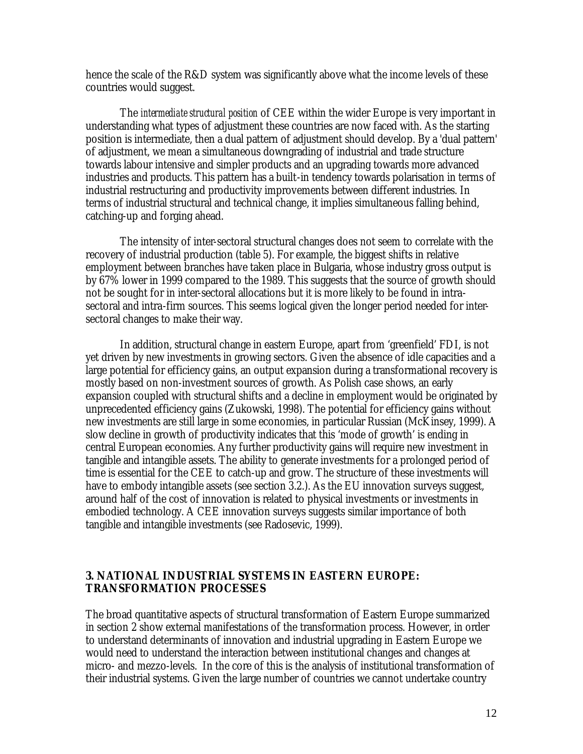hence the scale of the R&D system was significantly above what the income levels of these countries would suggest.

The *intermediate structural position* of CEE within the wider Europe is very important in understanding what types of adjustment these countries are now faced with. As the starting position is intermediate, then a dual pattern of adjustment should develop. By a 'dual pattern' of adjustment, we mean a simultaneous downgrading of industrial and trade structure towards labour intensive and simpler products and an upgrading towards more advanced industries and products. This pattern has a built-in tendency towards polarisation in terms of industrial restructuring and productivity improvements between different industries. In terms of industrial structural and technical change, it implies simultaneous falling behind, catching-up and forging ahead.

The intensity of inter-sectoral structural changes does not seem to correlate with the recovery of industrial production (table 5). For example, the biggest shifts in relative employment between branches have taken place in Bulgaria, whose industry gross output is by 67% lower in 1999 compared to the 1989. This suggests that the source of growth should not be sought for in inter-sectoral allocations but it is more likely to be found in intra-sectoral and intra-firm sources. This seems logical given the longer period needed for inter-sectoral changes to make their way.

In addition, structural change in eastern Europe, apart from 'greenfield' FDI, is not yet driven by new investments in growing sectors. Given the absence of idle capacities and a large potential for efficiency gains, an output expansion during a transformational recovery is mostly based on non-investment sources of growth. As Polish case shows, an early expansion coupled with structural shifts and a decline in employment would be originated by unprecedented efficiency gains (Zukowski, 1998). The potential for efficiency gains without new investments are still large in some economies, in particular Russian (McKinsey, 1999). A slow decline in growth of productivity indicates that this 'mode of growth' is ending in central European economies. Any further productivity gains will require new investment in tangible and intangible assets. The ability to generate investments for a prolonged period of time is essential for the CEE to catch-up and grow. The structure of these investments will have to embody intangible assets (see section 3.2.). As the EU innovation surveys suggest, around half of the cost of innovation is related to physical investments or investments in embodied technology. A CEE innovation surveys suggests similar importance of both tangible and intangible investments (see Radosevic, 1999).

## 3. NATIONAL INDUSTRIAL SYSTEMS IN EASTERN EUROPE: TRANSFORMATION PROCESSES

The broad quantitative aspects of structural transformation of Eastern Europe summarized in section 2 show external manifestations of the transformation process. However, in order to understand determinants of innovation and industrial upgrading in Eastern Europe we would need to understand the interaction between institutional changes and changes at micro- and mezzo-levels. In the core of this is the analysis of institutional transformation of their industrial systems. Given the large number of countries we cannot undertake country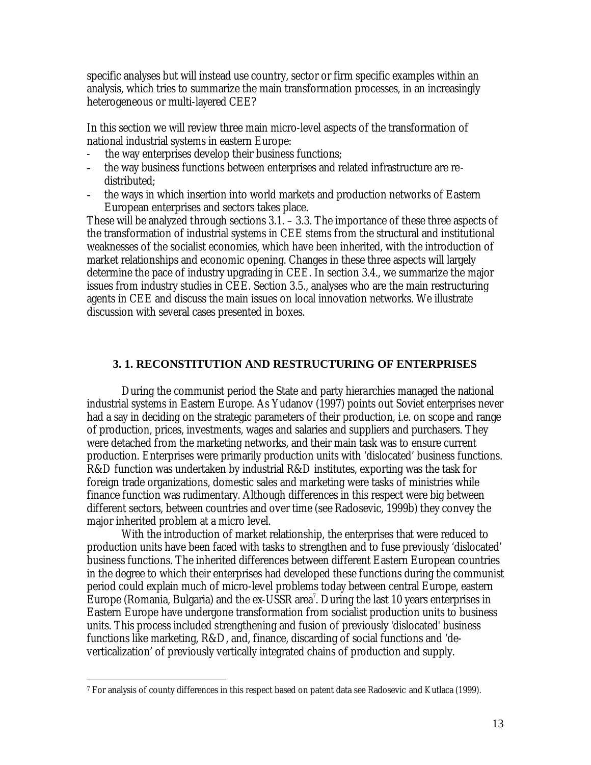specific analyses but will instead use country, sector or firm specific examples within an analysis, which tries to summarize the main transformation processes, in an increasingly heterogeneous or multi-layered CEE?

In this section we will review three main micro-level aspects of the transformation of national industrial systems in eastern Europe:

- the way enterprises develop their business functions;
- the way business functions between enterprises and related infrastructure are re-distributed;
- the ways in which insertion into world markets and production networks of Eastern European enterprises and sectors takes place.

These will be analyzed through sections 3.1. – 3.3. The importance of these three aspects of the transformation of industrial systems in CEE stems from the structural and institutional weaknesses of the socialist economies, which have been inherited, with the introduction of market relationships and economic opening. Changes in these three aspects will largely determine the pace of industry upgrading in CEE. In section 3.4., we summarize the major issues from industry studies in CEE. Section 3.5., analyses who are the main restructuring agents in CEE and discuss the main issues on local innovation networks. We illustrate discussion with several cases presented in boxes.

## 3. 1. RECONSTITUTION AND RESTRUCTURING OF ENTERPRISES

During the communist period the State and party hierarchies managed the national industrial systems in Eastern Europe. As Yudanov (1997) points out Soviet enterprises never had a say in deciding on the strategic parameters of their production, i.e. on scope and range of production, prices, investments, wages and salaries and suppliers and purchasers. They were detached from the marketing networks, and their main task was to ensure current production. Enterprises were primarily production units with 'dislocated' business functions. R&D function was undertaken by industrial R&D institutes, exporting was the task for foreign trade organizations, domestic sales and marketing were tasks of ministries while finance function was rudimentary. Although differences in this respect were big between different sectors, between countries and over time (see Radosevic, 1999b) they convey the major inherited problem at a micro level.

With the introduction of market relationship, the enterprises that were reduced to production units have been faced with tasks to strengthen and to fuse previously 'dislocated' business functions. The inherited differences between different Eastern European countries in the degree to which their enterprises had developed these functions during the communist period could explain much of micro-level problems today between central Europe, eastern Europe (Romania, Bulgaria) and the ex-USSR area[7]. During the last 10 years enterprises in Eastern Europe have undergone transformation from socialist production units to business units. This process included strengthening and fusion of previously 'dislocated' business functions like marketing, R&D, and, finance, discarding of social functions and 'de-verticalization' of previously vertically integrated chains of production and supply.

---

[7] For analysis of county differences in this respect based on patent data see Radosevic and Kutlaca (1999).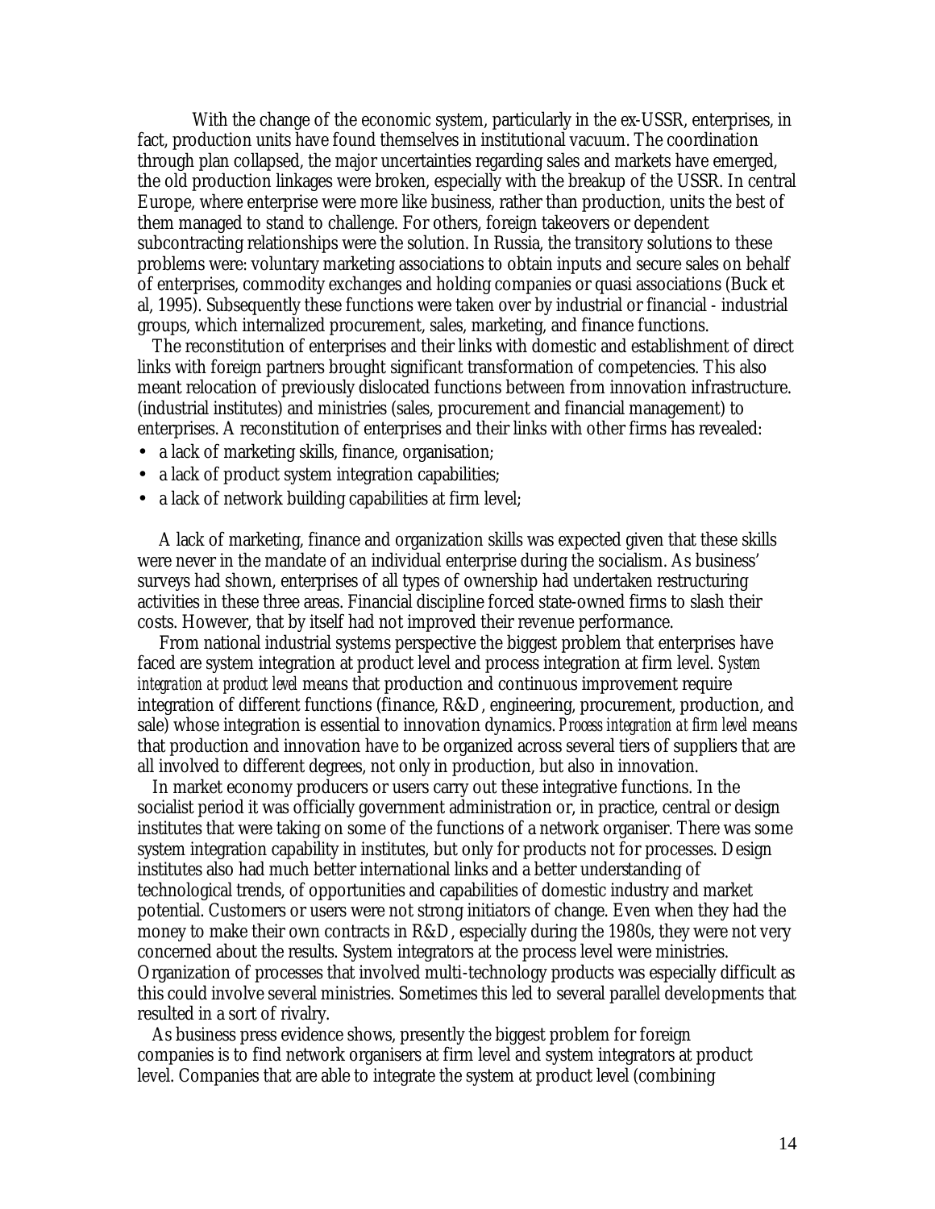With the change of the economic system, particularly in the ex-USSR, enterprises, in fact, production units have found themselves in institutional vacuum. The coordination through plan collapsed, the major uncertainties regarding sales and markets have emerged, the old production linkages were broken, especially with the breakup of the USSR. In central Europe, where enterprise were more like business, rather than production, units the best of them managed to stand to challenge. For others, foreign takeovers or dependent subcontracting relationships were the solution. In Russia, the transitory solutions to these problems were: voluntary marketing associations to obtain inputs and secure sales on behalf of enterprises, commodity exchanges and holding companies or quasi associations (Buck et al, 1995). Subsequently these functions were taken over by industrial or financial - industrial groups, which internalized procurement, sales, marketing, and finance functions.

The reconstitution of enterprises and their links with domestic and establishment of direct links with foreign partners brought significant transformation of competencies. This also meant relocation of previously dislocated functions between from innovation infrastructure. (industrial institutes) and ministries (sales, procurement and financial management) to enterprises. A reconstitution of enterprises and their links with other firms has revealed:

- a lack of marketing skills, finance, organisation;
- a lack of product system integration capabilities;
- a lack of network building capabilities at firm level;

A lack of marketing, finance and organization skills was expected given that these skills were never in the mandate of an individual enterprise during the socialism. As business' surveys had shown, enterprises of all types of ownership had undertaken restructuring activities in these three areas. Financial discipline forced state-owned firms to slash their costs. However, that by itself had not improved their revenue performance.

From national industrial systems perspective the biggest problem that enterprises have faced are system integration at product level and process integration at firm level. *System integration at product level* means that production and continuous improvement require integration of different functions (finance, R&D, engineering, procurement, production, and sale) whose integration is essential to innovation dynamics. *Process integration at firm level* means that production and innovation have to be organized across several tiers of suppliers that are all involved to different degrees, not only in production, but also in innovation.

In market economy producers or users carry out these integrative functions. In the socialist period it was officially government administration or, in practice, central or design institutes that were taking on some of the functions of a network organiser. There was some system integration capability in institutes, but only for products not for processes. Design institutes also had much better international links and a better understanding of technological trends, of opportunities and capabilities of domestic industry and market potential. Customers or users were not strong initiators of change. Even when they had the money to make their own contracts in R&D, especially during the 1980s, they were not very concerned about the results. System integrators at the process level were ministries. Organization of processes that involved multi-technology products was especially difficult as this could involve several ministries. Sometimes this led to several parallel developments that resulted in a sort of rivalry.

As business press evidence shows, presently the biggest problem for foreign companies is to find network organisers at firm level and system integrators at product level. Companies that are able to integrate the system at product level (combining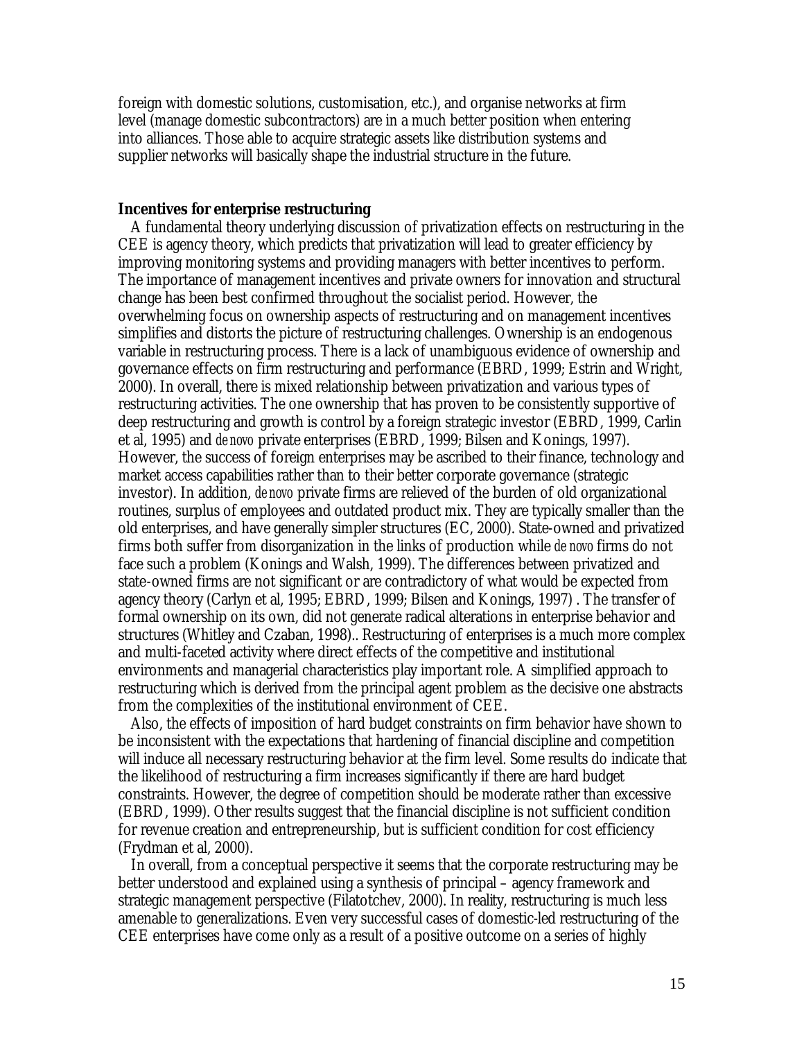foreign with domestic solutions, customisation, etc.), and organise networks at firm level (manage domestic subcontractors) are in a much better position when entering into alliances. Those able to acquire strategic assets like distribution systems and supplier networks will basically shape the industrial structure in the future.

**Incentives for enterprise restructuring**

A fundamental theory underlying discussion of privatization effects on restructuring in the CEE is agency theory, which predicts that privatization will lead to greater efficiency by improving monitoring systems and providing managers with better incentives to perform. The importance of management incentives and private owners for innovation and structural change has been best confirmed throughout the socialist period. However, the overwhelming focus on ownership aspects of restructuring and on management incentives simplifies and distorts the picture of restructuring challenges. Ownership is an endogenous variable in restructuring process. There is a lack of unambiguous evidence of ownership and governance effects on firm restructuring and performance (EBRD, 1999; Estrin and Wright, 2000). In overall, there is mixed relationship between privatization and various types of restructuring activities. The one ownership that has proven to be consistently supportive of deep restructuring and growth is control by a foreign strategic investor (EBRD, 1999, Carlin et al, 1995) and *de novo* private enterprises (EBRD, 1999; Bilsen and Konings, 1997). However, the success of foreign enterprises may be ascribed to their finance, technology and market access capabilities rather than to their better corporate governance (strategic investor). In addition, *de novo* private firms are relieved of the burden of old organizational routines, surplus of employees and outdated product mix. They are typically smaller than the old enterprises, and have generally simpler structures (EC, 2000). State-owned and privatized firms both suffer from disorganization in the links of production while *de novo* firms do not face such a problem (Konings and Walsh, 1999). The differences between privatized and state-owned firms are not significant or are contradictory of what would be expected from agency theory (Carlyn et al, 1995; EBRD, 1999; Bilsen and Konings, 1997) . The transfer of formal ownership on its own, did not generate radical alterations in enterprise behavior and structures (Whitley and Czaban, 1998).. Restructuring of enterprises is a much more complex and multi-faceted activity where direct effects of the competitive and institutional environments and managerial characteristics play important role. A simplified approach to restructuring which is derived from the principal agent problem as the decisive one abstracts from the complexities of the institutional environment of CEE.

Also, the effects of imposition of hard budget constraints on firm behavior have shown to be inconsistent with the expectations that hardening of financial discipline and competition will induce all necessary restructuring behavior at the firm level. Some results do indicate that the likelihood of restructuring a firm increases significantly if there are hard budget constraints. However, the degree of competition should be moderate rather than excessive (EBRD, 1999). Other results suggest that the financial discipline is not sufficient condition for revenue creation and entrepreneurship, but is sufficient condition for cost efficiency (Frydman et al, 2000).

In overall, from a conceptual perspective it seems that the corporate restructuring may be better understood and explained using a synthesis of principal – agency framework and strategic management perspective (Filatotchev, 2000). In reality, restructuring is much less amenable to generalizations. Even very successful cases of domestic-led restructuring of the CEE enterprises have come only as a result of a positive outcome on a series of highly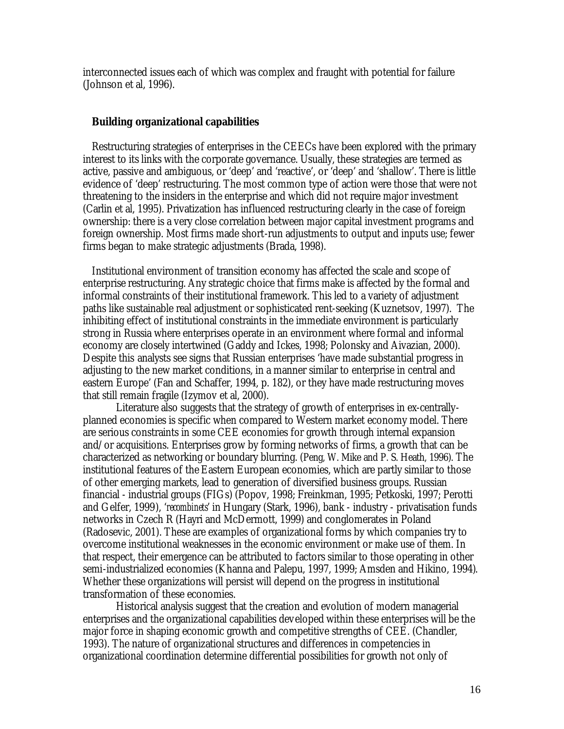interconnected issues each of which was complex and fraught with potential for failure (Johnson et al, 1996).

## Building organizational capabilities

Restructuring strategies of enterprises in the CEECs have been explored with the primary interest to its links with the corporate governance. Usually, these strategies are termed as active, passive and ambiguous, or 'deep' and 'reactive', or 'deep' and 'shallow'. There is little evidence of 'deep' restructuring. The most common type of action were those that were not threatening to the insiders in the enterprise and which did not require major investment (Carlin et al, 1995). Privatization has influenced restructuring clearly in the case of foreign ownership: there is a very close correlation between major capital investment programs and foreign ownership. Most firms made short-run adjustments to output and inputs use; fewer firms began to make strategic adjustments (Brada, 1998).

Institutional environment of transition economy has affected the scale and scope of enterprise restructuring. Any strategic choice that firms make is affected by the formal and informal constraints of their institutional framework. This led to a variety of adjustment paths like sustainable real adjustment or sophisticated rent-seeking (Kuznetsov, 1997). The inhibiting effect of institutional constraints in the immediate environment is particularly strong in Russia where enterprises operate in an environment where formal and informal economy are closely intertwined (Gaddy and Ickes, 1998; Polonsky and Aivazian, 2000). Despite this analysts see signs that Russian enterprises 'have made substantial progress in adjusting to the new market conditions, in a manner similar to enterprise in central and eastern Europe' (Fan and Schaffer, 1994, p. 182), or they have made restructuring moves that still remain fragile (Izymov et al, 2000).

Literature also suggests that the strategy of growth of enterprises in ex-centrally-planned economies is specific when compared to Western market economy model. There are serious constraints in some CEE economies for growth through internal expansion and/or acquisitions. Enterprises grow by forming networks of firms, a growth that can be characterized as networking or boundary blurring. (Peng, W. Mike and P. S. Heath, 1996). The institutional features of the Eastern European economies, which are partly similar to those of other emerging markets, lead to generation of diversified business groups. Russian financial - industrial groups (FIGs) (Popov, 1998; Freinkman, 1995; Petkoski, 1997; Perotti and Gelfer, 1999), '*recombinets*' in Hungary (Stark, 1996), bank - industry - privatisation funds networks in Czech R (Hayri and McDermott, 1999) and conglomerates in Poland (Radosevic, 2001). These are examples of organizational forms by which companies try to overcome institutional weaknesses in the economic environment or make use of them. In that respect, their emergence can be attributed to factors similar to those operating in other semi-industrialized economies (Khanna and Palepu, 1997, 1999; Amsden and Hikino, 1994). Whether these organizations will persist will depend on the progress in institutional transformation of these economies.

Historical analysis suggest that the creation and evolution of modern managerial enterprises and the organizational capabilities developed within these enterprises will be the major force in shaping economic growth and competitive strengths of CEE. (Chandler, 1993). The nature of organizational structures and differences in competencies in organizational coordination determine differential possibilities for growth not only of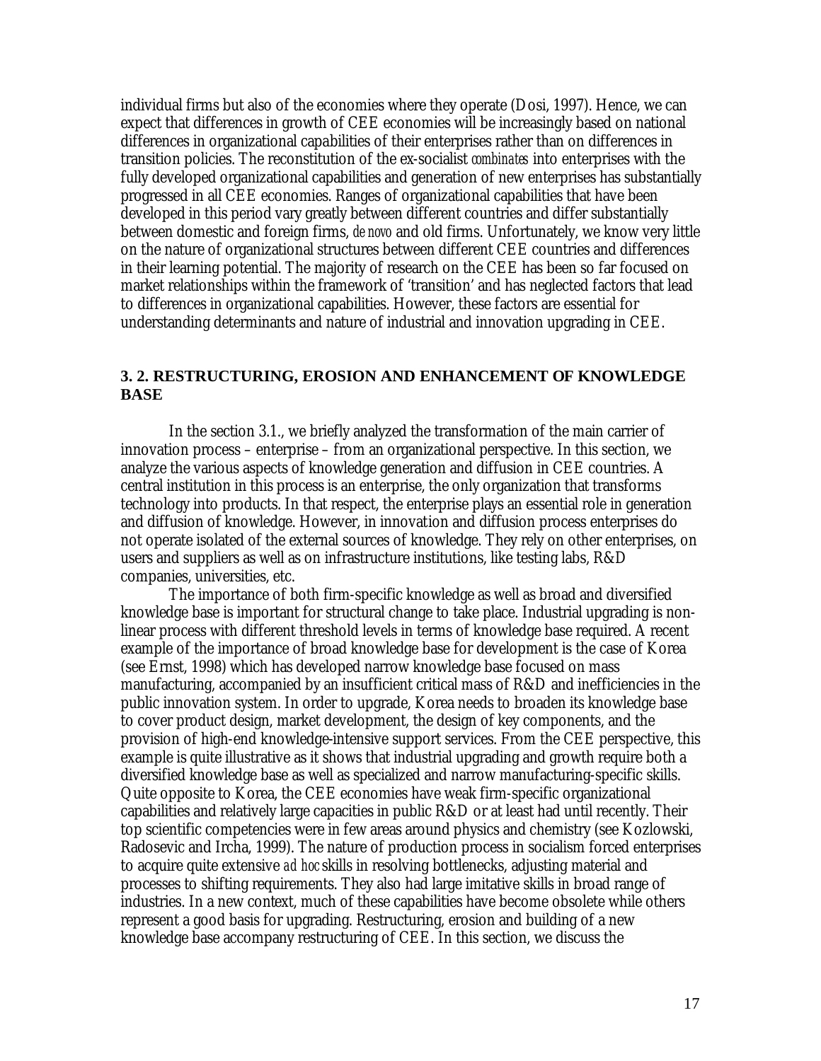individual firms but also of the economies where they operate (Dosi, 1997). Hence, we can expect that differences in growth of CEE economies will be increasingly based on national differences in organizational capabilities of their enterprises rather than on differences in transition policies. The reconstitution of the ex-socialist *combinates* into enterprises with the fully developed organizational capabilities and generation of new enterprises has substantially progressed in all CEE economies. Ranges of organizational capabilities that have been developed in this period vary greatly between different countries and differ substantially between domestic and foreign firms, *de novo* and old firms. Unfortunately, we know very little on the nature of organizational structures between different CEE countries and differences in their learning potential. The majority of research on the CEE has been so far focused on market relationships within the framework of 'transition' and has neglected factors that lead to differences in organizational capabilities. However, these factors are essential for understanding determinants and nature of industrial and innovation upgrading in CEE.

### 3. 2. RESTRUCTURING, EROSION AND ENHANCEMENT OF KNOWLEDGE BASE

In the section 3.1., we briefly analyzed the transformation of the main carrier of innovation process – enterprise – from an organizational perspective. In this section, we analyze the various aspects of knowledge generation and diffusion in CEE countries. A central institution in this process is an enterprise, the only organization that transforms technology into products. In that respect, the enterprise plays an essential role in generation and diffusion of knowledge. However, in innovation and diffusion process enterprises do not operate isolated of the external sources of knowledge. They rely on other enterprises, on users and suppliers as well as on infrastructure institutions, like testing labs, R&D companies, universities, etc.

The importance of both firm-specific knowledge as well as broad and diversified knowledge base is important for structural change to take place. Industrial upgrading is non-linear process with different threshold levels in terms of knowledge base required. A recent example of the importance of broad knowledge base for development is the case of Korea (see Ernst, 1998) which has developed narrow knowledge base focused on mass manufacturing, accompanied by an insufficient critical mass of R&D and inefficiencies in the public innovation system. In order to upgrade, Korea needs to broaden its knowledge base to cover product design, market development, the design of key components, and the provision of high-end knowledge-intensive support services. From the CEE perspective, this example is quite illustrative as it shows that industrial upgrading and growth require both a diversified knowledge base as well as specialized and narrow manufacturing-specific skills. Quite opposite to Korea, the CEE economies have weak firm-specific organizational capabilities and relatively large capacities in public R&D or at least had until recently. Their top scientific competencies were in few areas around physics and chemistry (see Kozlowski, Radosevic and Ircha, 1999). The nature of production process in socialism forced enterprises to acquire quite extensive *ad hoc* skills in resolving bottlenecks, adjusting material and processes to shifting requirements. They also had large imitative skills in broad range of industries. In a new context, much of these capabilities have become obsolete while others represent a good basis for upgrading. Restructuring, erosion and building of a new knowledge base accompany restructuring of CEE. In this section, we discuss the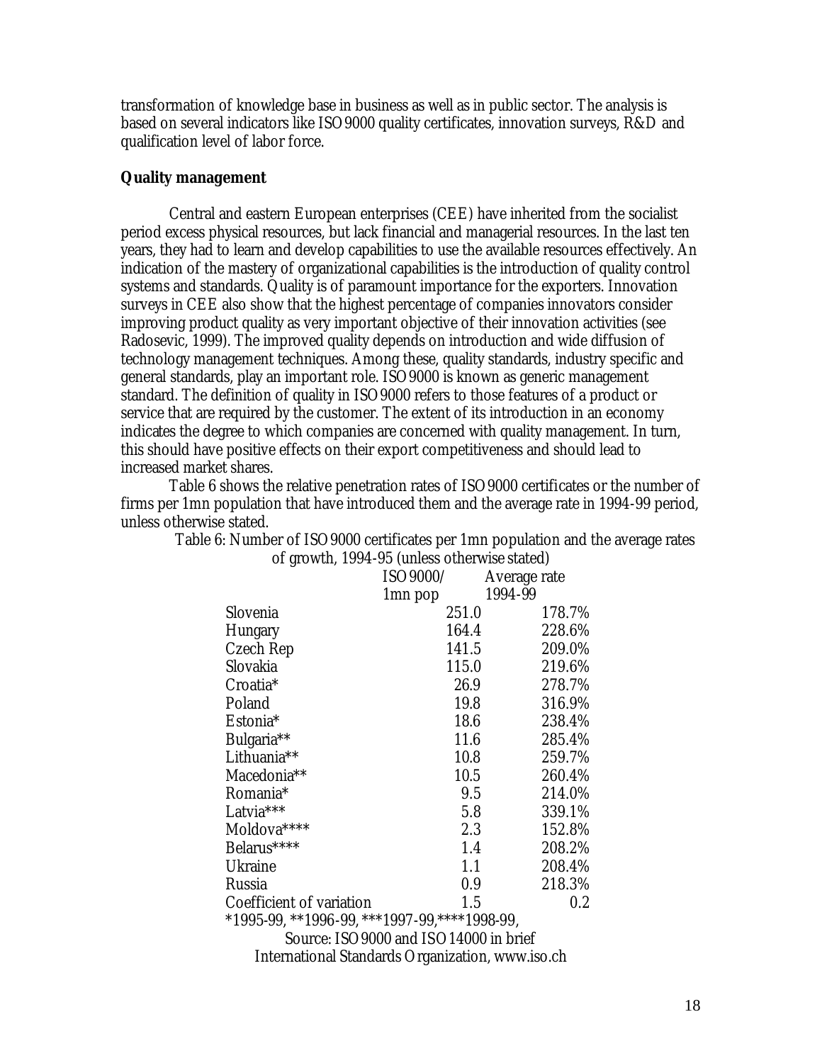transformation of knowledge base in business as well as in public sector. The analysis is based on several indicators like ISO 9000 quality certificates, innovation surveys, R&D and qualification level of labor force.

**Quality management**

Central and eastern European enterprises (CEE) have inherited from the socialist period excess physical resources, but lack financial and managerial resources. In the last ten years, they had to learn and develop capabilities to use the available resources effectively. An indication of the mastery of organizational capabilities is the introduction of quality control systems and standards. Quality is of paramount importance for the exporters. Innovation surveys in CEE also show that the highest percentage of companies innovators consider improving product quality as very important objective of their innovation activities (see Radosevic, 1999). The improved quality depends on introduction and wide diffusion of technology management techniques. Among these, quality standards, industry specific and general standards, play an important role. ISO 9000 is known as generic management standard. The definition of quality in ISO 9000 refers to those features of a product or service that are required by the customer. The extent of its introduction in an economy indicates the degree to which companies are concerned with quality management. In turn, this should have positive effects on their export competitiveness and should lead to increased market shares.

Table 6 shows the relative penetration rates of ISO 9000 certificates or the number of firms per 1mn population that have introduced them and the average rate in 1994-99 period, unless otherwise stated.

Table 6: Number of ISO 9000 certificates per 1mn population and the average rates of growth, 1994-95 (unless otherwise stated)

| | ISO 9000/ 1mn pop | Average rate 1994-99 |
|---|---|---|
| Slovenia | 251.0 | 178.7% |
| Hungary | 164.4 | 228.6% |
| Czech Rep | 141.5 | 209.0% |
| Slovakia | 115.0 | 219.6% |
| Croatia* | 26.9 | 278.7% |
| Poland | 19.8 | 316.9% |
| Estonia* | 18.6 | 238.4% |
| Bulgaria** | 11.6 | 285.4% |
| Lithuania** | 10.8 | 259.7% |
| Macedonia** | 10.5 | 260.4% |
| Romania* | 9.5 | 214.0% |
| Latvia*** | 5.8 | 339.1% |
| Moldova**** | 2.3 | 152.8% |
| Belarus**** | 1.4 | 208.2% |
| Ukraine | 1.1 | 208.4% |
| Russia | 0.9 | 218.3% |
| Coefficient of variation | 1.5 | 0.2 |

*1995-99, **1996-99, ***1997-99,****1998-99,

Source: ISO 9000 and ISO 14000 in brief

International Standards Organization, www.iso.ch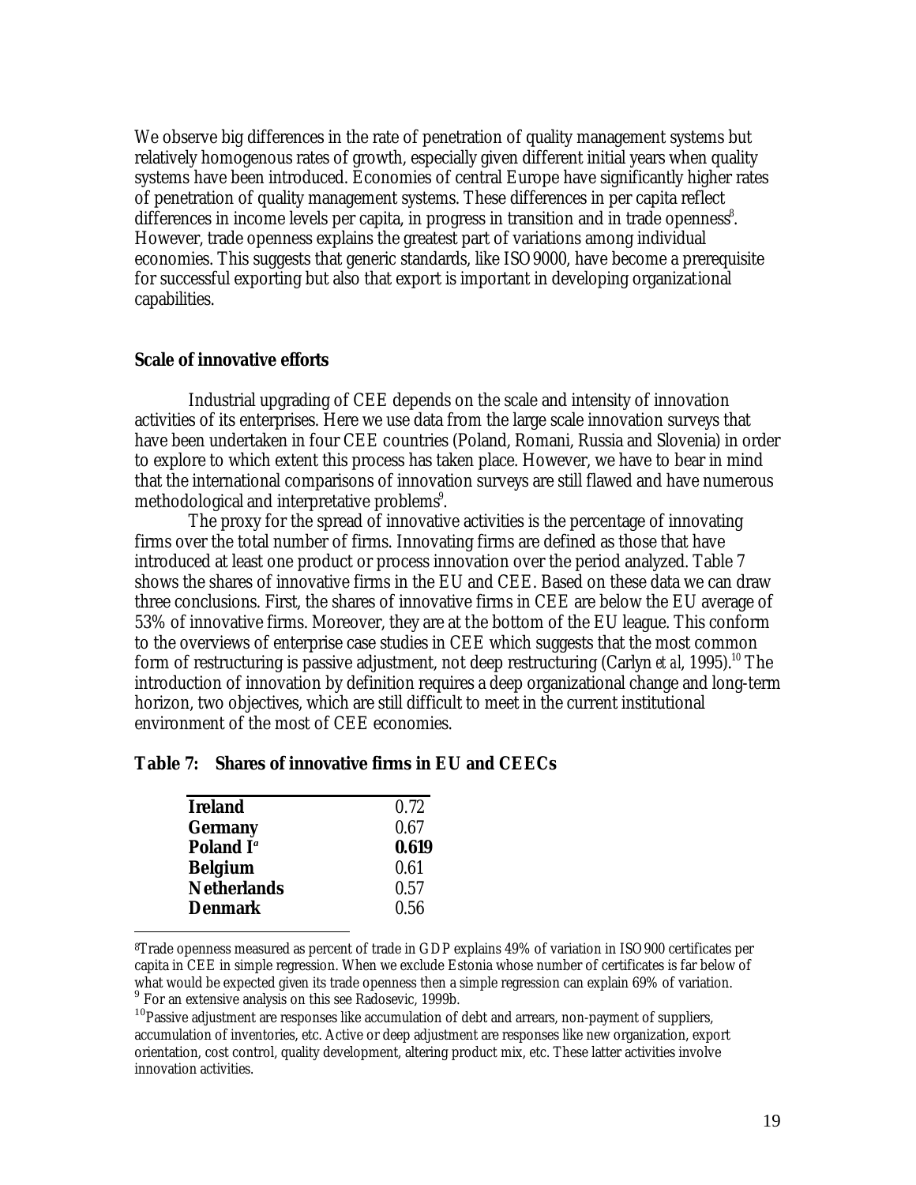We observe big differences in the rate of penetration of quality management systems but relatively homogenous rates of growth, especially given different initial years when quality systems have been introduced. Economies of central Europe have significantly higher rates of penetration of quality management systems. These differences in per capita reflect differences in income levels per capita, in progress in transition and in trade openness[8]. However, trade openness explains the greatest part of variations among individual economies. This suggests that generic standards, like ISO9000, have become a prerequisite for successful exporting but also that export is important in developing organizational capabilities.

**Scale of innovative efforts**

Industrial upgrading of CEE depends on the scale and intensity of innovation activities of its enterprises. Here we use data from the large scale innovation surveys that have been undertaken in four CEE countries (Poland, Romani, Russia and Slovenia) in order to explore to which extent this process has taken place. However, we have to bear in mind that the international comparisons of innovation surveys are still flawed and have numerous methodological and interpretative problems[9].

The proxy for the spread of innovative activities is the percentage of innovating firms over the total number of firms. Innovating firms are defined as those that have introduced at least one product or process innovation over the period analyzed. Table 7 shows the shares of innovative firms in the EU and CEE. Based on these data we can draw three conclusions. First, the shares of innovative firms in CEE are below the EU average of 53% of innovative firms. Moreover, they are at the bottom of the EU league. This conform to the overviews of enterprise case studies in CEE which suggests that the most common form of restructuring is passive adjustment, not deep restructuring (Carlyn *et al*, 1995).[10] The introduction of innovation by definition requires a deep organizational change and long-term horizon, two objectives, which are still difficult to meet in the current institutional environment of the most of CEE economies.

**Table 7: Shares of innovative firms in EU and CEECs**

| | |
|---|---|
| **Ireland** | 0.72 |
| **Germany** | 0.67 |
| **Poland I**[a] | **0.619** |
| **Belgium** | 0.61 |
| **Netherlands** | 0.57 |
| **Denmark** | 0.56 |

[8] Trade openness measured as percent of trade in GDP explains 49% of variation in ISO900 certificates per capita in CEE in simple regression. When we exclude Estonia whose number of certificates is far below of what would be expected given its trade openness then a simple regression can explain 69% of variation.

[9] For an extensive analysis on this see Radosevic, 1999b.

[10] Passive adjustment are responses like accumulation of debt and arrears, non-payment of suppliers, accumulation of inventories, etc. Active or deep adjustment are responses like new organization, export orientation, cost control, quality development, altering product mix, etc. These latter activities involve innovation activities.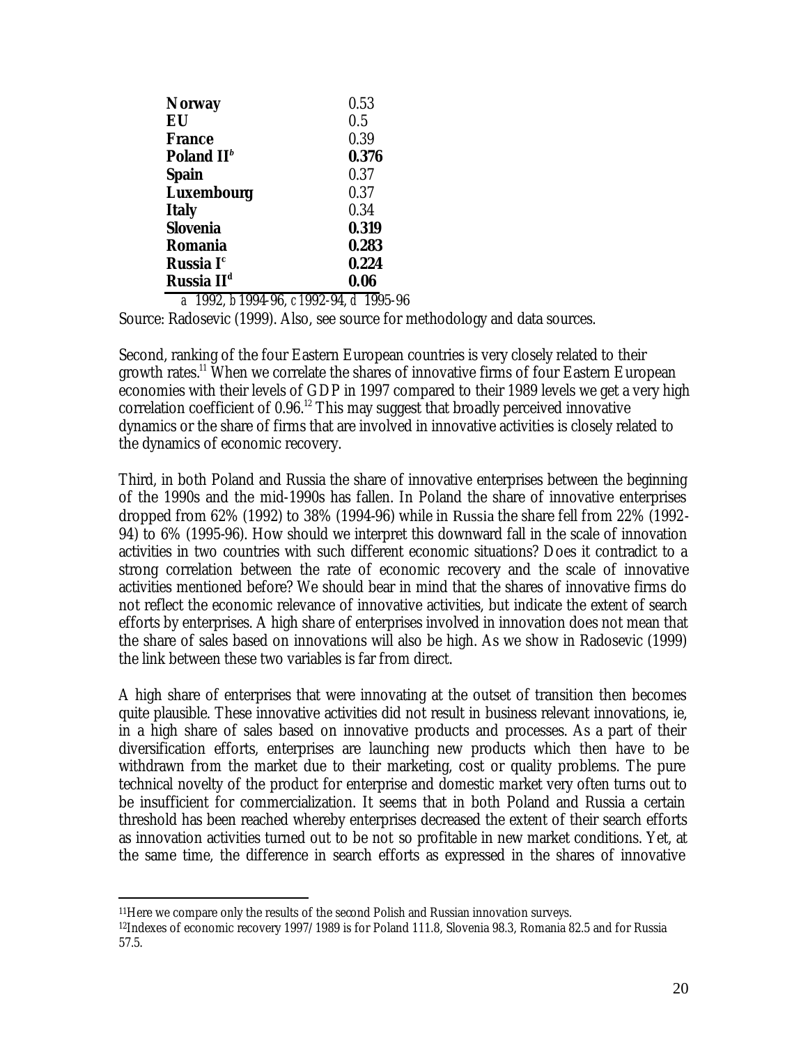| | |
|---|---|
| **Norway** | 0.53 |
| **EU** | 0.5 |
| **France** | 0.39 |
| **Poland II**[b] | **0.376** |
| **Spain** | 0.37 |
| **Luxembourg** | 0.37 |
| **Italy** | 0.34 |
| **Slovenia** | **0.319** |
| **Romania** | **0.283** |
| **Russia I**[c] | **0.224** |
| **Russia II**[d] | **0.06** |

*a* 1992, *b* 1994-96, *c* 1992-94, *d* 1995-96

Source: Radosevic (1999). Also, see source for methodology and data sources.

Second, ranking of the four Eastern European countries is very closely related to their growth rates.[11] When we correlate the shares of innovative firms of four Eastern European economies with their levels of GDP in 1997 compared to their 1989 levels we get a very high correlation coefficient of 0.96.[12] This may suggest that broadly perceived innovative dynamics or the share of firms that are involved in innovative activities is closely related to the dynamics of economic recovery.

Third, in both Poland and Russia the share of innovative enterprises between the beginning of the 1990s and the mid-1990s has fallen. In Poland the share of innovative enterprises dropped from 62% (1992) to 38% (1994-96) while in Russia the share fell from 22% (1992-94) to 6% (1995-96). How should we interpret this downward fall in the scale of innovation activities in two countries with such different economic situations? Does it contradict to a strong correlation between the rate of economic recovery and the scale of innovative activities mentioned before? We should bear in mind that the shares of innovative firms do not reflect the economic relevance of innovative activities, but indicate the extent of search efforts by enterprises. A high share of enterprises involved in innovation does not mean that the share of sales based on innovations will also be high. As we show in Radosevic (1999) the link between these two variables is far from direct.

A high share of enterprises that were innovating at the outset of transition then becomes quite plausible. These innovative activities did not result in business relevant innovations, ie, in a high share of sales based on innovative products and processes. As a part of their diversification efforts, enterprises are launching new products which then have to be withdrawn from the market due to their marketing, cost or quality problems. The pure technical novelty of the product for enterprise and domestic market very often turns out to be insufficient for commercialization. It seems that in both Poland and Russia a certain threshold has been reached whereby enterprises decreased the extent of their search efforts as innovation activities turned out to be not so profitable in new market conditions. Yet, at the same time, the difference in search efforts as expressed in the shares of innovative

---

[11] Here we compare only the results of the second Polish and Russian innovation surveys.

[12] Indexes of economic recovery 1997/1989 is for Poland 111.8, Slovenia 98.3, Romania 82.5 and for Russia 57.5.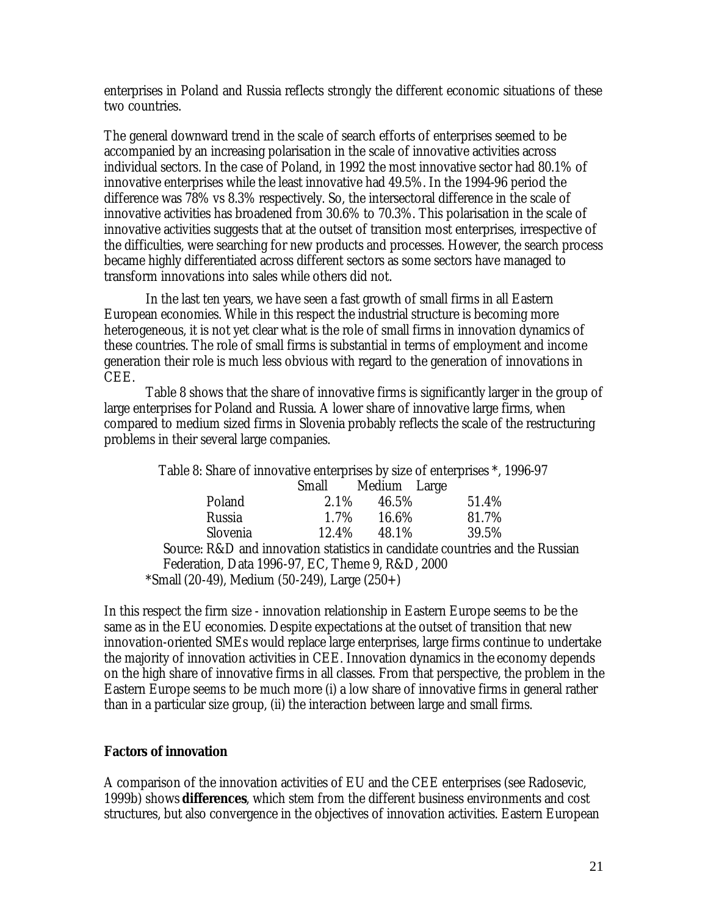enterprises in Poland and Russia reflects strongly the different economic situations of these two countries.

The general downward trend in the scale of search efforts of enterprises seemed to be accompanied by an increasing polarisation in the scale of innovative activities across individual sectors. In the case of Poland, in 1992 the most innovative sector had 80.1% of innovative enterprises while the least innovative had 49.5%. In the 1994-96 period the difference was 78% vs 8.3% respectively. So, the intersectoral difference in the scale of innovative activities has broadened from 30.6% to 70.3%. This polarisation in the scale of innovative activities suggests that at the outset of transition most enterprises, irrespective of the difficulties, were searching for new products and processes. However, the search process became highly differentiated across different sectors as some sectors have managed to transform innovations into sales while others did not.

In the last ten years, we have seen a fast growth of small firms in all Eastern European economies. While in this respect the industrial structure is becoming more heterogeneous, it is not yet clear what is the role of small firms in innovation dynamics of these countries. The role of small firms is substantial in terms of employment and income generation their role is much less obvious with regard to the generation of innovations in CEE.

Table 8 shows that the share of innovative firms is significantly larger in the group of large enterprises for Poland and Russia. A lower share of innovative large firms, when compared to medium sized firms in Slovenia probably reflects the scale of the restructuring problems in their several large companies.

Table 8: Share of innovative enterprises by size of enterprises *, 1996-97

| | Small | Medium | Large |
|---|---|---|---|
| Poland | 2.1% | 46.5% | 51.4% |
| Russia | 1.7% | 16.6% | 81.7% |
| Slovenia | 12.4% | 48.1% | 39.5% |

Source: R&D and innovation statistics in candidate countries and the Russian Federation, Data 1996-97, EC, Theme 9, R&D, 2000

*Small (20-49), Medium (50-249), Large (250+)

In this respect the firm size - innovation relationship in Eastern Europe seems to be the same as in the EU economies. Despite expectations at the outset of transition that new innovation-oriented SMEs would replace large enterprises, large firms continue to undertake the majority of innovation activities in CEE. Innovation dynamics in the economy depends on the high share of innovative firms in all classes. From that perspective, the problem in the Eastern Europe seems to be much more (i) a low share of innovative firms in general rather than in a particular size group, (ii) the interaction between large and small firms.

## Factors of innovation

A comparison of the innovation activities of EU and the CEE enterprises (see Radosevic, 1999b) shows **differences**, which stem from the different business environments and cost structures, but also convergence in the objectives of innovation activities. Eastern European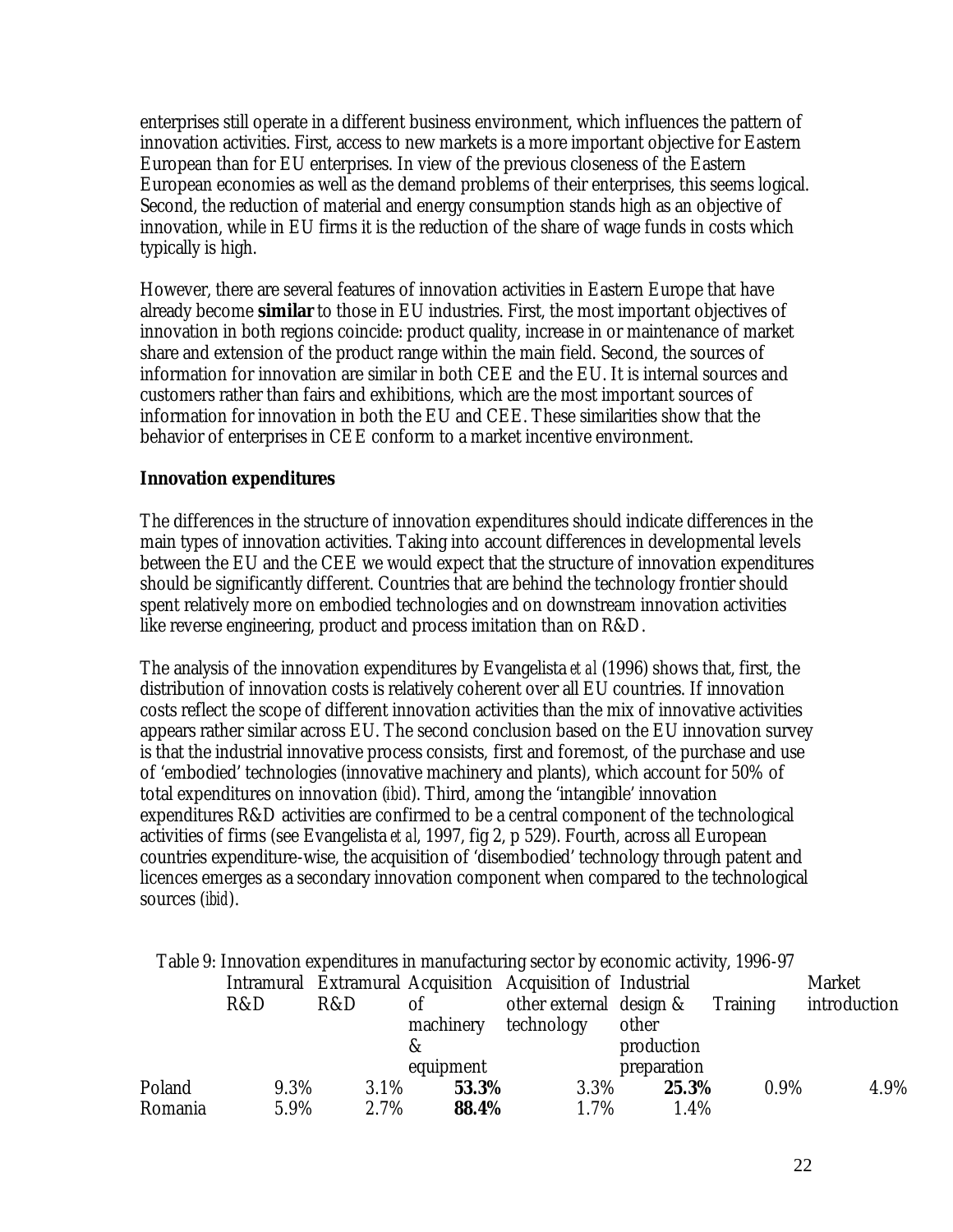enterprises still operate in a different business environment, which influences the pattern of innovation activities. First, access to new markets is a more important objective for Eastern European than for EU enterprises. In view of the previous closeness of the Eastern European economies as well as the demand problems of their enterprises, this seems logical. Second, the reduction of material and energy consumption stands high as an objective of innovation, while in EU firms it is the reduction of the share of wage funds in costs which typically is high.

However, there are several features of innovation activities in Eastern Europe that have already become **similar** to those in EU industries. First, the most important objectives of innovation in both regions coincide: product quality, increase in or maintenance of market share and extension of the product range within the main field. Second, the sources of information for innovation are similar in both CEE and the EU. It is internal sources and customers rather than fairs and exhibitions, which are the most important sources of information for innovation in both the EU and CEE. These similarities show that the behavior of enterprises in CEE conform to a market incentive environment.

**Innovation expenditures**

The differences in the structure of innovation expenditures should indicate differences in the main types of innovation activities. Taking into account differences in developmental levels between the EU and the CEE we would expect that the structure of innovation expenditures should be significantly different. Countries that are behind the technology frontier should spent relatively more on embodied technologies and on downstream innovation activities like reverse engineering, product and process imitation than on R&D.

The analysis of the innovation expenditures by Evangelista *et al* (1996) shows that, first, the distribution of innovation costs is relatively coherent over all EU countries. If innovation costs reflect the scope of different innovation activities than the mix of innovative activities appears rather similar across EU. The second conclusion based on the EU innovation survey is that the industrial innovative process consists, first and foremost, of the purchase and use of 'embodied' technologies (innovative machinery and plants), which account for 50% of total expenditures on innovation (*ibid*). Third, among the 'intangible' innovation expenditures R&D activities are confirmed to be a central component of the technological activities of firms (see Evangelista *et al*, 1997, fig 2, p 529). Fourth, across all European countries expenditure-wise, the acquisition of 'disembodied' technology through patent and licences emerges as a secondary innovation component when compared to the technological sources (*ibid*).

Table 9: Innovation expenditures in manufacturing sector by economic activity, 1996-97

| | Intramural R&D | Extramural R&D | Acquisition of machinery & equipment | Acquisition of other external technology | Industrial design & other production preparation | Training | Market introduction |
|---|---|---|---|---|---|---|---|
| Poland | 9.3% | 3.1% | **53.3%** | 3.3% | **25.3%** | 0.9% | 4.9% |
| Romania | 5.9% | 2.7% | **88.4%** | 1.7% | 1.4% | | |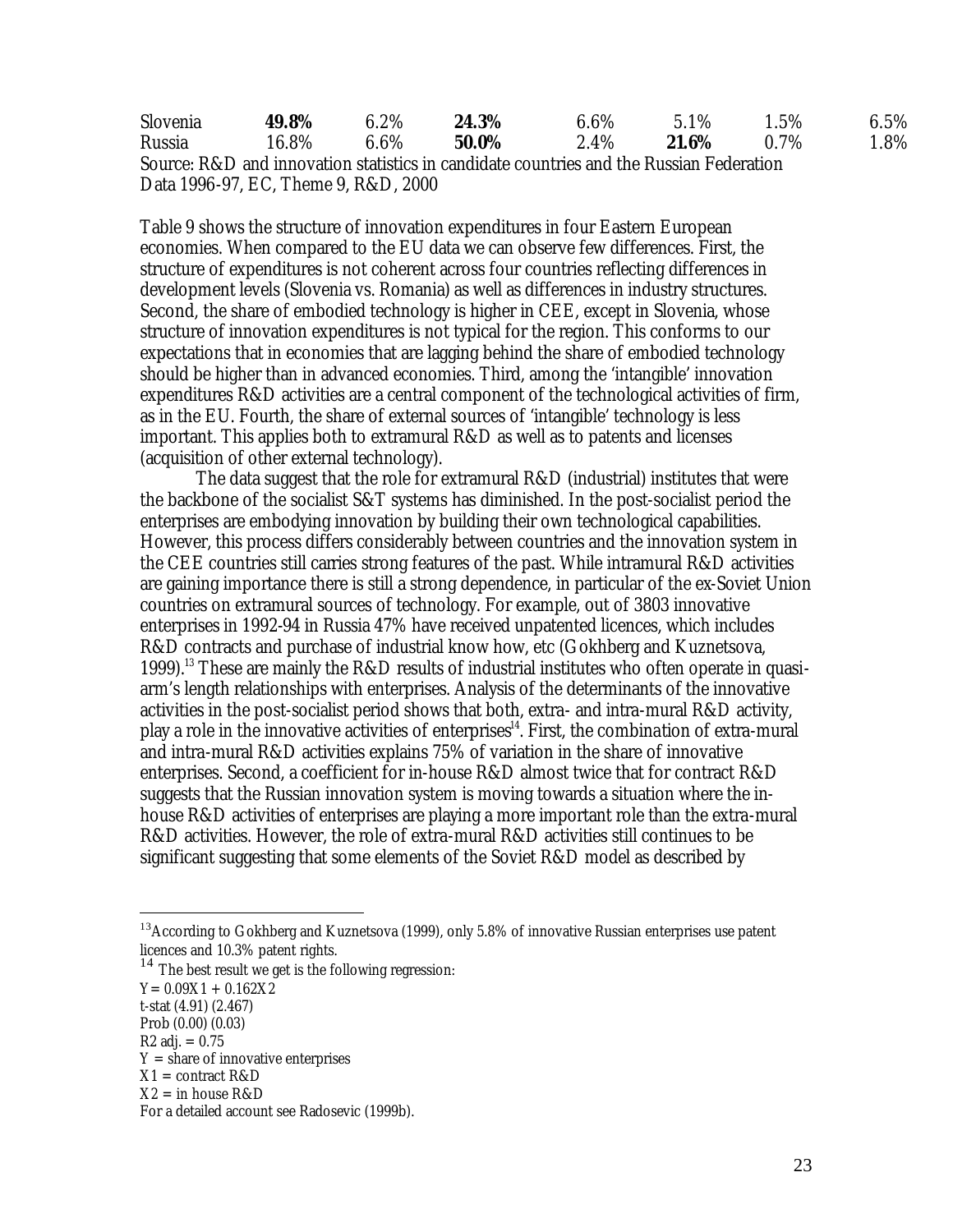| Slovenia | **49.8%** | 6.2% | **24.3%** | 6.6% | 5.1% | 1.5% | 6.5% |
|---|---|---|---|---|---|---|---|
| Russia | 16.8% | 6.6% | **50.0%** | 2.4% | **21.6%** | 0.7% | 1.8% |

Source: R&D and innovation statistics in candidate countries and the Russian Federation Data 1996-97, EC, Theme 9, R&D, 2000

Table 9 shows the structure of innovation expenditures in four Eastern European economies. When compared to the EU data we can observe few differences. First, the structure of expenditures is not coherent across four countries reflecting differences in development levels (Slovenia vs. Romania) as well as differences in industry structures. Second, the share of embodied technology is higher in CEE, except in Slovenia, whose structure of innovation expenditures is not typical for the region. This conforms to our expectations that in economies that are lagging behind the share of embodied technology should be higher than in advanced economies. Third, among the 'intangible' innovation expenditures R&D activities are a central component of the technological activities of firm, as in the EU. Fourth, the share of external sources of 'intangible' technology is less important. This applies both to extramural R&D as well as to patents and licenses (acquisition of other external technology).

The data suggest that the role for extramural R&D (industrial) institutes that were the backbone of the socialist S&T systems has diminished. In the post-socialist period the enterprises are embodying innovation by building their own technological capabilities. However, this process differs considerably between countries and the innovation system in the CEE countries still carries strong features of the past. While intramural R&D activities are gaining importance there is still a strong dependence, in particular of the ex-Soviet Union countries on extramural sources of technology. For example, out of 3803 innovative enterprises in 1992-94 in Russia 47% have received unpatented licences, which includes R&D contracts and purchase of industrial know how, etc (Gokhberg and Kuznetsova, 1999).[13] These are mainly the R&D results of industrial institutes who often operate in quasi-arm's length relationships with enterprises. Analysis of the determinants of the innovative activities in the post-socialist period shows that both, extra- and intra-mural R&D activity, play a role in the innovative activities of enterprises[14]. First, the combination of extra-mural and intra-mural R&D activities explains 75% of variation in the share of innovative enterprises. Second, a coefficient for in-house R&D almost twice that for contract R&D suggests that the Russian innovation system is moving towards a situation where the in-house R&D activities of enterprises are playing a more important role than the extra-mural R&D activities. However, the role of extra-mural R&D activities still continues to be significant suggesting that some elements of the Soviet R&D model as described by

---

[13] According to Gokhberg and Kuznetsova (1999), only 5.8% of innovative Russian enterprises use patent licences and 10.3% patent rights.

[14] The best result we get is the following regression:

$Y = 0.09X1 + 0.162X2$

t-stat (4.91) (2.467)

Prob (0.00) (0.03)

$R^2$ adj. = 0.75

Y = share of innovative enterprises

X1 = contract R&D

X2 = in house R&D

For a detailed account see Radosevic (1999b).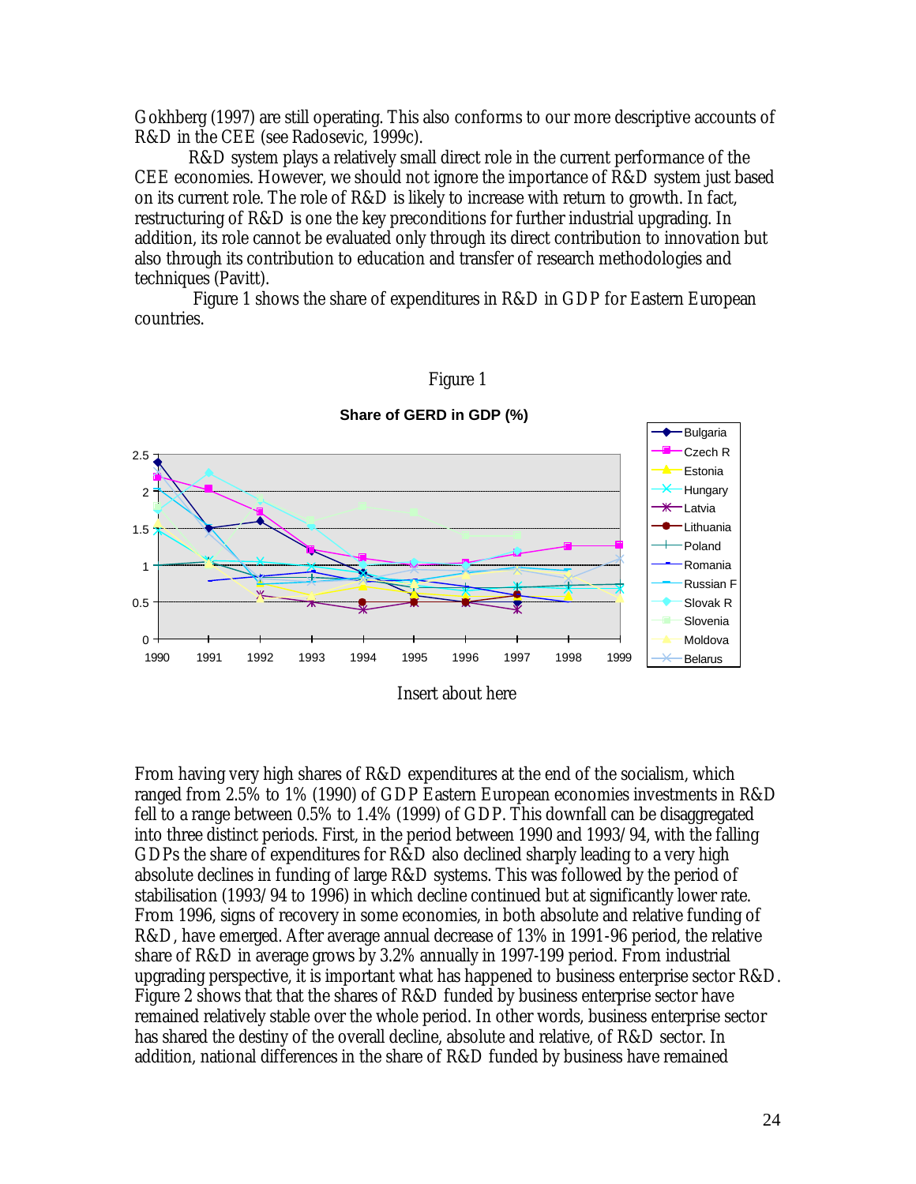Gokhberg (1997) are still operating. This also conforms to our more descriptive accounts of R&D in the CEE (see Radosevic, 1999c).

R&D system plays a relatively small direct role in the current performance of the CEE economies. However, we should not ignore the importance of R&D system just based on its current role. The role of R&D is likely to increase with return to growth. In fact, restructuring of R&D is one the key preconditions for further industrial upgrading. In addition, its role cannot be evaluated only through its direct contribution to innovation but also through its contribution to education and transfer of research methodologies and techniques (Pavitt).

Figure 1 shows the share of expenditures in R&D in GDP for Eastern European countries.

Figure 1

Insert about here

From having very high shares of R&D expenditures at the end of the socialism, which ranged from 2.5% to 1% (1990) of GDP Eastern European economies investments in R&D fell to a range between 0.5% to 1.4% (1999) of GDP. This downfall can be disaggregated into three distinct periods. First, in the period between 1990 and 1993/94, with the falling GDPs the share of expenditures for R&D also declined sharply leading to a very high absolute declines in funding of large R&D systems. This was followed by the period of stabilisation (1993/94 to 1996) in which decline continued but at significantly lower rate. From 1996, signs of recovery in some economies, in both absolute and relative funding of R&D, have emerged. After average annual decrease of 13% in 1991-96 period, the relative share of R&D in average grows by 3.2% annually in 1997-199 period. From industrial upgrading perspective, it is important what has happened to business enterprise sector R&D. Figure 2 shows that that the shares of R&D funded by business enterprise sector have remained relatively stable over the whole period. In other words, business enterprise sector has shared the destiny of the overall decline, absolute and relative, of R&D sector. In addition, national differences in the share of R&D funded by business have remained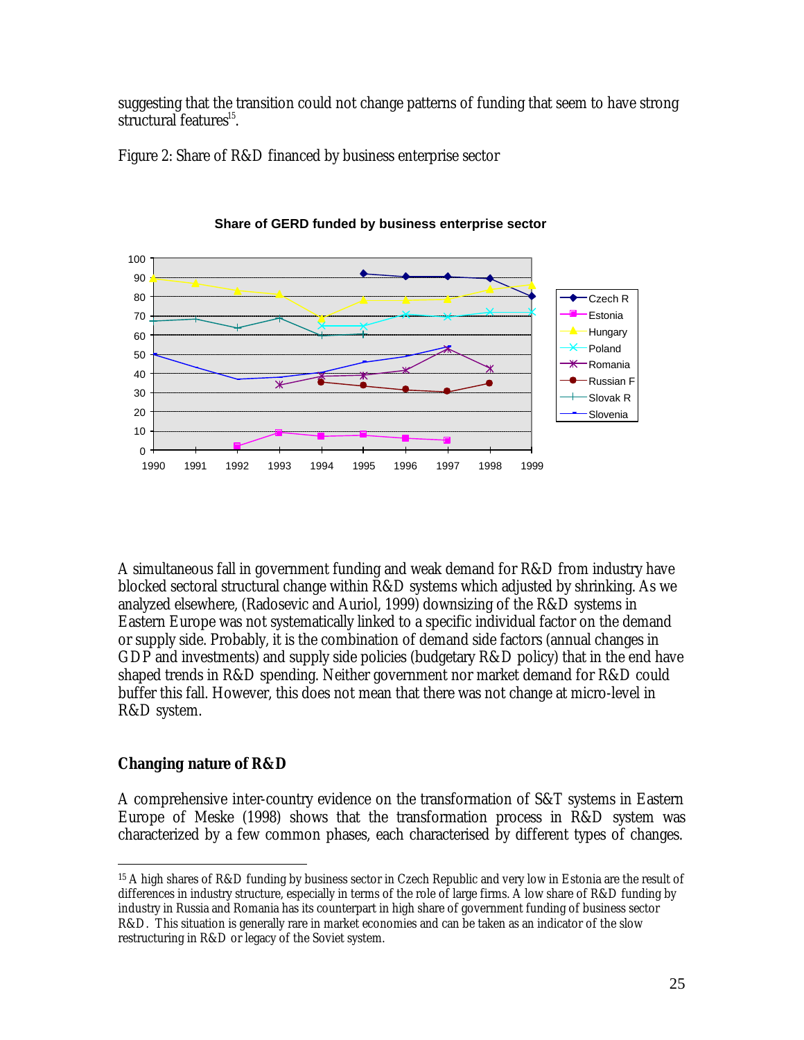suggesting that the transition could not change patterns of funding that seem to have strong structural features[15].

Figure 2: Share of R&D financed by business enterprise sector

A simultaneous fall in government funding and weak demand for R&D from industry have blocked sectoral structural change within R&D systems which adjusted by shrinking. As we analyzed elsewhere, (Radosevic and Auriol, 1999) downsizing of the R&D systems in Eastern Europe was not systematically linked to a specific individual factor on the demand or supply side. Probably, it is the combination of demand side factors (annual changes in GDP and investments) and supply side policies (budgetary R&D policy) that in the end have shaped trends in R&D spending. Neither government nor market demand for R&D could buffer this fall. However, this does not mean that there was not change at micro-level in R&D system.

## Changing nature of R&D

A comprehensive inter-country evidence on the transformation of S&T systems in Eastern Europe of Meske (1998) shows that the transformation process in R&D system was characterized by a few common phases, each characterised by different types of changes.

---

[15] A high shares of R&D funding by business sector in Czech Republic and very low in Estonia are the result of differences in industry structure, especially in terms of the role of large firms. A low share of R&D funding by industry in Russia and Romania has its counterpart in high share of government funding of business sector R&D. This situation is generally rare in market economies and can be taken as an indicator of the slow restructuring in R&D or legacy of the Soviet system.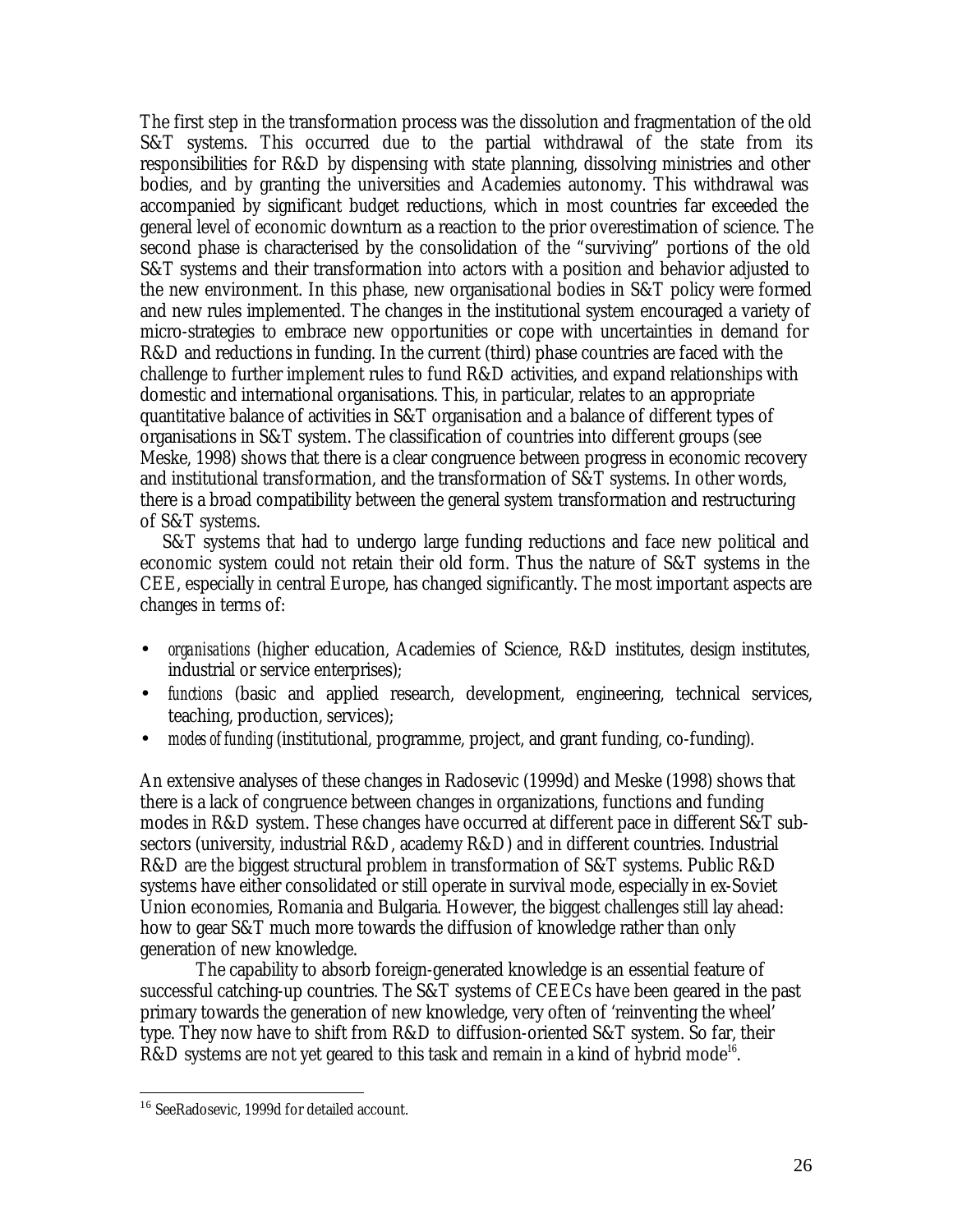The first step in the transformation process was the dissolution and fragmentation of the old S&T systems. This occurred due to the partial withdrawal of the state from its responsibilities for R&D by dispensing with state planning, dissolving ministries and other bodies, and by granting the universities and Academies autonomy. This withdrawal was accompanied by significant budget reductions, which in most countries far exceeded the general level of economic downturn as a reaction to the prior overestimation of science. The second phase is characterised by the consolidation of the "surviving" portions of the old S&T systems and their transformation into actors with a position and behavior adjusted to the new environment. In this phase, new organisational bodies in S&T policy were formed and new rules implemented. The changes in the institutional system encouraged a variety of micro-strategies to embrace new opportunities or cope with uncertainties in demand for R&D and reductions in funding. In the current (third) phase countries are faced with the challenge to further implement rules to fund R&D activities, and expand relationships with domestic and international organisations. This, in particular, relates to an appropriate quantitative balance of activities in S&T organisation and a balance of different types of organisations in S&T system. The classification of countries into different groups (see Meske, 1998) shows that there is a clear congruence between progress in economic recovery and institutional transformation, and the transformation of S&T systems. In other words, there is a broad compatibility between the general system transformation and restructuring of S&T systems.

S&T systems that had to undergo large funding reductions and face new political and economic system could not retain their old form. Thus the nature of S&T systems in the CEE, especially in central Europe, has changed significantly. The most important aspects are changes in terms of:

- *organisations* (higher education, Academies of Science, R&D institutes, design institutes, industrial or service enterprises);
- *functions* (basic and applied research, development, engineering, technical services, teaching, production, services);
- *modes of funding* (institutional, programme, project, and grant funding, co-funding).

An extensive analyses of these changes in Radosevic (1999d) and Meske (1998) shows that there is a lack of congruence between changes in organizations, functions and funding modes in R&D system. These changes have occurred at different pace in different S&T sub-sectors (university, industrial R&D, academy R&D) and in different countries. Industrial R&D are the biggest structural problem in transformation of S&T systems. Public R&D systems have either consolidated or still operate in survival mode, especially in ex-Soviet Union economies, Romania and Bulgaria. However, the biggest challenges still lay ahead: how to gear S&T much more towards the diffusion of knowledge rather than only generation of new knowledge.

The capability to absorb foreign-generated knowledge is an essential feature of successful catching-up countries. The S&T systems of CEECs have been geared in the past primary towards the generation of new knowledge, very often of 'reinventing the wheel' type. They now have to shift from R&D to diffusion-oriented S&T system. So far, their R&D systems are not yet geared to this task and remain in a kind of hybrid mode[16].

[16] SeeRadosevic, 1999d for detailed account.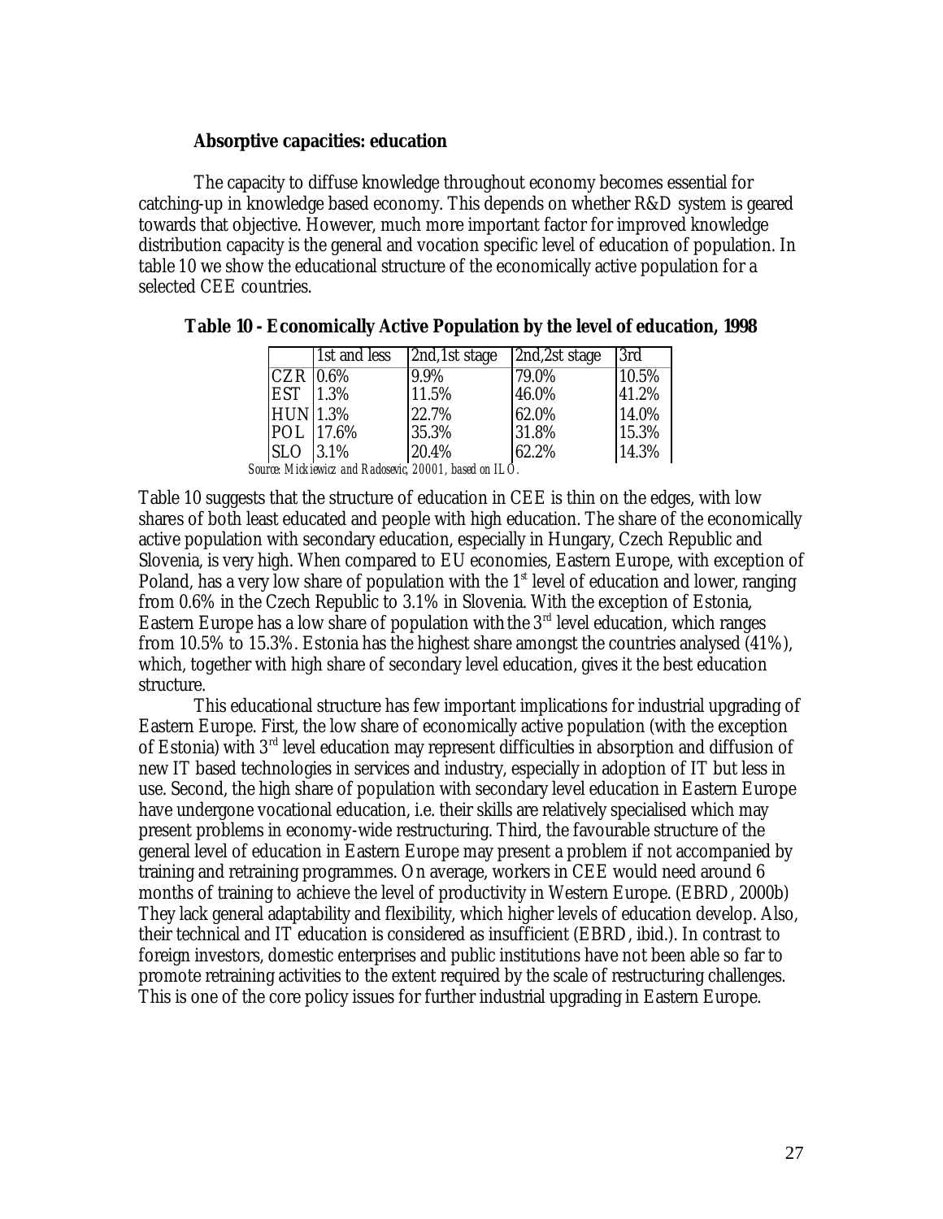### Absorptive capacities: education

The capacity to diffuse knowledge throughout economy becomes essential for catching-up in knowledge based economy. This depends on whether R&D system is geared towards that objective. However, much more important factor for improved knowledge distribution capacity is the general and vocation specific level of education of population. In table 10 we show the educational structure of the economically active population for a selected CEE countries.

**Table 10 - Economically Active Population by the level of education, 1998**

| | 1st and less | 2nd,1st stage | 2nd,2st stage | 3rd |
|---|---|---|---|---|
| CZR | 0.6% | 9.9% | 79.0% | 10.5% |
| EST | 1.3% | 11.5% | 46.0% | 41.2% |
| HUN | 1.3% | 22.7% | 62.0% | 14.0% |
| POL | 17.6% | 35.3% | 31.8% | 15.3% |
| SLO | 3.1% | 20.4% | 62.2% | 14.3% |

*Source: Mickiewicz and Radosevic, 20001, based on ILO.*

Table 10 suggests that the structure of education in CEE is thin on the edges, with low shares of both least educated and people with high education. The share of the economically active population with secondary education, especially in Hungary, Czech Republic and Slovenia, is very high. When compared to EU economies, Eastern Europe, with exception of Poland, has a very low share of population with the 1st level of education and lower, ranging from 0.6% in the Czech Republic to 3.1% in Slovenia. With the exception of Estonia, Eastern Europe has a low share of population with the 3rd level education, which ranges from 10.5% to 15.3%. Estonia has the highest share amongst the countries analysed (41%), which, together with high share of secondary level education, gives it the best education structure.

This educational structure has few important implications for industrial upgrading of Eastern Europe. First, the low share of economically active population (with the exception of Estonia) with 3rd level education may represent difficulties in absorption and diffusion of new IT based technologies in services and industry, especially in adoption of IT but less in use. Second, the high share of population with secondary level education in Eastern Europe have undergone vocational education, i.e. their skills are relatively specialised which may present problems in economy-wide restructuring. Third, the favourable structure of the general level of education in Eastern Europe may present a problem if not accompanied by training and retraining programmes. On average, workers in CEE would need around 6 months of training to achieve the level of productivity in Western Europe. (EBRD, 2000b) They lack general adaptability and flexibility, which higher levels of education develop. Also, their technical and IT education is considered as insufficient (EBRD, ibid.). In contrast to foreign investors, domestic enterprises and public institutions have not been able so far to promote retraining activities to the extent required by the scale of restructuring challenges. This is one of the core policy issues for further industrial upgrading in Eastern Europe.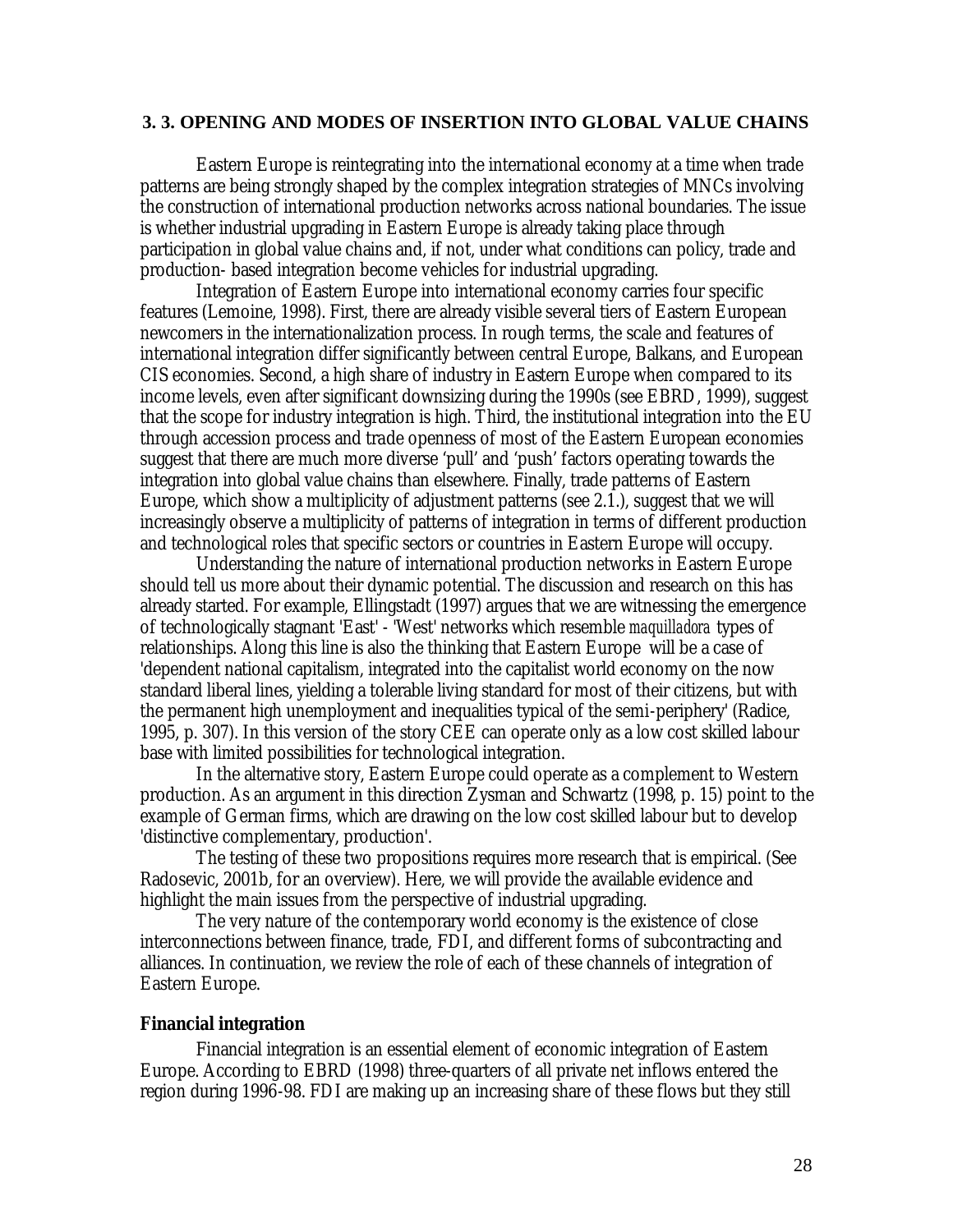### 3. 3. OPENING AND MODES OF INSERTION INTO GLOBAL VALUE CHAINS

Eastern Europe is reintegrating into the international economy at a time when trade patterns are being strongly shaped by the complex integration strategies of MNCs involving the construction of international production networks across national boundaries. The issue is whether industrial upgrading in Eastern Europe is already taking place through participation in global value chains and, if not, under what conditions can policy, trade and production- based integration become vehicles for industrial upgrading.

Integration of Eastern Europe into international economy carries four specific features (Lemoine, 1998). First, there are already visible several tiers of Eastern European newcomers in the internationalization process. In rough terms, the scale and features of international integration differ significantly between central Europe, Balkans, and European CIS economies. Second, a high share of industry in Eastern Europe when compared to its income levels, even after significant downsizing during the 1990s (see EBRD, 1999), suggest that the scope for industry integration is high. Third, the institutional integration into the EU through accession process and trade openness of most of the Eastern European economies suggest that there are much more diverse 'pull' and 'push' factors operating towards the integration into global value chains than elsewhere. Finally, trade patterns of Eastern Europe, which show a multiplicity of adjustment patterns (see 2.1.), suggest that we will increasingly observe a multiplicity of patterns of integration in terms of different production and technological roles that specific sectors or countries in Eastern Europe will occupy.

Understanding the nature of international production networks in Eastern Europe should tell us more about their dynamic potential. The discussion and research on this has already started. For example, Ellingstadt (1997) argues that we are witnessing the emergence of technologically stagnant 'East' - 'West' networks which resemble *maquilladora* types of relationships. Along this line is also the thinking that Eastern Europe will be a case of 'dependent national capitalism, integrated into the capitalist world economy on the now standard liberal lines, yielding a tolerable living standard for most of their citizens, but with the permanent high unemployment and inequalities typical of the semi-periphery' (Radice, 1995, p. 307). In this version of the story CEE can operate only as a low cost skilled labour base with limited possibilities for technological integration.

In the alternative story, Eastern Europe could operate as a complement to Western production. As an argument in this direction Zysman and Schwartz (1998, p. 15) point to the example of German firms, which are drawing on the low cost skilled labour but to develop 'distinctive complementary, production'.

The testing of these two propositions requires more research that is empirical. (See Radosevic, 2001b, for an overview). Here, we will provide the available evidence and highlight the main issues from the perspective of industrial upgrading.

The very nature of the contemporary world economy is the existence of close interconnections between finance, trade, FDI, and different forms of subcontracting and alliances. In continuation, we review the role of each of these channels of integration of Eastern Europe.

**Financial integration**

Financial integration is an essential element of economic integration of Eastern Europe. According to EBRD (1998) three-quarters of all private net inflows entered the region during 1996-98. FDI are making up an increasing share of these flows but they still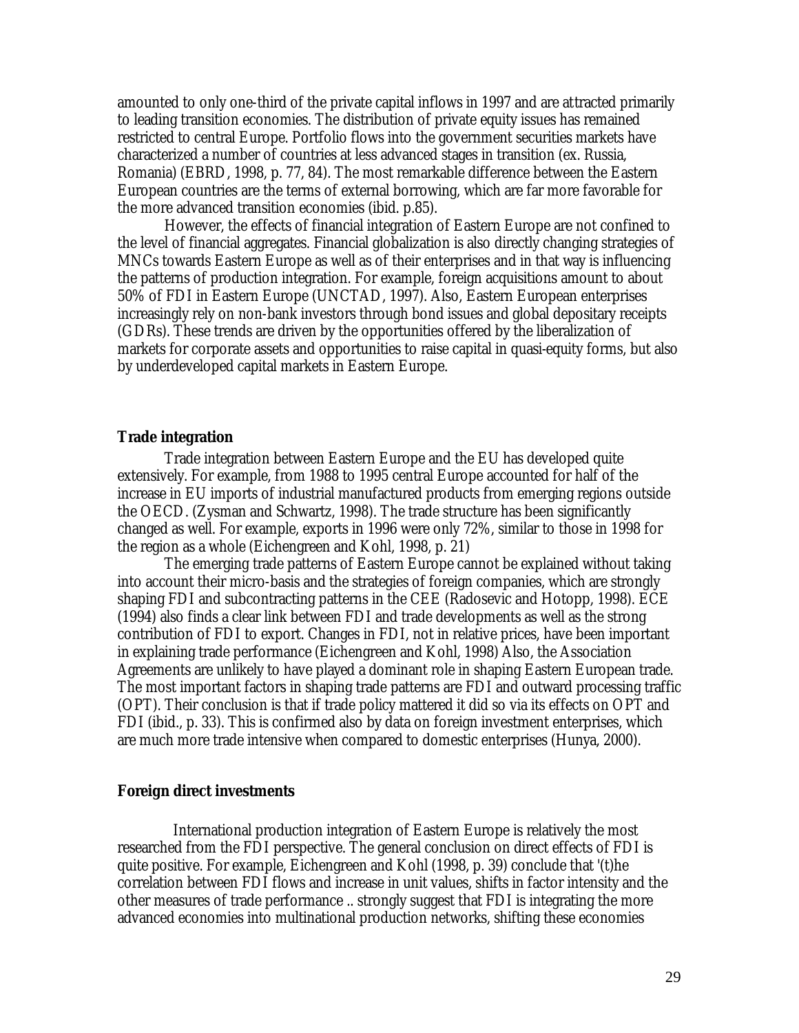amounted to only one-third of the private capital inflows in 1997 and are attracted primarily to leading transition economies. The distribution of private equity issues has remained restricted to central Europe. Portfolio flows into the government securities markets have characterized a number of countries at less advanced stages in transition (ex. Russia, Romania) (EBRD, 1998, p. 77, 84). The most remarkable difference between the Eastern European countries are the terms of external borrowing, which are far more favorable for the more advanced transition economies (ibid. p.85).

However, the effects of financial integration of Eastern Europe are not confined to the level of financial aggregates. Financial globalization is also directly changing strategies of MNCs towards Eastern Europe as well as of their enterprises and in that way is influencing the patterns of production integration. For example, foreign acquisitions amount to about 50% of FDI in Eastern Europe (UNCTAD, 1997). Also, Eastern European enterprises increasingly rely on non-bank investors through bond issues and global depositary receipts (GDRs). These trends are driven by the opportunities offered by the liberalization of markets for corporate assets and opportunities to raise capital in quasi-equity forms, but also by underdeveloped capital markets in Eastern Europe.

**Trade integration**

Trade integration between Eastern Europe and the EU has developed quite extensively. For example, from 1988 to 1995 central Europe accounted for half of the increase in EU imports of industrial manufactured products from emerging regions outside the OECD. (Zysman and Schwartz, 1998). The trade structure has been significantly changed as well. For example, exports in 1996 were only 72%, similar to those in 1998 for the region as a whole (Eichengreen and Kohl, 1998, p. 21)

The emerging trade patterns of Eastern Europe cannot be explained without taking into account their micro-basis and the strategies of foreign companies, which are strongly shaping FDI and subcontracting patterns in the CEE (Radosevic and Hotopp, 1998). ECE (1994) also finds a clear link between FDI and trade developments as well as the strong contribution of FDI to export. Changes in FDI, not in relative prices, have been important in explaining trade performance (Eichengreen and Kohl, 1998) Also, the Association Agreements are unlikely to have played a dominant role in shaping Eastern European trade. The most important factors in shaping trade patterns are FDI and outward processing traffic (OPT). Their conclusion is that if trade policy mattered it did so via its effects on OPT and FDI (ibid., p. 33). This is confirmed also by data on foreign investment enterprises, which are much more trade intensive when compared to domestic enterprises (Hunya, 2000).

**Foreign direct investments**

International production integration of Eastern Europe is relatively the most researched from the FDI perspective. The general conclusion on direct effects of FDI is quite positive. For example, Eichengreen and Kohl (1998, p. 39) conclude that '(t)he correlation between FDI flows and increase in unit values, shifts in factor intensity and the other measures of trade performance .. strongly suggest that FDI is integrating the more advanced economies into multinational production networks, shifting these economies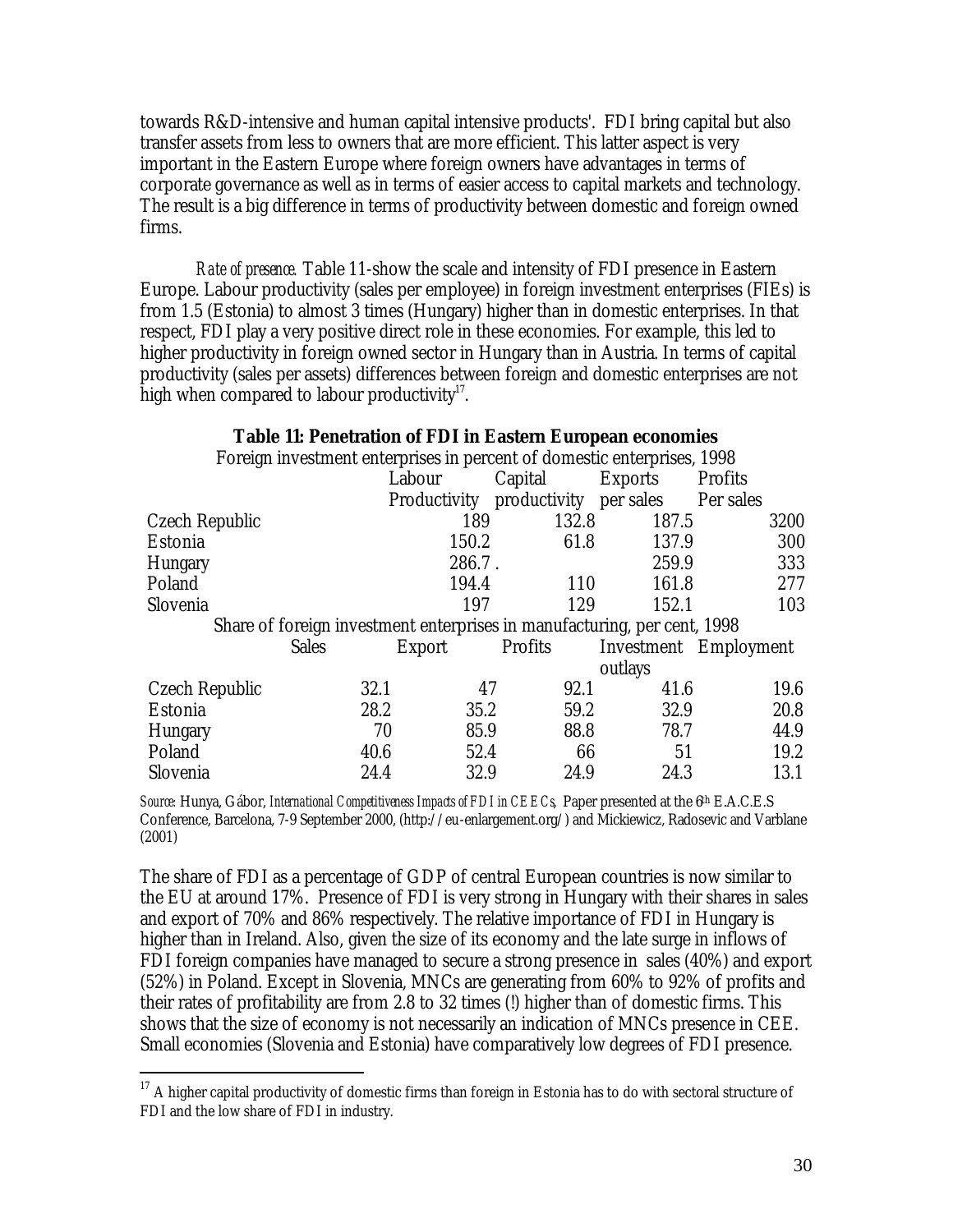towards R&D-intensive and human capital intensive products'. FDI bring capital but also transfer assets from less to owners that are more efficient. This latter aspect is very important in the Eastern Europe where foreign owners have advantages in terms of corporate governance as well as in terms of easier access to capital markets and technology. The result is a big difference in terms of productivity between domestic and foreign owned firms.

*Rate of presence.* Table 11-show the scale and intensity of FDI presence in Eastern Europe. Labour productivity (sales per employee) in foreign investment enterprises (FIEs) is from 1.5 (Estonia) to almost 3 times (Hungary) higher than in domestic enterprises. In that respect, FDI play a very positive direct role in these economies. For example, this led to higher productivity in foreign owned sector in Hungary than in Austria. In terms of capital productivity (sales per assets) differences between foreign and domestic enterprises are not high when compared to labour productivity[17].

**Table 11: Penetration of FDI in Eastern European economies**

Foreign investment enterprises in percent of domestic enterprises, 1998

| | Labour Productivity | Capital productivity | Exports per sales | Profits Per sales |
|---|---|---|---|---|
| Czech Republic | 189 | 132.8 | 187.5 | 3200 |
| Estonia | 150.2 | 61.8 | 137.9 | 300 |
| Hungary | 286.7 . | | 259.9 | 333 |
| Poland | 194.4 | 110 | 161.8 | 277 |
| Slovenia | 197 | 129 | 152.1 | 103 |

Share of foreign investment enterprises in manufacturing, per cent, 1998

| | Sales | Export | Profits | Investment outlays | Employment |
|---|---|---|---|---|---|
| Czech Republic | 32.1 | 47 | 92.1 | 41.6 | 19.6 |
| Estonia | 28.2 | 35.2 | 59.2 | 32.9 | 20.8 |
| Hungary | 70 | 85.9 | 88.8 | 78.7 | 44.9 |
| Poland | 40.6 | 52.4 | 66 | 51 | 19.2 |
| Slovenia | 24.4 | 32.9 | 24.9 | 24.3 | 13.1 |

*Source:* Hunya, Gábor, *International Competitiveness Impacts of FDI in CEECs*, Paper presented at the 6th E.A.C.E.S Conference, Barcelona, 7-9 September 2000, (http://eu-enlargement.org/) and Mickiewicz, Radosevic and Varblane (2001)

The share of FDI as a percentage of GDP of central European countries is now similar to the EU at around 17%. Presence of FDI is very strong in Hungary with their shares in sales and export of 70% and 86% respectively. The relative importance of FDI in Hungary is higher than in Ireland. Also, given the size of its economy and the late surge in inflows of FDI foreign companies have managed to secure a strong presence in sales (40%) and export (52%) in Poland. Except in Slovenia, MNCs are generating from 60% to 92% of profits and their rates of profitability are from 2.8 to 32 times (!) higher than of domestic firms. This shows that the size of economy is not necessarily an indication of MNCs presence in CEE. Small economies (Slovenia and Estonia) have comparatively low degrees of FDI presence.

[17] A higher capital productivity of domestic firms than foreign in Estonia has to do with sectoral structure of FDI and the low share of FDI in industry.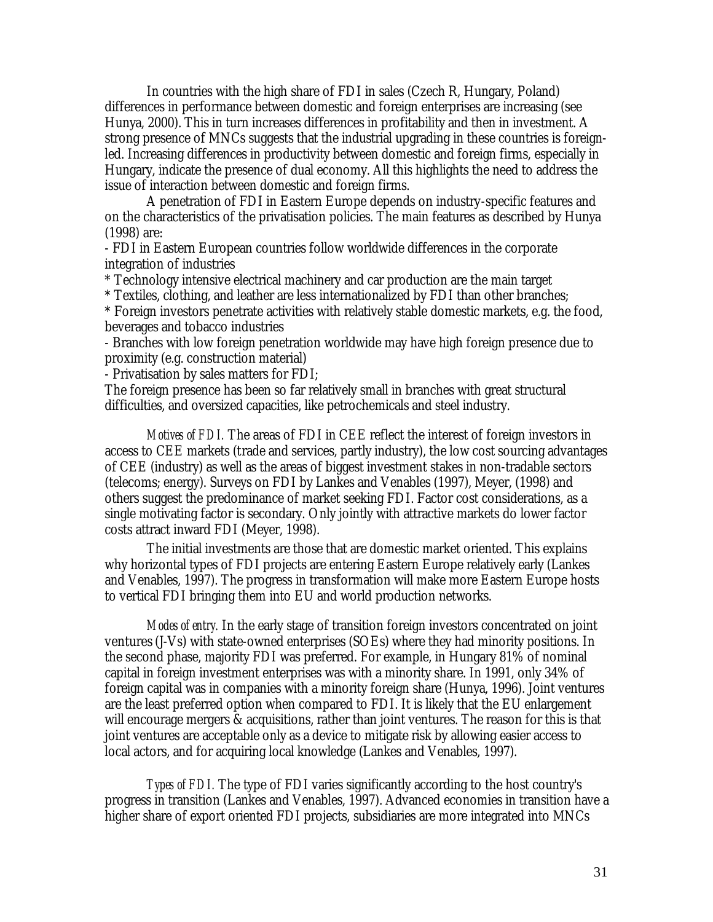In countries with the high share of FDI in sales (Czech R, Hungary, Poland) differences in performance between domestic and foreign enterprises are increasing (see Hunya, 2000). This in turn increases differences in profitability and then in investment. A strong presence of MNCs suggests that the industrial upgrading in these countries is foreign-led. Increasing differences in productivity between domestic and foreign firms, especially in Hungary, indicate the presence of dual economy. All this highlights the need to address the issue of interaction between domestic and foreign firms.

A penetration of FDI in Eastern Europe depends on industry-specific features and on the characteristics of the privatisation policies. The main features as described by Hunya (1998) are:

- FDI in Eastern European countries follow worldwide differences in the corporate integration of industries
  * Technology intensive electrical machinery and car production are the main target
  * Textiles, clothing, and leather are less internationalized by FDI than other branches;
  * Foreign investors penetrate activities with relatively stable domestic markets, e.g. the food, beverages and tobacco industries
- Branches with low foreign penetration worldwide may have high foreign presence due to proximity (e.g. construction material)
- Privatisation by sales matters for FDI;

The foreign presence has been so far relatively small in branches with great structural difficulties, and oversized capacities, like petrochemicals and steel industry.

*Motives of FDI.* The areas of FDI in CEE reflect the interest of foreign investors in access to CEE markets (trade and services, partly industry), the low cost sourcing advantages of CEE (industry) as well as the areas of biggest investment stakes in non-tradable sectors (telecoms; energy). Surveys on FDI by Lankes and Venables (1997), Meyer, (1998) and others suggest the predominance of market seeking FDI. Factor cost considerations, as a single motivating factor is secondary. Only jointly with attractive markets do lower factor costs attract inward FDI (Meyer, 1998).

The initial investments are those that are domestic market oriented. This explains why horizontal types of FDI projects are entering Eastern Europe relatively early (Lankes and Venables, 1997). The progress in transformation will make more Eastern Europe hosts to vertical FDI bringing them into EU and world production networks.

*Modes of entry.* In the early stage of transition foreign investors concentrated on joint ventures (J-Vs) with state-owned enterprises (SOEs) where they had minority positions. In the second phase, majority FDI was preferred. For example, in Hungary 81% of nominal capital in foreign investment enterprises was with a minority share. In 1991, only 34% of foreign capital was in companies with a minority foreign share (Hunya, 1996). Joint ventures are the least preferred option when compared to FDI. It is likely that the EU enlargement will encourage mergers & acquisitions, rather than joint ventures. The reason for this is that joint ventures are acceptable only as a device to mitigate risk by allowing easier access to local actors, and for acquiring local knowledge (Lankes and Venables, 1997).

*Types of FDI.* The type of FDI varies significantly according to the host country's progress in transition (Lankes and Venables, 1997). Advanced economies in transition have a higher share of export oriented FDI projects, subsidiaries are more integrated into MNCs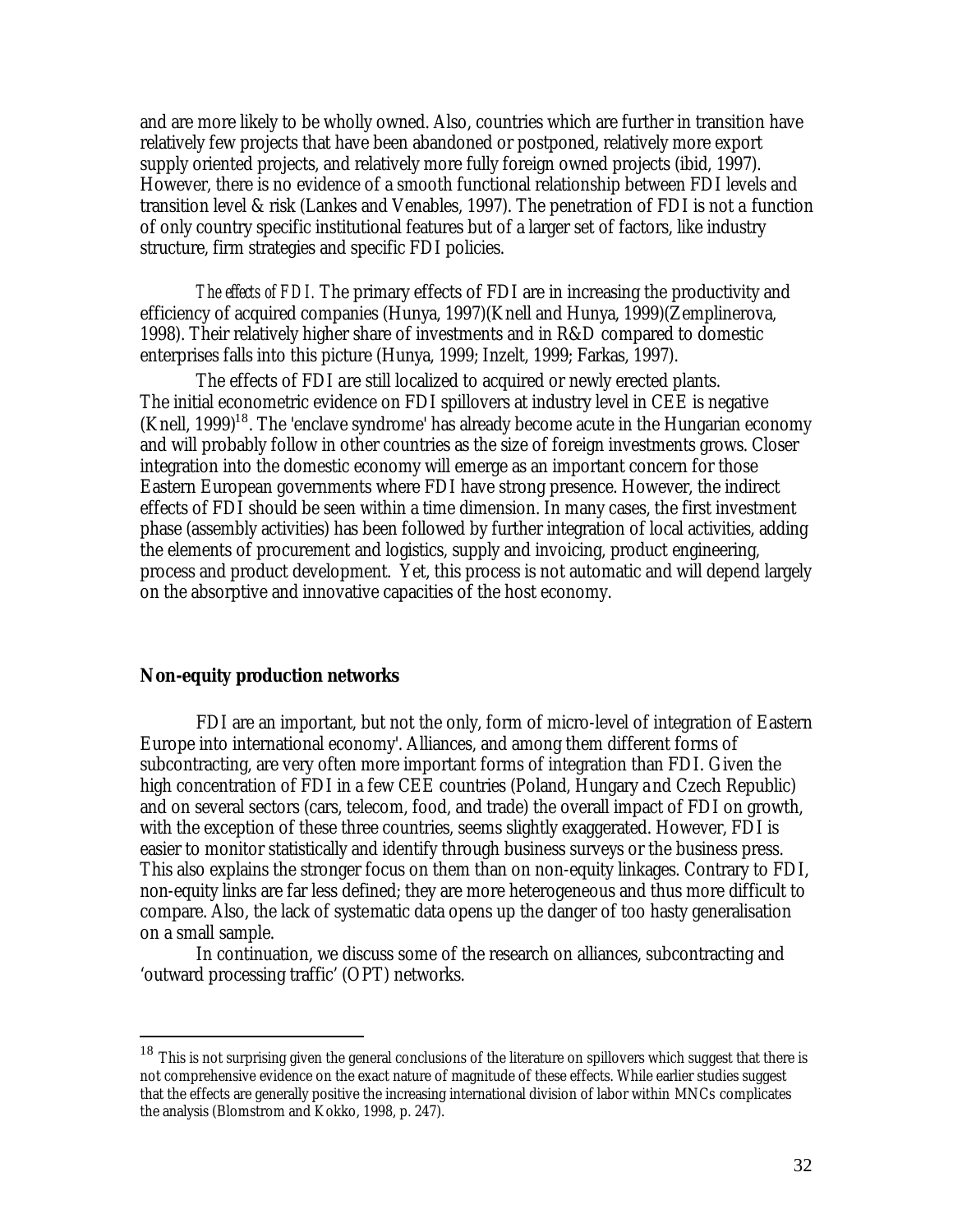and are more likely to be wholly owned. Also, countries which are further in transition have relatively few projects that have been abandoned or postponed, relatively more export supply oriented projects, and relatively more fully foreign owned projects (ibid, 1997). However, there is no evidence of a smooth functional relationship between FDI levels and transition level & risk (Lankes and Venables, 1997). The penetration of FDI is not a function of only country specific institutional features but of a larger set of factors, like industry structure, firm strategies and specific FDI policies.

*The effects of FDI.* The primary effects of FDI are in increasing the productivity and efficiency of acquired companies (Hunya, 1997)(Knell and Hunya, 1999)(Zemplinerova, 1998). Their relatively higher share of investments and in R&D compared to domestic enterprises falls into this picture (Hunya, 1999; Inzelt, 1999; Farkas, 1997).

The effects of FDI are still localized to acquired or newly erected plants. The initial econometric evidence on FDI spillovers at industry level in CEE is negative (Knell, 1999)[18]. The 'enclave syndrome' has already become acute in the Hungarian economy and will probably follow in other countries as the size of foreign investments grows. Closer integration into the domestic economy will emerge as an important concern for those Eastern European governments where FDI have strong presence. However, the indirect effects of FDI should be seen within a time dimension. In many cases, the first investment phase (assembly activities) has been followed by further integration of local activities, adding the elements of procurement and logistics, supply and invoicing, product engineering, process and product development. Yet, this process is not automatic and will depend largely on the absorptive and innovative capacities of the host economy.

**Non-equity production networks**

FDI are an important, but not the only, form of micro-level of integration of Eastern Europe into international economy'. Alliances, and among them different forms of subcontracting, are very often more important forms of integration than FDI. Given the high concentration of FDI in a few CEE countries (Poland, Hungary and Czech Republic) and on several sectors (cars, telecom, food, and trade) the overall impact of FDI on growth, with the exception of these three countries, seems slightly exaggerated. However, FDI is easier to monitor statistically and identify through business surveys or the business press. This also explains the stronger focus on them than on non-equity linkages. Contrary to FDI, non-equity links are far less defined; they are more heterogeneous and thus more difficult to compare. Also, the lack of systematic data opens up the danger of too hasty generalisation on a small sample.

In continuation, we discuss some of the research on alliances, subcontracting and 'outward processing traffic' (OPT) networks.

---

[18] This is not surprising given the general conclusions of the literature on spillovers which suggest that there is not comprehensive evidence on the exact nature of magnitude of these effects. While earlier studies suggest that the effects are generally positive the increasing international division of labor within MNCs complicates the analysis (Blomstrom and Kokko, 1998, p. 247).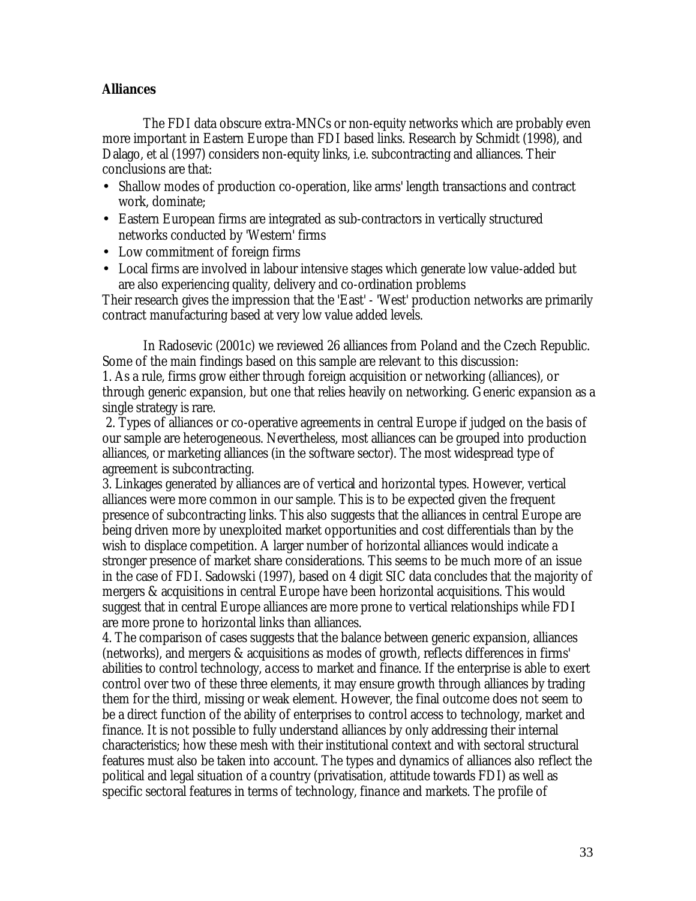### Alliances

The FDI data obscure extra-MNCs or non-equity networks which are probably even more important in Eastern Europe than FDI based links. Research by Schmidt (1998), and Dalago, et al (1997) considers non-equity links, i.e. subcontracting and alliances. Their conclusions are that:

- Shallow modes of production co-operation, like arms' length transactions and contract work, dominate;
- Eastern European firms are integrated as sub-contractors in vertically structured networks conducted by 'Western' firms
- Low commitment of foreign firms
- Local firms are involved in labour intensive stages which generate low value-added but are also experiencing quality, delivery and co-ordination problems

Their research gives the impression that the 'East' - 'West' production networks are primarily contract manufacturing based at very low value added levels.

In Radosevic (2001c) we reviewed 26 alliances from Poland and the Czech Republic. Some of the main findings based on this sample are relevant to this discussion:

1. As a rule, firms grow either through foreign acquisition or networking (alliances), or through generic expansion, but one that relies heavily on networking. Generic expansion as a single strategy is rare.
2. Types of alliances or co-operative agreements in central Europe if judged on the basis of our sample are heterogeneous. Nevertheless, most alliances can be grouped into production alliances, or marketing alliances (in the software sector). The most widespread type of agreement is subcontracting.
3. Linkages generated by alliances are of vertical and horizontal types. However, vertical alliances were more common in our sample. This is to be expected given the frequent presence of subcontracting links. This also suggests that the alliances in central Europe are being driven more by unexploited market opportunities and cost differentials than by the wish to displace competition. A larger number of horizontal alliances would indicate a stronger presence of market share considerations. This seems to be much more of an issue in the case of FDI. Sadowski (1997), based on 4 digit SIC data concludes that the majority of mergers & acquisitions in central Europe have been horizontal acquisitions. This would suggest that in central Europe alliances are more prone to vertical relationships while FDI are more prone to horizontal links than alliances.
4. The comparison of cases suggests that the balance between generic expansion, alliances (networks), and mergers & acquisitions as modes of growth, reflects differences in firms' abilities to control technology, access to market and finance. If the enterprise is able to exert control over two of these three elements, it may ensure growth through alliances by trading them for the third, missing or weak element. However, the final outcome does not seem to be a direct function of the ability of enterprises to control access to technology, market and finance. It is not possible to fully understand alliances by only addressing their internal characteristics; how these mesh with their institutional context and with sectoral structural features must also be taken into account. The types and dynamics of alliances also reflect the political and legal situation of a country (privatisation, attitude towards FDI) as well as specific sectoral features in terms of technology, finance and markets. The profile of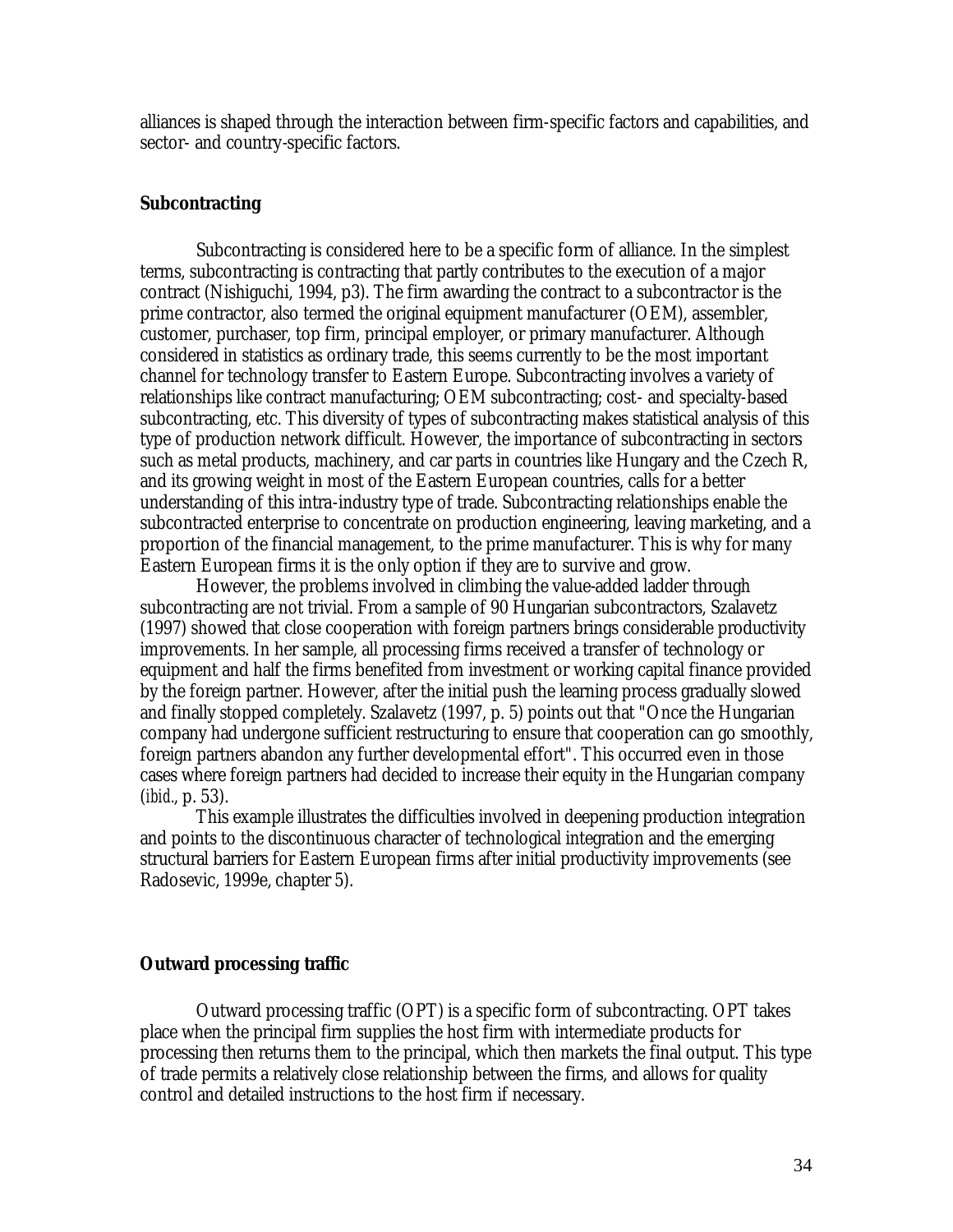alliances is shaped through the interaction between firm-specific factors and capabilities, and sector- and country-specific factors.

**Subcontracting**

Subcontracting is considered here to be a specific form of alliance. In the simplest terms, subcontracting is contracting that partly contributes to the execution of a major contract (Nishiguchi, 1994, p3). The firm awarding the contract to a subcontractor is the prime contractor, also termed the original equipment manufacturer (OEM), assembler, customer, purchaser, top firm, principal employer, or primary manufacturer. Although considered in statistics as ordinary trade, this seems currently to be the most important channel for technology transfer to Eastern Europe. Subcontracting involves a variety of relationships like contract manufacturing; OEM subcontracting; cost- and specialty-based subcontracting, etc. This diversity of types of subcontracting makes statistical analysis of this type of production network difficult. However, the importance of subcontracting in sectors such as metal products, machinery, and car parts in countries like Hungary and the Czech R, and its growing weight in most of the Eastern European countries, calls for a better understanding of this intra-industry type of trade. Subcontracting relationships enable the subcontracted enterprise to concentrate on production engineering, leaving marketing, and a proportion of the financial management, to the prime manufacturer. This is why for many Eastern European firms it is the only option if they are to survive and grow.

However, the problems involved in climbing the value-added ladder through subcontracting are not trivial. From a sample of 90 Hungarian subcontractors, Szalavetz (1997) showed that close cooperation with foreign partners brings considerable productivity improvements. In her sample, all processing firms received a transfer of technology or equipment and half the firms benefited from investment or working capital finance provided by the foreign partner. However, after the initial push the learning process gradually slowed and finally stopped completely. Szalavetz (1997, p. 5) points out that "Once the Hungarian company had undergone sufficient restructuring to ensure that cooperation can go smoothly, foreign partners abandon any further developmental effort". This occurred even in those cases where foreign partners had decided to increase their equity in the Hungarian company (*ibid.*, p. 53).

This example illustrates the difficulties involved in deepening production integration and points to the discontinuous character of technological integration and the emerging structural barriers for Eastern European firms after initial productivity improvements (see Radosevic, 1999e, chapter 5).

**Outward processing traffic**

Outward processing traffic (OPT) is a specific form of subcontracting. OPT takes place when the principal firm supplies the host firm with intermediate products for processing then returns them to the principal, which then markets the final output. This type of trade permits a relatively close relationship between the firms, and allows for quality control and detailed instructions to the host firm if necessary.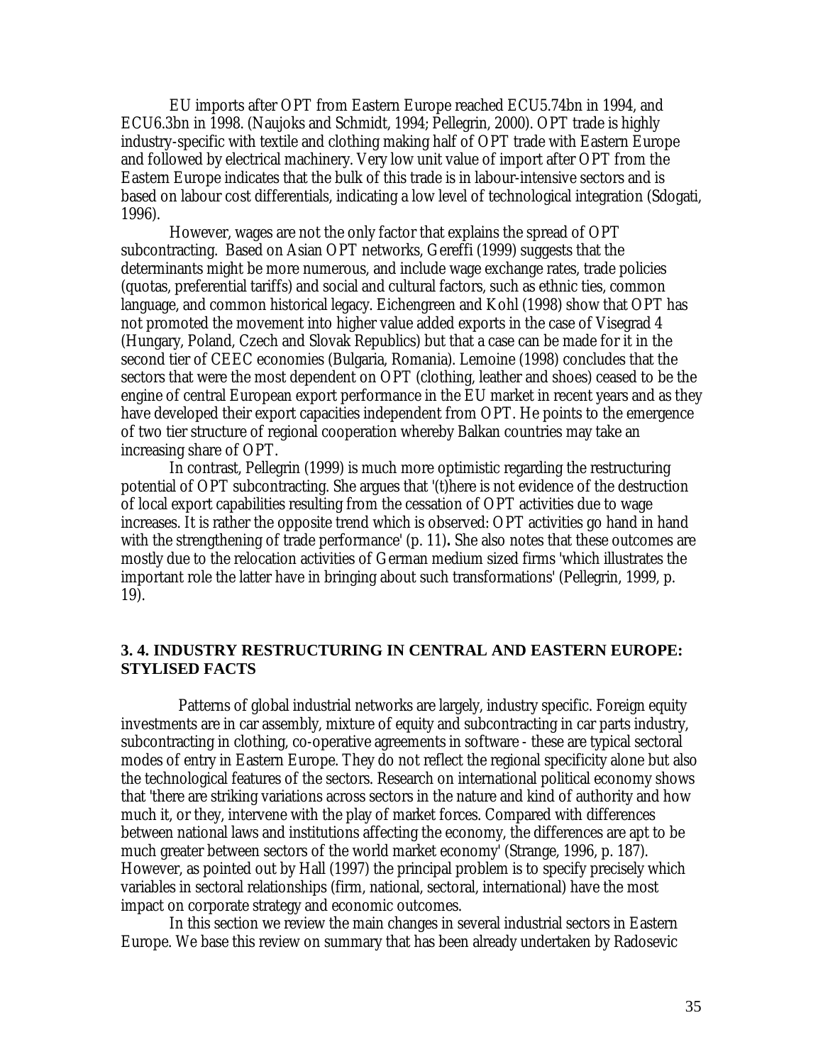EU imports after OPT from Eastern Europe reached ECU5.74bn in 1994, and ECU6.3bn in 1998. (Naujoks and Schmidt, 1994; Pellegrin, 2000). OPT trade is highly industry-specific with textile and clothing making half of OPT trade with Eastern Europe and followed by electrical machinery. Very low unit value of import after OPT from the Eastern Europe indicates that the bulk of this trade is in labour-intensive sectors and is based on labour cost differentials, indicating a low level of technological integration (Sdogati, 1996).

However, wages are not the only factor that explains the spread of OPT subcontracting. Based on Asian OPT networks, Gereffi (1999) suggests that the determinants might be more numerous, and include wage exchange rates, trade policies (quotas, preferential tariffs) and social and cultural factors, such as ethnic ties, common language, and common historical legacy. Eichengreen and Kohl (1998) show that OPT has not promoted the movement into higher value added exports in the case of Visegrad 4 (Hungary, Poland, Czech and Slovak Republics) but that a case can be made for it in the second tier of CEEC economies (Bulgaria, Romania). Lemoine (1998) concludes that the sectors that were the most dependent on OPT (clothing, leather and shoes) ceased to be the engine of central European export performance in the EU market in recent years and as they have developed their export capacities independent from OPT. He points to the emergence of two tier structure of regional cooperation whereby Balkan countries may take an increasing share of OPT.

In contrast, Pellegrin (1999) is much more optimistic regarding the restructuring potential of OPT subcontracting. She argues that '(t)here is not evidence of the destruction of local export capabilities resulting from the cessation of OPT activities due to wage increases. It is rather the opposite trend which is observed: OPT activities go hand in hand with the strengthening of trade performance' (p. 11)**.** She also notes that these outcomes are mostly due to the relocation activities of German medium sized firms 'which illustrates the important role the latter have in bringing about such transformations' (Pellegrin, 1999, p. 19).

### 3. 4. INDUSTRY RESTRUCTURING IN CENTRAL AND EASTERN EUROPE: STYLISED FACTS

Patterns of global industrial networks are largely, industry specific. Foreign equity investments are in car assembly, mixture of equity and subcontracting in car parts industry, subcontracting in clothing, co-operative agreements in software - these are typical sectoral modes of entry in Eastern Europe. They do not reflect the regional specificity alone but also the technological features of the sectors. Research on international political economy shows that 'there are striking variations across sectors in the nature and kind of authority and how much it, or they, intervene with the play of market forces. Compared with differences between national laws and institutions affecting the economy, the differences are apt to be much greater between sectors of the world market economy' (Strange, 1996, p. 187). However, as pointed out by Hall (1997) the principal problem is to specify precisely which variables in sectoral relationships (firm, national, sectoral, international) have the most impact on corporate strategy and economic outcomes.

In this section we review the main changes in several industrial sectors in Eastern Europe. We base this review on summary that has been already undertaken by Radosevic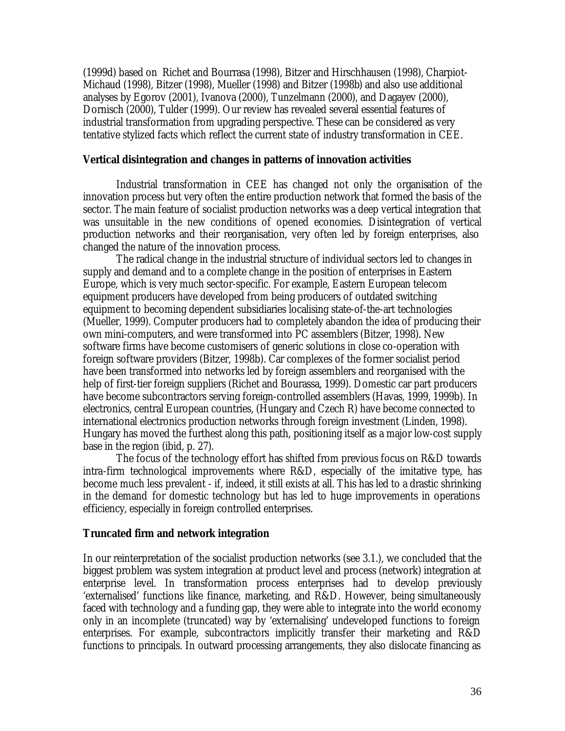(1999d) based on Richet and Bourrasa (1998), Bitzer and Hirschhausen (1998), Charpiot-Michaud (1998), Bitzer (1998), Mueller (1998) and Bitzer (1998b) and also use additional analyses by Egorov (2001), Ivanova (2000), Tunzelmann (2000), and Dagayev (2000), Dornisch (2000), Tulder (1999). Our review has revealed several essential features of industrial transformation from upgrading perspective. These can be considered as very tentative stylized facts which reflect the current state of industry transformation in CEE.

**Vertical disintegration and changes in patterns of innovation activities**

Industrial transformation in CEE has changed not only the organisation of the innovation process but very often the entire production network that formed the basis of the sector. The main feature of socialist production networks was a deep vertical integration that was unsuitable in the new conditions of opened economies. Disintegration of vertical production networks and their reorganisation, very often led by foreign enterprises, also changed the nature of the innovation process.

The radical change in the industrial structure of individual sectors led to changes in supply and demand and to a complete change in the position of enterprises in Eastern Europe, which is very much sector-specific. For example, Eastern European telecom equipment producers have developed from being producers of outdated switching equipment to becoming dependent subsidiaries localising state-of-the-art technologies (Mueller, 1999). Computer producers had to completely abandon the idea of producing their own mini-computers, and were transformed into PC assemblers (Bitzer, 1998). New software firms have become customisers of generic solutions in close co-operation with foreign software providers (Bitzer, 1998b). Car complexes of the former socialist period have been transformed into networks led by foreign assemblers and reorganised with the help of first-tier foreign suppliers (Richet and Bourassa, 1999). Domestic car part producers have become subcontractors serving foreign-controlled assemblers (Havas, 1999, 1999b). In electronics, central European countries, (Hungary and Czech R) have become connected to international electronics production networks through foreign investment (Linden, 1998). Hungary has moved the furthest along this path, positioning itself as a major low-cost supply base in the region (ibid, p. 27).

The focus of the technology effort has shifted from previous focus on R&D towards intra-firm technological improvements where R&D, especially of the imitative type, has become much less prevalent - if, indeed, it still exists at all. This has led to a drastic shrinking in the demand for domestic technology but has led to huge improvements in operations efficiency, especially in foreign controlled enterprises.

**Truncated firm and network integration**

In our reinterpretation of the socialist production networks (see 3.1.), we concluded that the biggest problem was system integration at product level and process (network) integration at enterprise level. In transformation process enterprises had to develop previously 'externalised' functions like finance, marketing, and R&D. However, being simultaneously faced with technology and a funding gap, they were able to integrate into the world economy only in an incomplete (truncated) way by 'externalising' undeveloped functions to foreign enterprises. For example, subcontractors implicitly transfer their marketing and R&D functions to principals. In outward processing arrangements, they also dislocate financing as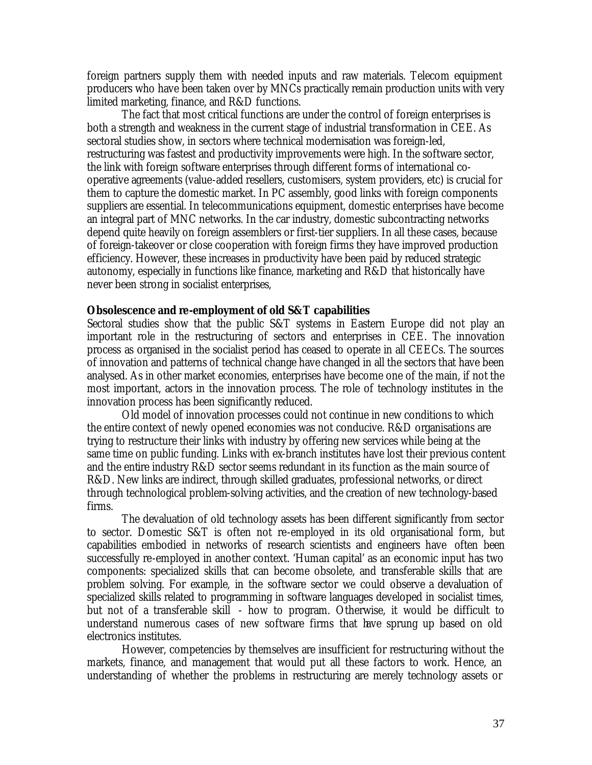foreign partners supply them with needed inputs and raw materials. Telecom equipment producers who have been taken over by MNCs practically remain production units with very limited marketing, finance, and R&D functions.

The fact that most critical functions are under the control of foreign enterprises is both a strength and weakness in the current stage of industrial transformation in CEE. As sectoral studies show, in sectors where technical modernisation was foreign-led, restructuring was fastest and productivity improvements were high. In the software sector, the link with foreign software enterprises through different forms of international co-operative agreements (value-added resellers, customisers, system providers, etc) is crucial for them to capture the domestic market. In PC assembly, good links with foreign components suppliers are essential. In telecommunications equipment, domestic enterprises have become an integral part of MNC networks. In the car industry, domestic subcontracting networks depend quite heavily on foreign assemblers or first-tier suppliers. In all these cases, because of foreign-takeover or close cooperation with foreign firms they have improved production efficiency. However, these increases in productivity have been paid by reduced strategic autonomy, especially in functions like finance, marketing and R&D that historically have never been strong in socialist enterprises,

**Obsolescence and re-employment of old S&T capabilities**

Sectoral studies show that the public S&T systems in Eastern Europe did not play an important role in the restructuring of sectors and enterprises in CEE. The innovation process as organised in the socialist period has ceased to operate in all CEECs. The sources of innovation and patterns of technical change have changed in all the sectors that have been analysed. As in other market economies, enterprises have become one of the main, if not the most important, actors in the innovation process. The role of technology institutes in the innovation process has been significantly reduced.

Old model of innovation processes could not continue in new conditions to which the entire context of newly opened economies was not conducive. R&D organisations are trying to restructure their links with industry by offering new services while being at the same time on public funding. Links with ex-branch institutes have lost their previous content and the entire industry R&D sector seems redundant in its function as the main source of R&D. New links are indirect, through skilled graduates, professional networks, or direct through technological problem-solving activities, and the creation of new technology-based firms.

The devaluation of old technology assets has been different significantly from sector to sector. Domestic S&T is often not re-employed in its old organisational form, but capabilities embodied in networks of research scientists and engineers have often been successfully re-employed in another context. 'Human capital' as an economic input has two components: specialized skills that can become obsolete, and transferable skills that are problem solving. For example, in the software sector we could observe a devaluation of specialized skills related to programming in software languages developed in socialist times, but not of a transferable skill - how to program. Otherwise, it would be difficult to understand numerous cases of new software firms that have sprung up based on old electronics institutes.

However, competencies by themselves are insufficient for restructuring without the markets, finance, and management that would put all these factors to work. Hence, an understanding of whether the problems in restructuring are merely technology assets or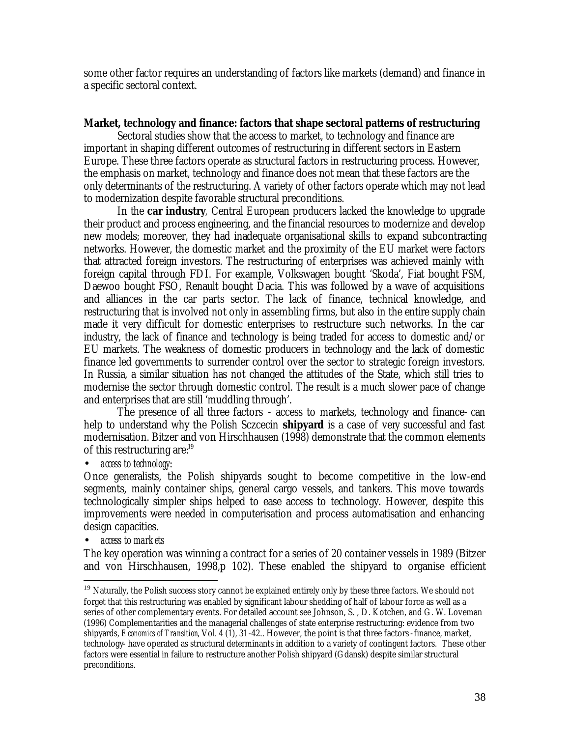some other factor requires an understanding of factors like markets (demand) and finance in a specific sectoral context.

**Market, technology and finance: factors that shape sectoral patterns of restructuring**

Sectoral studies show that the access to market, to technology and finance are important in shaping different outcomes of restructuring in different sectors in Eastern Europe. These three factors operate as structural factors in restructuring process. However, the emphasis on market, technology and finance does not mean that these factors are the only determinants of the restructuring. A variety of other factors operate which may not lead to modernization despite favorable structural preconditions.

In the **car industry**, Central European producers lacked the knowledge to upgrade their product and process engineering, and the financial resources to modernize and develop new models; moreover, they had inadequate organisational skills to expand subcontracting networks. However, the domestic market and the proximity of the EU market were factors that attracted foreign investors. The restructuring of enterprises was achieved mainly with foreign capital through FDI. For example, Volkswagen bought 'Skoda', Fiat bought FSM, Daewoo bought FSO, Renault bought Dacia. This was followed by a wave of acquisitions and alliances in the car parts sector. The lack of finance, technical knowledge, and restructuring that is involved not only in assembling firms, but also in the entire supply chain made it very difficult for domestic enterprises to restructure such networks. In the car industry, the lack of finance and technology is being traded for access to domestic and/or EU markets. The weakness of domestic producers in technology and the lack of domestic finance led governments to surrender control over the sector to strategic foreign investors. In Russia, a similar situation has not changed the attitudes of the State, which still tries to modernise the sector through domestic control. The result is a much slower pace of change and enterprises that are still 'muddling through'.

The presence of all three factors - access to markets, technology and finance- can help to understand why the Polish Sczcecin **shipyard** is a case of very successful and fast modernisation. Bitzer and von Hirschhausen (1998) demonstrate that the common elements of this restructuring are:[19]

- *access to technology*:

Once generalists, the Polish shipyards sought to become competitive in the low-end segments, mainly container ships, general cargo vessels, and tankers. This move towards technologically simpler ships helped to ease access to technology. However, despite this improvements were needed in computerisation and process automatisation and enhancing design capacities.

- *access to markets*

The key operation was winning a contract for a series of 20 container vessels in 1989 (Bitzer and von Hirschhausen, 1998,p 102). These enabled the shipyard to organise efficient

[19] Naturally, the Polish success story cannot be explained entirely only by these three factors. We should not forget that this restructuring was enabled by significant labour shedding of half of labour force as well as a series of other complementary events. For detailed account see Johnson, S. , D. Kotchen, and G. W. Loveman (1996) Complementarities and the managerial challenges of state enterprise restructuring: evidence from two shipyards, *Economics of Transition*, Vol. 4 (1), 31-42.. However, the point is that three factors -finance, market, technology- have operated as structural determinants in addition to a variety of contingent factors. These other factors were essential in failure to restructure another Polish shipyard (Gdansk) despite similar structural preconditions.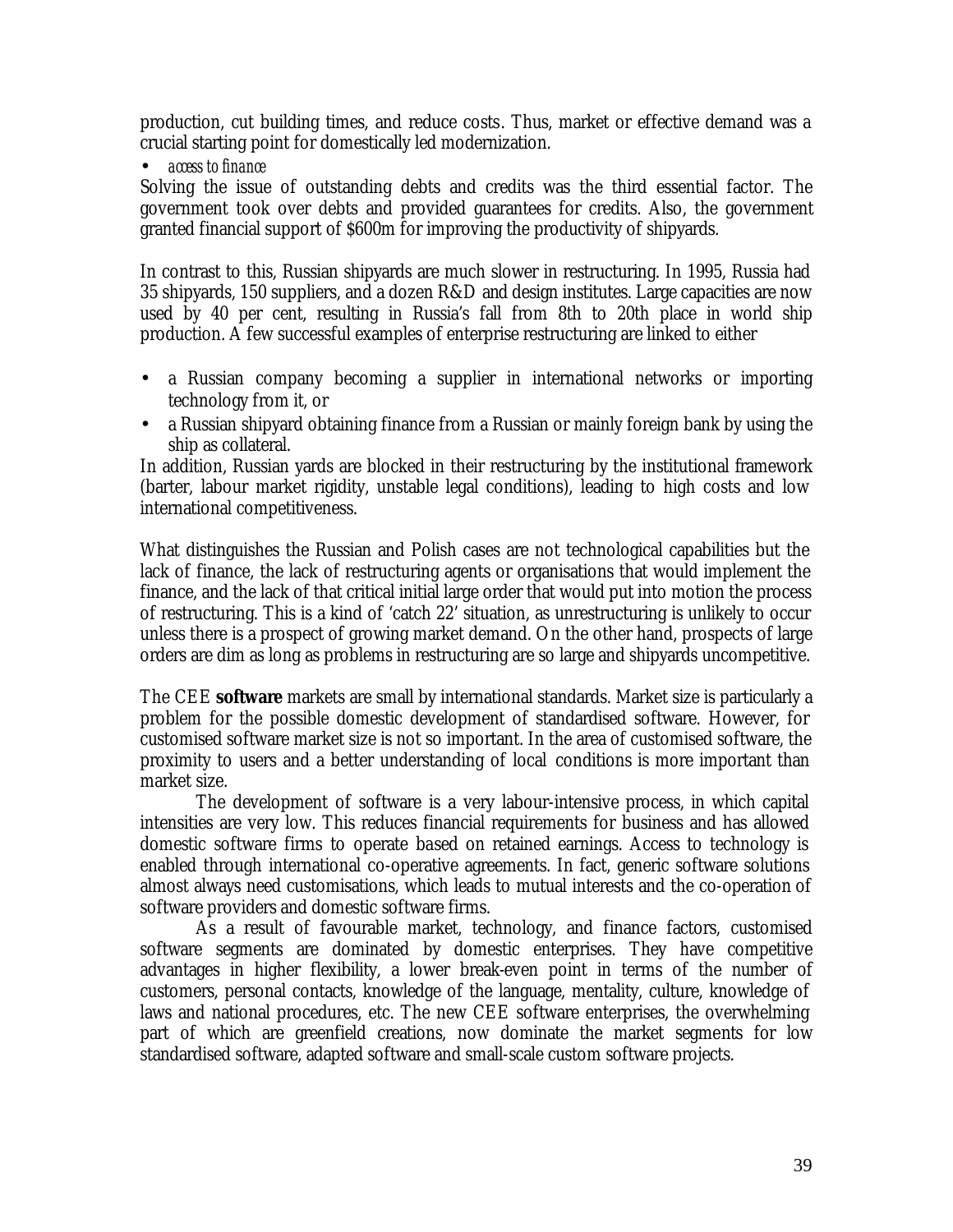production, cut building times, and reduce costs. Thus, market or effective demand was a crucial starting point for domestically led modernization.

- *access to finance*

Solving the issue of outstanding debts and credits was the third essential factor. The government took over debts and provided guarantees for credits. Also, the government granted financial support of $600m for improving the productivity of shipyards.

In contrast to this, Russian shipyards are much slower in restructuring. In 1995, Russia had 35 shipyards, 150 suppliers, and a dozen R&D and design institutes. Large capacities are now used by 40 per cent, resulting in Russia's fall from 8th to 20th place in world ship production. A few successful examples of enterprise restructuring are linked to either

- a Russian company becoming a supplier in international networks or importing technology from it, or
- a Russian shipyard obtaining finance from a Russian or mainly foreign bank by using the ship as collateral.

In addition, Russian yards are blocked in their restructuring by the institutional framework (barter, labour market rigidity, unstable legal conditions), leading to high costs and low international competitiveness.

What distinguishes the Russian and Polish cases are not technological capabilities but the lack of finance, the lack of restructuring agents or organisations that would implement the finance, and the lack of that critical initial large order that would put into motion the process of restructuring. This is a kind of 'catch 22' situation, as unrestructuring is unlikely to occur unless there is a prospect of growing market demand. On the other hand, prospects of large orders are dim as long as problems in restructuring are so large and shipyards uncompetitive.

The CEE **software** markets are small by international standards. Market size is particularly a problem for the possible domestic development of standardised software. However, for customised software market size is not so important. In the area of customised software, the proximity to users and a better understanding of local conditions is more important than market size.

The development of software is a very labour-intensive process, in which capital intensities are very low. This reduces financial requirements for business and has allowed domestic software firms to operate based on retained earnings. Access to technology is enabled through international co-operative agreements. In fact, generic software solutions almost always need customisations, which leads to mutual interests and the co-operation of software providers and domestic software firms.

As a result of favourable market, technology, and finance factors, customised software segments are dominated by domestic enterprises. They have competitive advantages in higher flexibility, a lower break-even point in terms of the number of customers, personal contacts, knowledge of the language, mentality, culture, knowledge of laws and national procedures, etc. The new CEE software enterprises, the overwhelming part of which are greenfield creations, now dominate the market segments for low standardised software, adapted software and small-scale custom software projects.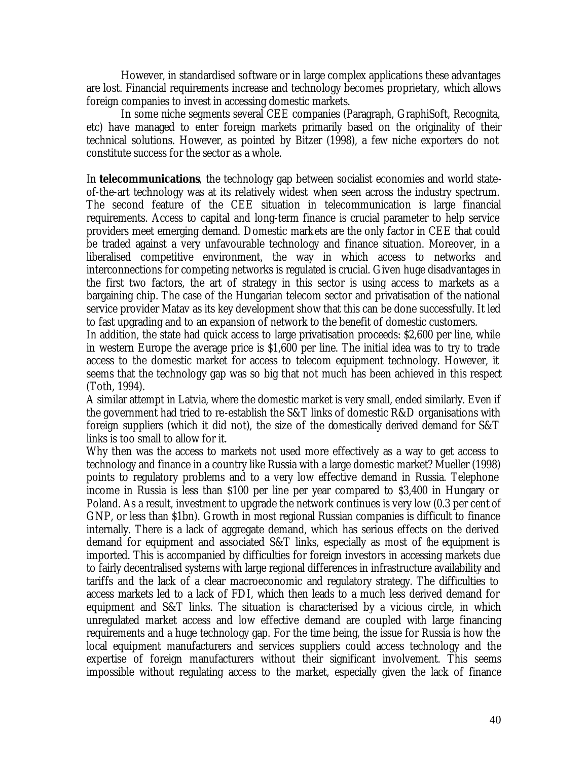However, in standardised software or in large complex applications these advantages are lost. Financial requirements increase and technology becomes proprietary, which allows foreign companies to invest in accessing domestic markets.

In some niche segments several CEE companies (Paragraph, GraphiSoft, Recognita, etc) have managed to enter foreign markets primarily based on the originality of their technical solutions. However, as pointed by Bitzer (1998), a few niche exporters do not constitute success for the sector as a whole.

In **telecommunications**, the technology gap between socialist economies and world state-of-the-art technology was at its relatively widest when seen across the industry spectrum. The second feature of the CEE situation in telecommunication is large financial requirements. Access to capital and long-term finance is crucial parameter to help service providers meet emerging demand. Domestic markets are the only factor in CEE that could be traded against a very unfavourable technology and finance situation. Moreover, in a liberalised competitive environment, the way in which access to networks and interconnections for competing networks is regulated is crucial. Given huge disadvantages in the first two factors, the art of strategy in this sector is using access to markets as a bargaining chip. The case of the Hungarian telecom sector and privatisation of the national service provider Matav as its key development show that this can be done successfully. It led to fast upgrading and to an expansion of network to the benefit of domestic customers.

In addition, the state had quick access to large privatisation proceeds: $2,600 per line, while in western Europe the average price is $1,600 per line. The initial idea was to try to trade access to the domestic market for access to telecom equipment technology. However, it seems that the technology gap was so big that not much has been achieved in this respect (Toth, 1994).

A similar attempt in Latvia, where the domestic market is very small, ended similarly. Even if the government had tried to re-establish the S&T links of domestic R&D organisations with foreign suppliers (which it did not), the size of the domestically derived demand for S&T links is too small to allow for it.

Why then was the access to markets not used more effectively as a way to get access to technology and finance in a country like Russia with a large domestic market? Mueller (1998) points to regulatory problems and to a very low effective demand in Russia. Telephone income in Russia is less than $100 per line per year compared to $3,400 in Hungary or Poland. As a result, investment to upgrade the network continues is very low (0.3 per cent of GNP, or less than $1bn). Growth in most regional Russian companies is difficult to finance internally. There is a lack of aggregate demand, which has serious effects on the derived demand for equipment and associated S&T links, especially as most of the equipment is imported. This is accompanied by difficulties for foreign investors in accessing markets due to fairly decentralised systems with large regional differences in infrastructure availability and tariffs and the lack of a clear macroeconomic and regulatory strategy. The difficulties to access markets led to a lack of FDI, which then leads to a much less derived demand for equipment and S&T links. The situation is characterised by a vicious circle, in which unregulated market access and low effective demand are coupled with large financing requirements and a huge technology gap. For the time being, the issue for Russia is how the local equipment manufacturers and services suppliers could access technology and the expertise of foreign manufacturers without their significant involvement. This seems impossible without regulating access to the market, especially given the lack of finance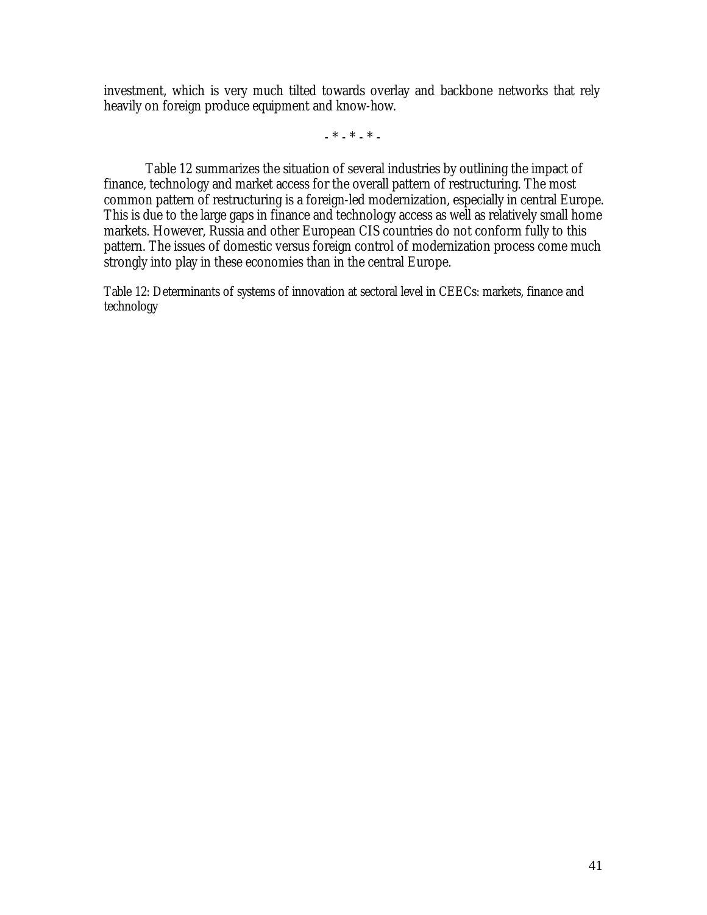investment, which is very much tilted towards overlay and backbone networks that rely heavily on foreign produce equipment and know-how.

- * - * - * -

Table 12 summarizes the situation of several industries by outlining the impact of finance, technology and market access for the overall pattern of restructuring. The most common pattern of restructuring is a foreign-led modernization, especially in central Europe. This is due to the large gaps in finance and technology access as well as relatively small home markets. However, Russia and other European CIS countries do not conform fully to this pattern. The issues of domestic versus foreign control of modernization process come much strongly into play in these economies than in the central Europe.

Table 12: Determinants of systems of innovation at sectoral level in CEECs: markets, finance and technology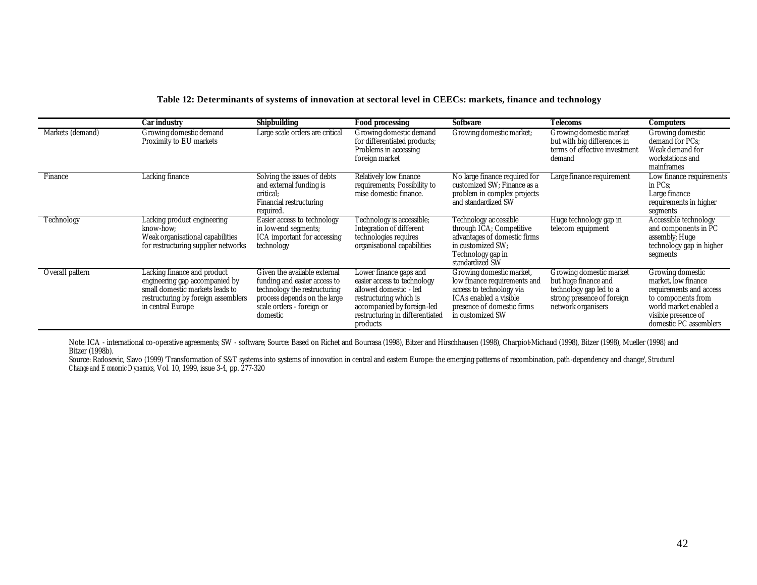**Table 12: Determinants of systems of innovation at sectoral level in CEECs: markets, finance and technology**

| | Car industry | Shipbuilding | Food processing | Software | Telecoms | Computers |
|---|---|---|---|---|---|---|
| Markets (demand) | Growing domestic demand Proximity to EU markets | Large scale orders are critical | Growing domestic demand for differentiated products; Problems in accessing foreign market | Growing domestic market; | Growing domestic market but with big differences in terms of effective investment demand | Growing domestic demand for PCs; Weak demand for workstations and mainframes |
| Finance | Lacking finance | Solving the issues of debts and external funding is critical; Financial restructuring required. | Relatively low finance requirements; Possibility to raise domestic finance. | No large finance required for customized SW; Finance as a problem in complex projects and standardized SW | Large finance requirement | Low finance requirements in PCs; Large finance requirements in higher segments |
| Technology | Lacking product engineering know-how; Weak organisational capabilities for restructuring supplier networks | Easier access to technology in low-end segments; ICA important for accessing technology | Technology is accessible; Integration of different technologies requires organisational capabilities | Technology accessible through ICA; Competitive advantages of domestic firms in customized SW; Technology gap in standardized SW | Huge technology gap in telecom equipment | Accessible technology and components in PC assembly; Huge technology gap in higher segments |
| Overall pattern | Lacking finance and product engineering gap accompanied by small domestic markets leads to restructuring by foreign assemblers in central Europe | Given the available external funding and easier access to technology the restructuring process depends on the large scale orders - foreign or domestic | Lower finance gaps and easier access to technology allowed domestic - led restructuring which is accompanied by foreign-led restructuring in differentiated products | Growing domestic market, low finance requirements and access to technology via ICAs enabled a visible presence of domestic firms in customized SW | Growing domestic market but huge finance and technology gap led to a strong presence of foreign network organisers | Growing domestic market, low finance requirements and access to components from world market enabled a visible presence of domestic PC assemblers |

Note: ICA - international co-operative agreements; SW - software; Source: Based on Richet and Bourrasa (1998), Bitzer and Hirschhausen (1998), Charpiot-Michaud (1998), Bitzer (1998), Mueller (1998) and Bitzer (1998b).

Source: Radosevic, Slavo (1999) 'Transformation of S&T systems into systems of innovation in central and eastern Europe: the emerging patterns of recombination, path-dependency and change', *Structural Change and Economic Dynamics*, Vol. 10, 1999, issue 3-4, pp. 277-320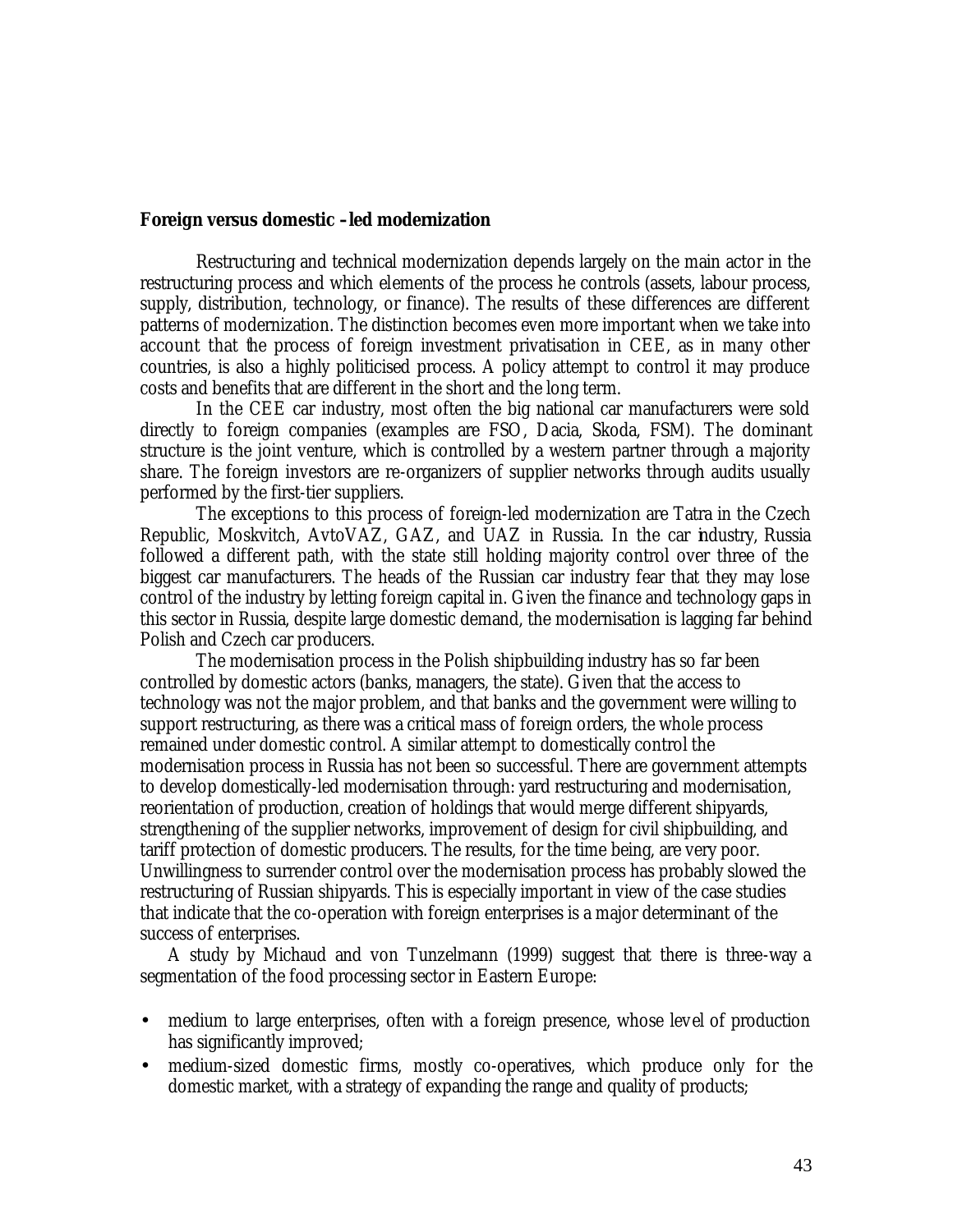**Foreign versus domestic –led modernization**

Restructuring and technical modernization depends largely on the main actor in the restructuring process and which elements of the process he controls (assets, labour process, supply, distribution, technology, or finance). The results of these differences are different patterns of modernization. The distinction becomes even more important when we take into account that the process of foreign investment privatisation in CEE, as in many other countries, is also a highly politicised process. A policy attempt to control it may produce costs and benefits that are different in the short and the long term.

In the CEE car industry, most often the big national car manufacturers were sold directly to foreign companies (examples are FSO, Dacia, Skoda, FSM). The dominant structure is the joint venture, which is controlled by a western partner through a majority share. The foreign investors are re-organizers of supplier networks through audits usually performed by the first-tier suppliers.

The exceptions to this process of foreign-led modernization are Tatra in the Czech Republic, Moskvitch, AvtoVAZ, GAZ, and UAZ in Russia. In the car industry, Russia followed a different path, with the state still holding majority control over three of the biggest car manufacturers. The heads of the Russian car industry fear that they may lose control of the industry by letting foreign capital in. Given the finance and technology gaps in this sector in Russia, despite large domestic demand, the modernisation is lagging far behind Polish and Czech car producers.

The modernisation process in the Polish shipbuilding industry has so far been controlled by domestic actors (banks, managers, the state). Given that the access to technology was not the major problem, and that banks and the government were willing to support restructuring, as there was a critical mass of foreign orders, the whole process remained under domestic control. A similar attempt to domestically control the modernisation process in Russia has not been so successful. There are government attempts to develop domestically-led modernisation through: yard restructuring and modernisation, reorientation of production, creation of holdings that would merge different shipyards, strengthening of the supplier networks, improvement of design for civil shipbuilding, and tariff protection of domestic producers. The results, for the time being, are very poor. Unwillingness to surrender control over the modernisation process has probably slowed the restructuring of Russian shipyards. This is especially important in view of the case studies that indicate that the co-operation with foreign enterprises is a major determinant of the success of enterprises.

A study by Michaud and von Tunzelmann (1999) suggest that there is three-way a segmentation of the food processing sector in Eastern Europe:

- medium to large enterprises, often with a foreign presence, whose level of production has significantly improved;
- medium-sized domestic firms, mostly co-operatives, which produce only for the domestic market, with a strategy of expanding the range and quality of products;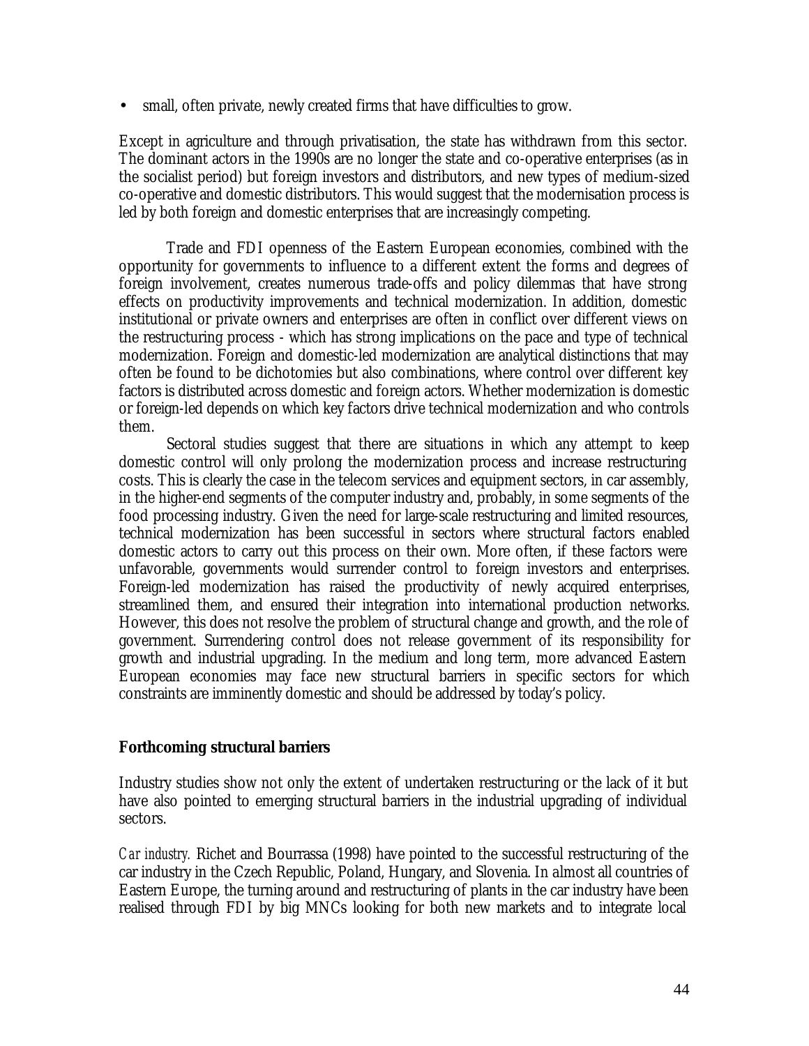- small, often private, newly created firms that have difficulties to grow.

Except in agriculture and through privatisation, the state has withdrawn from this sector. The dominant actors in the 1990s are no longer the state and co-operative enterprises (as in the socialist period) but foreign investors and distributors, and new types of medium-sized co-operative and domestic distributors. This would suggest that the modernisation process is led by both foreign and domestic enterprises that are increasingly competing.

Trade and FDI openness of the Eastern European economies, combined with the opportunity for governments to influence to a different extent the forms and degrees of foreign involvement, creates numerous trade-offs and policy dilemmas that have strong effects on productivity improvements and technical modernization. In addition, domestic institutional or private owners and enterprises are often in conflict over different views on the restructuring process - which has strong implications on the pace and type of technical modernization. Foreign and domestic-led modernization are analytical distinctions that may often be found to be dichotomies but also combinations, where control over different key factors is distributed across domestic and foreign actors. Whether modernization is domestic or foreign-led depends on which key factors drive technical modernization and who controls them.

Sectoral studies suggest that there are situations in which any attempt to keep domestic control will only prolong the modernization process and increase restructuring costs. This is clearly the case in the telecom services and equipment sectors, in car assembly, in the higher-end segments of the computer industry and, probably, in some segments of the food processing industry. Given the need for large-scale restructuring and limited resources, technical modernization has been successful in sectors where structural factors enabled domestic actors to carry out this process on their own. More often, if these factors were unfavorable, governments would surrender control to foreign investors and enterprises. Foreign-led modernization has raised the productivity of newly acquired enterprises, streamlined them, and ensured their integration into international production networks. However, this does not resolve the problem of structural change and growth, and the role of government. Surrendering control does not release government of its responsibility for growth and industrial upgrading. In the medium and long term, more advanced Eastern European economies may face new structural barriers in specific sectors for which constraints are imminently domestic and should be addressed by today's policy.

**Forthcoming structural barriers**

Industry studies show not only the extent of undertaken restructuring or the lack of it but have also pointed to emerging structural barriers in the industrial upgrading of individual sectors.

*Car industry.* Richet and Bourrassa (1998) have pointed to the successful restructuring of the car industry in the Czech Republic, Poland, Hungary, and Slovenia. In almost all countries of Eastern Europe, the turning around and restructuring of plants in the car industry have been realised through FDI by big MNCs looking for both new markets and to integrate local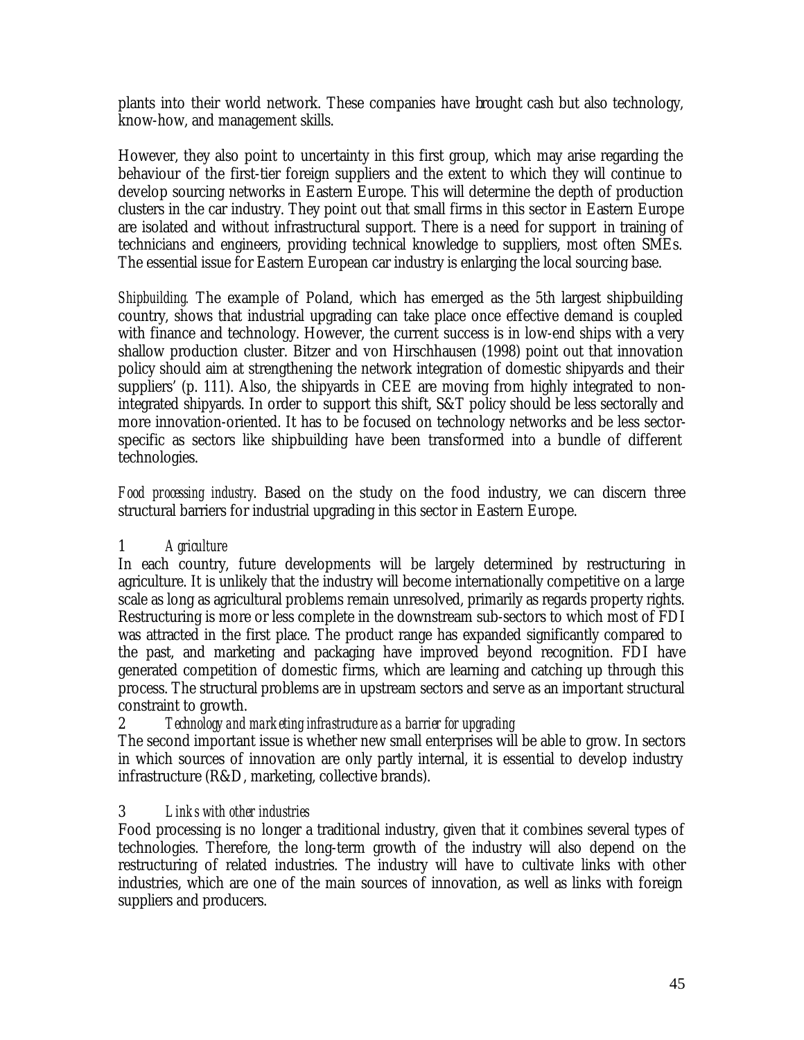plants into their world network. These companies have brought cash but also technology, know-how, and management skills.

However, they also point to uncertainty in this first group, which may arise regarding the behaviour of the first-tier foreign suppliers and the extent to which they will continue to develop sourcing networks in Eastern Europe. This will determine the depth of production clusters in the car industry. They point out that small firms in this sector in Eastern Europe are isolated and without infrastructural support. There is a need for support in training of technicians and engineers, providing technical knowledge to suppliers, most often SMEs. The essential issue for Eastern European car industry is enlarging the local sourcing base.

*Shipbuilding.* The example of Poland, which has emerged as the 5th largest shipbuilding country, shows that industrial upgrading can take place once effective demand is coupled with finance and technology. However, the current success is in low-end ships with a very shallow production cluster. Bitzer and von Hirschhausen (1998) point out that innovation policy should aim at strengthening the network integration of domestic shipyards and their suppliers' (p. 111). Also, the shipyards in CEE are moving from highly integrated to non-integrated shipyards. In order to support this shift, S&T policy should be less sectorally and more innovation-oriented. It has to be focused on technology networks and be less sector-specific as sectors like shipbuilding have been transformed into a bundle of different technologies.

*Food processing industry*. Based on the study on the food industry, we can discern three structural barriers for industrial upgrading in this sector in Eastern Europe.

1 *Agriculture*

In each country, future developments will be largely determined by restructuring in agriculture. It is unlikely that the industry will become internationally competitive on a large scale as long as agricultural problems remain unresolved, primarily as regards property rights. Restructuring is more or less complete in the downstream sub-sectors to which most of FDI was attracted in the first place. The product range has expanded significantly compared to the past, and marketing and packaging have improved beyond recognition. FDI have generated competition of domestic firms, which are learning and catching up through this process. The structural problems are in upstream sectors and serve as an important structural constraint to growth.

2 *Technology and marketing infrastructure as a barrier for upgrading*

The second important issue is whether new small enterprises will be able to grow. In sectors in which sources of innovation are only partly internal, it is essential to develop industry infrastructure (R&D, marketing, collective brands).

3 *Links with other industries*

Food processing is no longer a traditional industry, given that it combines several types of technologies. Therefore, the long-term growth of the industry will also depend on the restructuring of related industries. The industry will have to cultivate links with other industries, which are one of the main sources of innovation, as well as links with foreign suppliers and producers.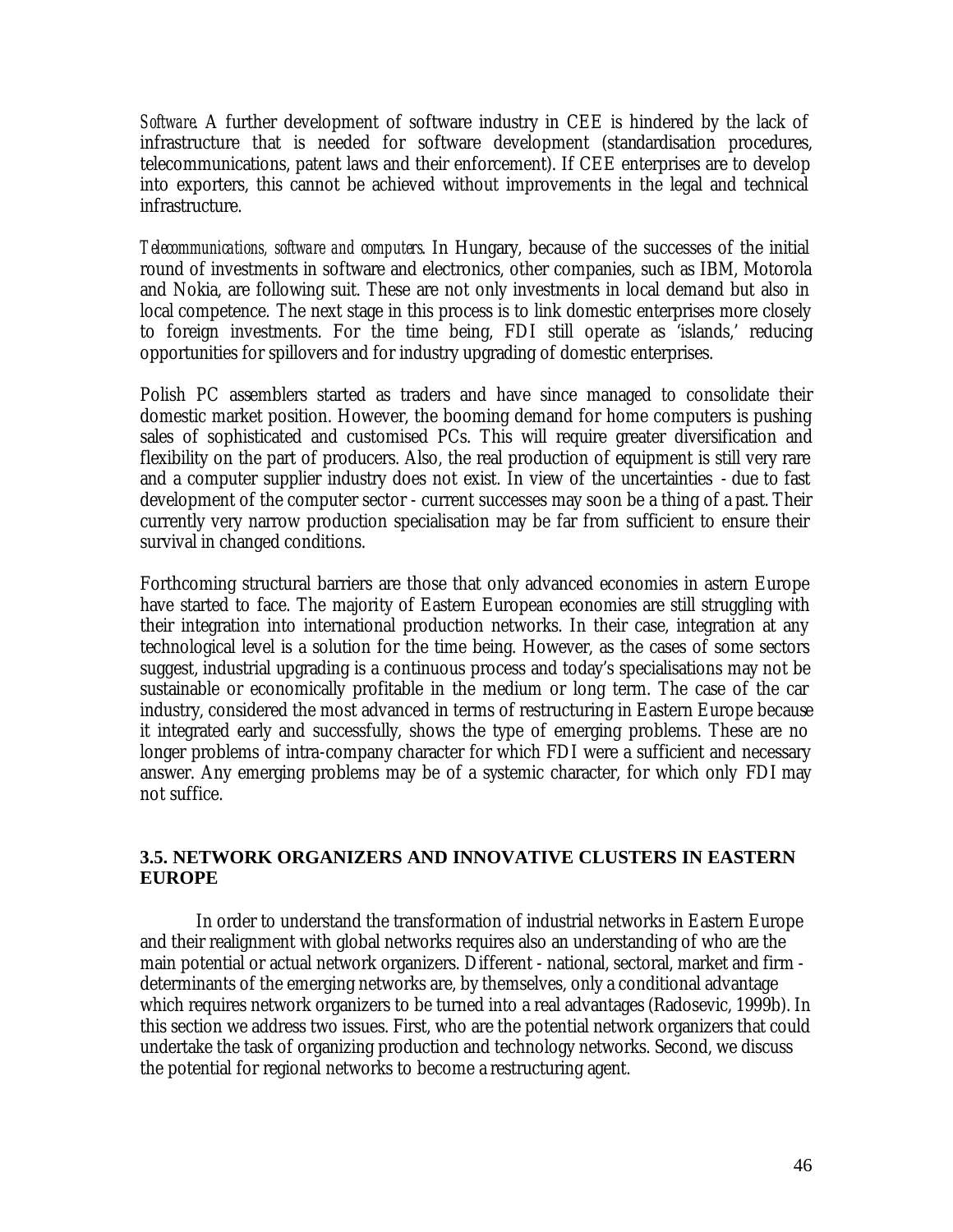*Software*. A further development of software industry in CEE is hindered by the lack of infrastructure that is needed for software development (standardisation procedures, telecommunications, patent laws and their enforcement). If CEE enterprises are to develop into exporters, this cannot be achieved without improvements in the legal and technical infrastructure.

*Telecommunications, software and computers*. In Hungary, because of the successes of the initial round of investments in software and electronics, other companies, such as IBM, Motorola and Nokia, are following suit. These are not only investments in local demand but also in local competence. The next stage in this process is to link domestic enterprises more closely to foreign investments. For the time being, FDI still operate as 'islands,' reducing opportunities for spillovers and for industry upgrading of domestic enterprises.

Polish PC assemblers started as traders and have since managed to consolidate their domestic market position. However, the booming demand for home computers is pushing sales of sophisticated and customised PCs. This will require greater diversification and flexibility on the part of producers. Also, the real production of equipment is still very rare and a computer supplier industry does not exist. In view of the uncertainties - due to fast development of the computer sector - current successes may soon be a thing of a past. Their currently very narrow production specialisation may be far from sufficient to ensure their survival in changed conditions.

Forthcoming structural barriers are those that only advanced economies in astern Europe have started to face. The majority of Eastern European economies are still struggling with their integration into international production networks. In their case, integration at any technological level is a solution for the time being. However, as the cases of some sectors suggest, industrial upgrading is a continuous process and today's specialisations may not be sustainable or economically profitable in the medium or long term. The case of the car industry, considered the most advanced in terms of restructuring in Eastern Europe because it integrated early and successfully, shows the type of emerging problems. These are no longer problems of intra-company character for which FDI were a sufficient and necessary answer. Any emerging problems may be of a systemic character, for which only FDI may not suffice.

### 3.5. NETWORK ORGANIZERS AND INNOVATIVE CLUSTERS IN EASTERN EUROPE

In order to understand the transformation of industrial networks in Eastern Europe and their realignment with global networks requires also an understanding of who are the main potential or actual network organizers. Different - national, sectoral, market and firm - determinants of the emerging networks are, by themselves, only a conditional advantage which requires network organizers to be turned into a real advantages (Radosevic, 1999b). In this section we address two issues. First, who are the potential network organizers that could undertake the task of organizing production and technology networks. Second, we discuss the potential for regional networks to become a restructuring agent.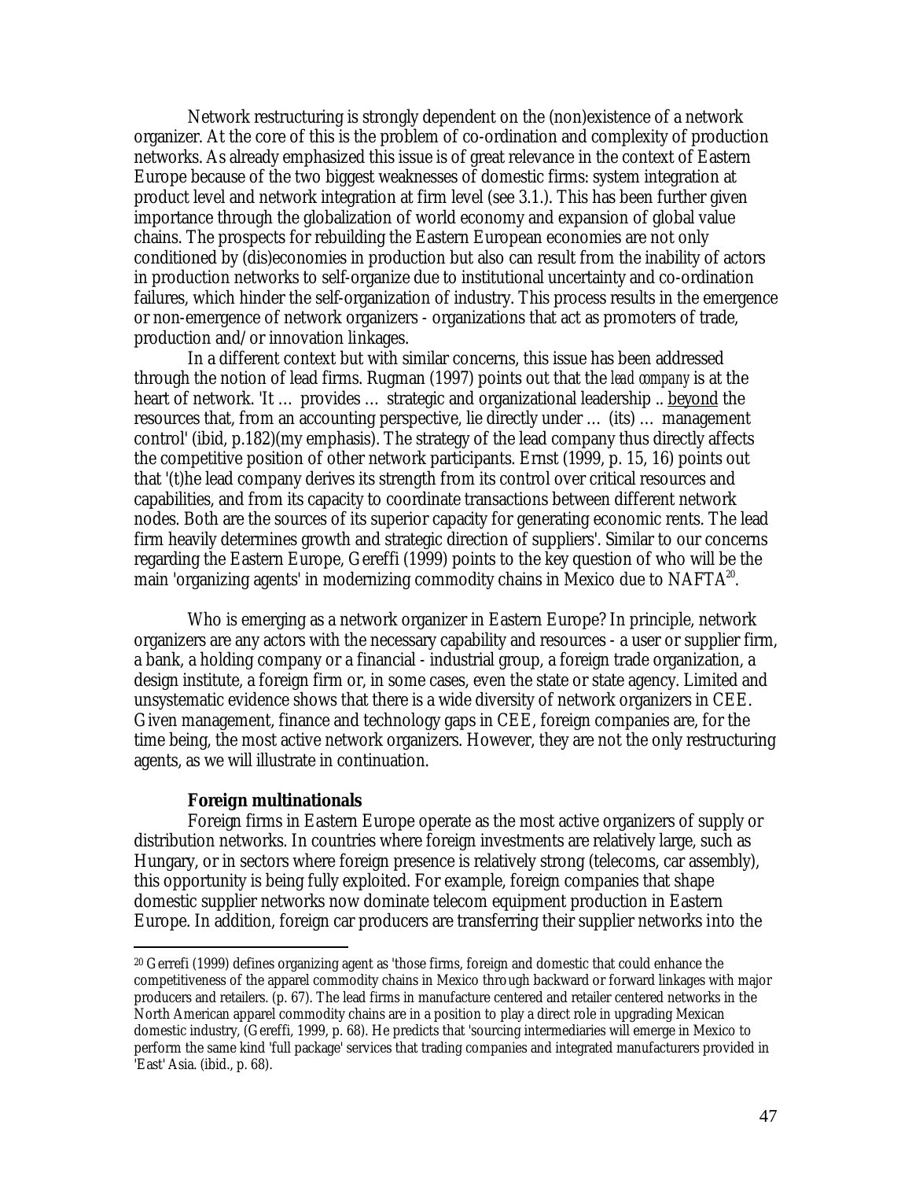Network restructuring is strongly dependent on the (non)existence of a network organizer. At the core of this is the problem of co-ordination and complexity of production networks. As already emphasized this issue is of great relevance in the context of Eastern Europe because of the two biggest weaknesses of domestic firms: system integration at product level and network integration at firm level (see 3.1.). This has been further given importance through the globalization of world economy and expansion of global value chains. The prospects for rebuilding the Eastern European economies are not only conditioned by (dis)economies in production but also can result from the inability of actors in production networks to self-organize due to institutional uncertainty and co-ordination failures, which hinder the self-organization of industry. This process results in the emergence or non-emergence of network organizers - organizations that act as promoters of trade, production and/or innovation linkages.

In a different context but with similar concerns, this issue has been addressed through the notion of lead firms. Rugman (1997) points out that the *lead company* is at the heart of network. 'It … provides … strategic and organizational leadership .. <u>beyond</u> the resources that, from an accounting perspective, lie directly under … (its) … management control' (ibid, p.182)(my emphasis). The strategy of the lead company thus directly affects the competitive position of other network participants. Ernst (1999, p. 15, 16) points out that '(t)he lead company derives its strength from its control over critical resources and capabilities, and from its capacity to coordinate transactions between different network nodes. Both are the sources of its superior capacity for generating economic rents. The lead firm heavily determines growth and strategic direction of suppliers'. Similar to our concerns regarding the Eastern Europe, Gereffi (1999) points to the key question of who will be the main 'organizing agents' in modernizing commodity chains in Mexico due to NAFTA[20].

Who is emerging as a network organizer in Eastern Europe? In principle, network organizers are any actors with the necessary capability and resources - a user or supplier firm, a bank, a holding company or a financial - industrial group, a foreign trade organization, a design institute, a foreign firm or, in some cases, even the state or state agency. Limited and unsystematic evidence shows that there is a wide diversity of network organizers in CEE. Given management, finance and technology gaps in CEE, foreign companies are, for the time being, the most active network organizers. However, they are not the only restructuring agents, as we will illustrate in continuation.

**Foreign multinationals**

Foreign firms in Eastern Europe operate as the most active organizers of supply or distribution networks. In countries where foreign investments are relatively large, such as Hungary, or in sectors where foreign presence is relatively strong (telecoms, car assembly), this opportunity is being fully exploited. For example, foreign companies that shape domestic supplier networks now dominate telecom equipment production in Eastern Europe. In addition, foreign car producers are transferring their supplier networks into the

---

[20] Gerrefi (1999) defines organizing agent as 'those firms, foreign and domestic that could enhance the competitiveness of the apparel commodity chains in Mexico through backward or forward linkages with major producers and retailers. (p. 67). The lead firms in manufacture centered and retailer centered networks in the North American apparel commodity chains are in a position to play a direct role in upgrading Mexican domestic industry, (Gereffi, 1999, p. 68). He predicts that 'sourcing intermediaries will emerge in Mexico to perform the same kind 'full package' services that trading companies and integrated manufacturers provided in 'East' Asia. (ibid., p. 68).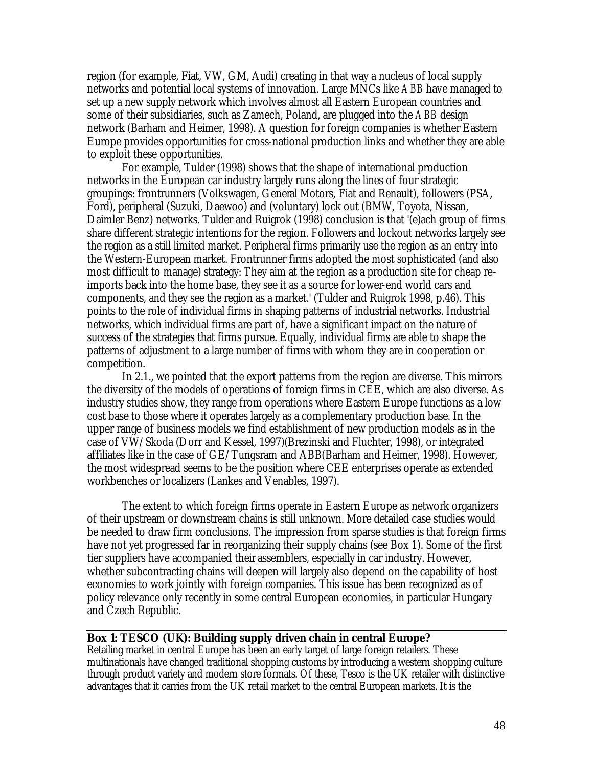region (for example, Fiat, VW, GM, Audi) creating in that way a nucleus of local supply networks and potential local systems of innovation. Large MNCs like *ABB* have managed to set up a new supply network which involves almost all Eastern European countries and some of their subsidiaries, such as Zamech, Poland, are plugged into the *ABB* design network (Barham and Heimer, 1998). A question for foreign companies is whether Eastern Europe provides opportunities for cross-national production links and whether they are able to exploit these opportunities.

For example, Tulder (1998) shows that the shape of international production networks in the European car industry largely runs along the lines of four strategic groupings: frontrunners (Volkswagen, General Motors, Fiat and Renault), followers (PSA, Ford), peripheral (Suzuki, Daewoo) and (voluntary) lock out (BMW, Toyota, Nissan, Daimler Benz) networks. Tulder and Ruigrok (1998) conclusion is that '(e)ach group of firms share different strategic intentions for the region. Followers and lockout networks largely see the region as a still limited market. Peripheral firms primarily use the region as an entry into the Western-European market. Frontrunner firms adopted the most sophisticated (and also most difficult to manage) strategy: They aim at the region as a production site for cheap re-imports back into the home base, they see it as a source for lower-end world cars and components, and they see the region as a market.' (Tulder and Ruigrok 1998, p.46). This points to the role of individual firms in shaping patterns of industrial networks. Industrial networks, which individual firms are part of, have a significant impact on the nature of success of the strategies that firms pursue. Equally, individual firms are able to shape the patterns of adjustment to a large number of firms with whom they are in cooperation or competition.

In 2.1., we pointed that the export patterns from the region are diverse. This mirrors the diversity of the models of operations of foreign firms in CEE, which are also diverse. As industry studies show, they range from operations where Eastern Europe functions as a low cost base to those where it operates largely as a complementary production base. In the upper range of business models we find establishment of new production models as in the case of VW/Skoda (Dorr and Kessel, 1997)(Brezinski and Fluchter, 1998), or integrated affiliates like in the case of GE/Tungsram and ABB(Barham and Heimer, 1998). However, the most widespread seems to be the position where CEE enterprises operate as extended workbenches or localizers (Lankes and Venables, 1997).

The extent to which foreign firms operate in Eastern Europe as network organizers of their upstream or downstream chains is still unknown. More detailed case studies would be needed to draw firm conclusions. The impression from sparse studies is that foreign firms have not yet progressed far in reorganizing their supply chains (see Box 1). Some of the first tier suppliers have accompanied their assemblers, especially in car industry. However, whether subcontracting chains will deepen will largely also depend on the capability of host economies to work jointly with foreign companies. This issue has been recognized as of policy relevance only recently in some central European economies, in particular Hungary and Czech Republic.

**Box 1: TESCO (UK): Building supply driven chain in central Europe?**

Retailing market in central Europe has been an early target of large foreign retailers. These multinationals have changed traditional shopping customs by introducing a western shopping culture through product variety and modern store formats. Of these, Tesco is the UK retailer with distinctive advantages that it carries from the UK retail market to the central European markets. It is the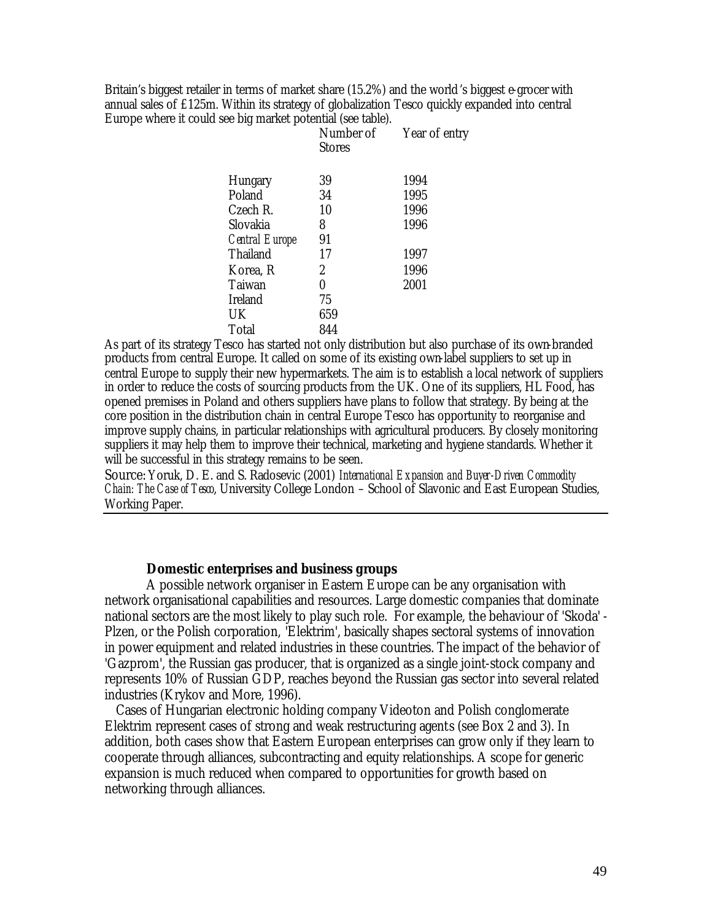Britain's biggest retailer in terms of market share (15.2%) and the world's biggest e-grocer with annual sales of £125m. Within its strategy of globalization Tesco quickly expanded into central Europe where it could see big market potential (see table).

| | Number of Stores | Year of entry |
|---|---|---|
| Hungary | 39 | 1994 |
| Poland | 34 | 1995 |
| Czech R. | 10 | 1996 |
| Slovakia | 8 | 1996 |
| *Central Europe* | 91 | |
| Thailand | 17 | 1997 |
| Korea, R | 2 | 1996 |
| Taiwan | 0 | 2001 |
| Ireland | 75 | |
| UK | 659 | |
| Total | 844 | |

As part of its strategy Tesco has started not only distribution but also purchase of its own-branded products from central Europe. It called on some of its existing own-label suppliers to set up in central Europe to supply their new hypermarkets. The aim is to establish a local network of suppliers in order to reduce the costs of sourcing products from the UK. One of its suppliers, HL Food, has opened premises in Poland and others suppliers have plans to follow that strategy. By being at the core position in the distribution chain in central Europe Tesco has opportunity to reorganise and improve supply chains, in particular relationships with agricultural producers. By closely monitoring suppliers it may help them to improve their technical, marketing and hygiene standards. Whether it will be successful in this strategy remains to be seen.

Source: Yoruk, D. E. and S. Radosevic (2001) *International Expansion and Buyer-Driven Commodity Chain: The Case of Tesco*, University College London – School of Slavonic and East European Studies, Working Paper.

### Domestic enterprises and business groups

A possible network organiser in Eastern Europe can be any organisation with network organisational capabilities and resources. Large domestic companies that dominate national sectors are the most likely to play such role. For example, the behaviour of 'Skoda' - Plzen, or the Polish corporation, 'Elektrim', basically shapes sectoral systems of innovation in power equipment and related industries in these countries. The impact of the behavior of 'Gazprom', the Russian gas producer, that is organized as a single joint-stock company and represents 10% of Russian GDP, reaches beyond the Russian gas sector into several related industries (Krykov and More, 1996).

Cases of Hungarian electronic holding company Videoton and Polish conglomerate Elektrim represent cases of strong and weak restructuring agents (see Box 2 and 3). In addition, both cases show that Eastern European enterprises can grow only if they learn to cooperate through alliances, subcontracting and equity relationships. A scope for generic expansion is much reduced when compared to opportunities for growth based on networking through alliances.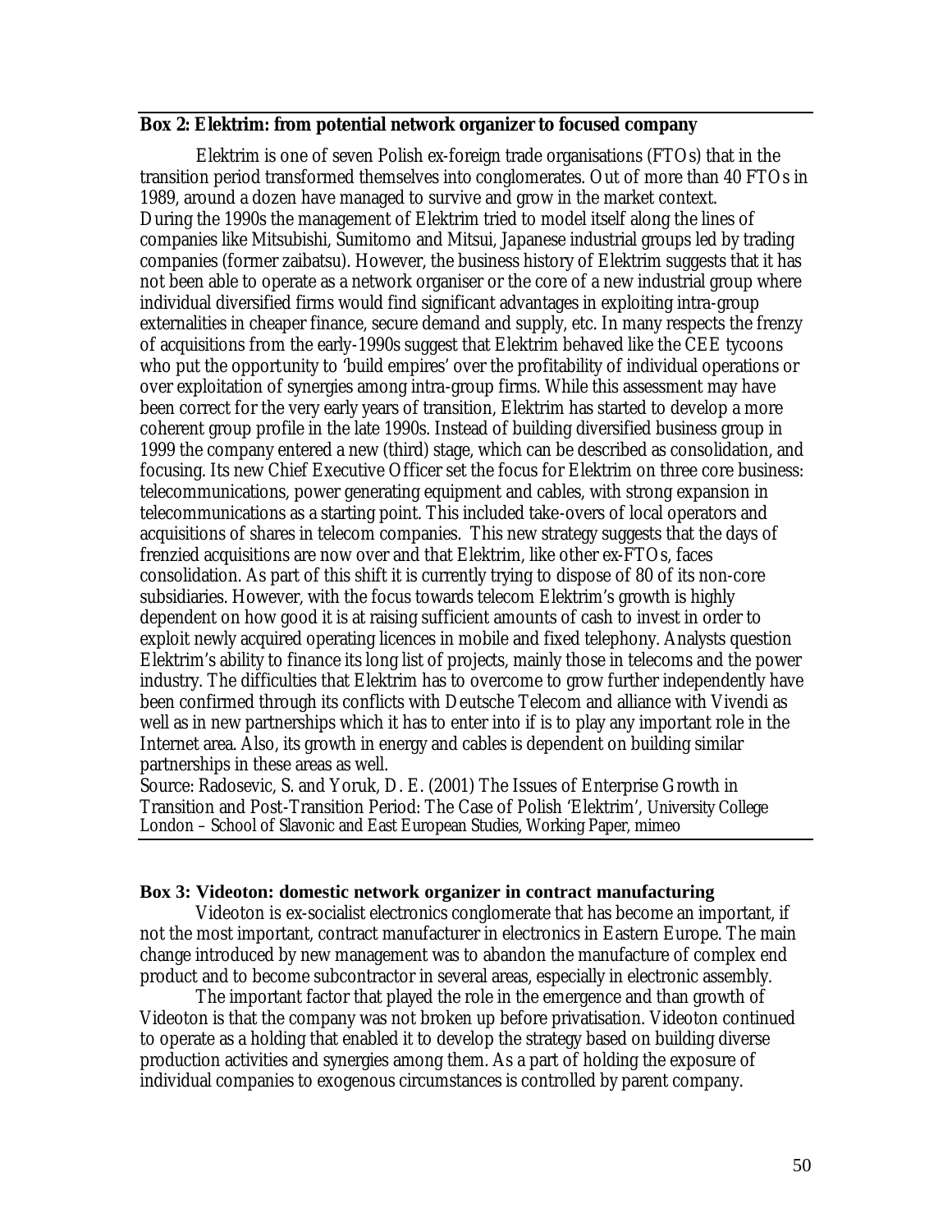**Box 2: Elektrim: from potential network organizer to focused company**

Elektrim is one of seven Polish ex-foreign trade organisations (FTOs) that in the transition period transformed themselves into conglomerates. Out of more than 40 FTOs in 1989, around a dozen have managed to survive and grow in the market context. During the 1990s the management of Elektrim tried to model itself along the lines of companies like Mitsubishi, Sumitomo and Mitsui, Japanese industrial groups led by trading companies (former zaibatsu). However, the business history of Elektrim suggests that it has not been able to operate as a network organiser or the core of a new industrial group where individual diversified firms would find significant advantages in exploiting intra-group externalities in cheaper finance, secure demand and supply, etc. In many respects the frenzy of acquisitions from the early-1990s suggest that Elektrim behaved like the CEE tycoons who put the opportunity to 'build empires' over the profitability of individual operations or over exploitation of synergies among intra-group firms. While this assessment may have been correct for the very early years of transition, Elektrim has started to develop a more coherent group profile in the late 1990s. Instead of building diversified business group in 1999 the company entered a new (third) stage, which can be described as consolidation, and focusing. Its new Chief Executive Officer set the focus for Elektrim on three core business: telecommunications, power generating equipment and cables, with strong expansion in telecommunications as a starting point. This included take-overs of local operators and acquisitions of shares in telecom companies. This new strategy suggests that the days of frenzied acquisitions are now over and that Elektrim, like other ex-FTOs, faces consolidation. As part of this shift it is currently trying to dispose of 80 of its non-core subsidiaries. However, with the focus towards telecom Elektrim's growth is highly dependent on how good it is at raising sufficient amounts of cash to invest in order to exploit newly acquired operating licences in mobile and fixed telephony. Analysts question Elektrim's ability to finance its long list of projects, mainly those in telecoms and the power industry. The difficulties that Elektrim has to overcome to grow further independently have been confirmed through its conflicts with Deutsche Telecom and alliance with Vivendi as well as in new partnerships which it has to enter into if is to play any important role in the Internet area. Also, its growth in energy and cables is dependent on building similar partnerships in these areas as well.

Source: Radosevic, S. and Yoruk, D. E. (2001) The Issues of Enterprise Growth in Transition and Post-Transition Period: The Case of Polish 'Elektrim', University College London – School of Slavonic and East European Studies, Working Paper, mimeo

**Box 3: Videoton: domestic network organizer in contract manufacturing**

Videoton is ex-socialist electronics conglomerate that has become an important, if not the most important, contract manufacturer in electronics in Eastern Europe. The main change introduced by new management was to abandon the manufacture of complex end product and to become subcontractor in several areas, especially in electronic assembly.

The important factor that played the role in the emergence and than growth of Videoton is that the company was not broken up before privatisation. Videoton continued to operate as a holding that enabled it to develop the strategy based on building diverse production activities and synergies among them. As a part of holding the exposure of individual companies to exogenous circumstances is controlled by parent company.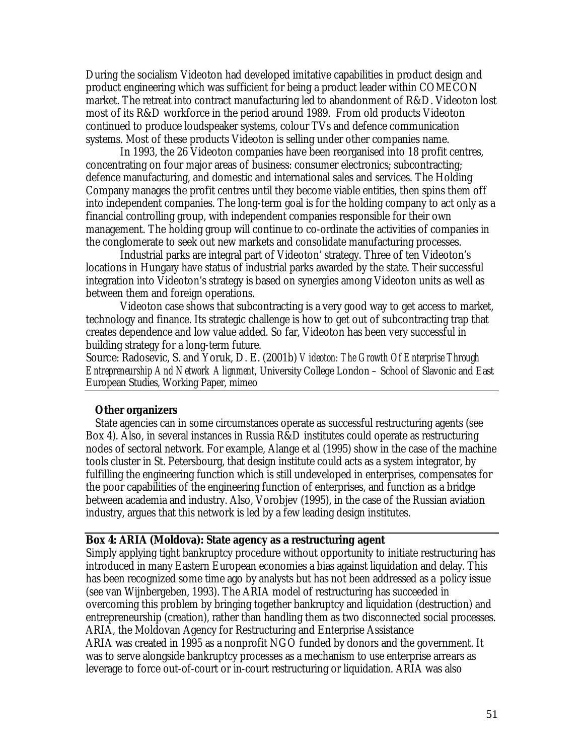During the socialism Videoton had developed imitative capabilities in product design and product engineering which was sufficient for being a product leader within COMECON market. The retreat into contract manufacturing led to abandonment of R&D. Videoton lost most of its R&D workforce in the period around 1989. From old products Videoton continued to produce loudspeaker systems, colour TVs and defence communication systems. Most of these products Videoton is selling under other companies name.

In 1993, the 26 Videoton companies have been reorganised into 18 profit centres, concentrating on four major areas of business: consumer electronics; subcontracting; defence manufacturing, and domestic and international sales and services. The Holding Company manages the profit centres until they become viable entities, then spins them off into independent companies. The long-term goal is for the holding company to act only as a financial controlling group, with independent companies responsible for their own management. The holding group will continue to co-ordinate the activities of companies in the conglomerate to seek out new markets and consolidate manufacturing processes.

Industrial parks are integral part of Videoton' strategy. Three of ten Videoton's locations in Hungary have status of industrial parks awarded by the state. Their successful integration into Videoton's strategy is based on synergies among Videoton units as well as between them and foreign operations.

Videoton case shows that subcontracting is a very good way to get access to market, technology and finance. Its strategic challenge is how to get out of subcontracting trap that creates dependence and low value added. So far, Videoton has been very successful in building strategy for a long-term future.

Source: Radosevic, S. and Yoruk, D. E. (2001b) *Videoton: The Growth Of Enterprise Through Entrepreneurship And Network Alignment,* University College London – School of Slavonic and East European Studies, Working Paper, mimeo

**Other organizers**

State agencies can in some circumstances operate as successful restructuring agents (see Box 4). Also, in several instances in Russia R&D institutes could operate as restructuring nodes of sectoral network. For example, Alange et al (1995) show in the case of the machine tools cluster in St. Petersbourg, that design institute could acts as a system integrator, by fulfilling the engineering function which is still undeveloped in enterprises, compensates for the poor capabilities of the engineering function of enterprises, and function as a bridge between academia and industry. Also, Vorobjev (1995), in the case of the Russian aviation industry, argues that this network is led by a few leading design institutes.

**Box 4: ARIA (Moldova): State agency as a restructuring agent**

Simply applying tight bankruptcy procedure without opportunity to initiate restructuring has introduced in many Eastern European economies a bias against liquidation and delay. This has been recognized some time ago by analysts but has not been addressed as a policy issue (see van Wijnbergeben, 1993). The ARIA model of restructuring has succeeded in overcoming this problem by bringing together bankruptcy and liquidation (destruction) and entrepreneurship (creation), rather than handling them as two disconnected social processes.

ARIA, the Moldovan Agency for Restructuring and Enterprise Assistance

ARIA was created in 1995 as a nonprofit NGO funded by donors and the government. It was to serve alongside bankruptcy processes as a mechanism to use enterprise arrears as leverage to force out-of-court or in-court restructuring or liquidation. ARIA was also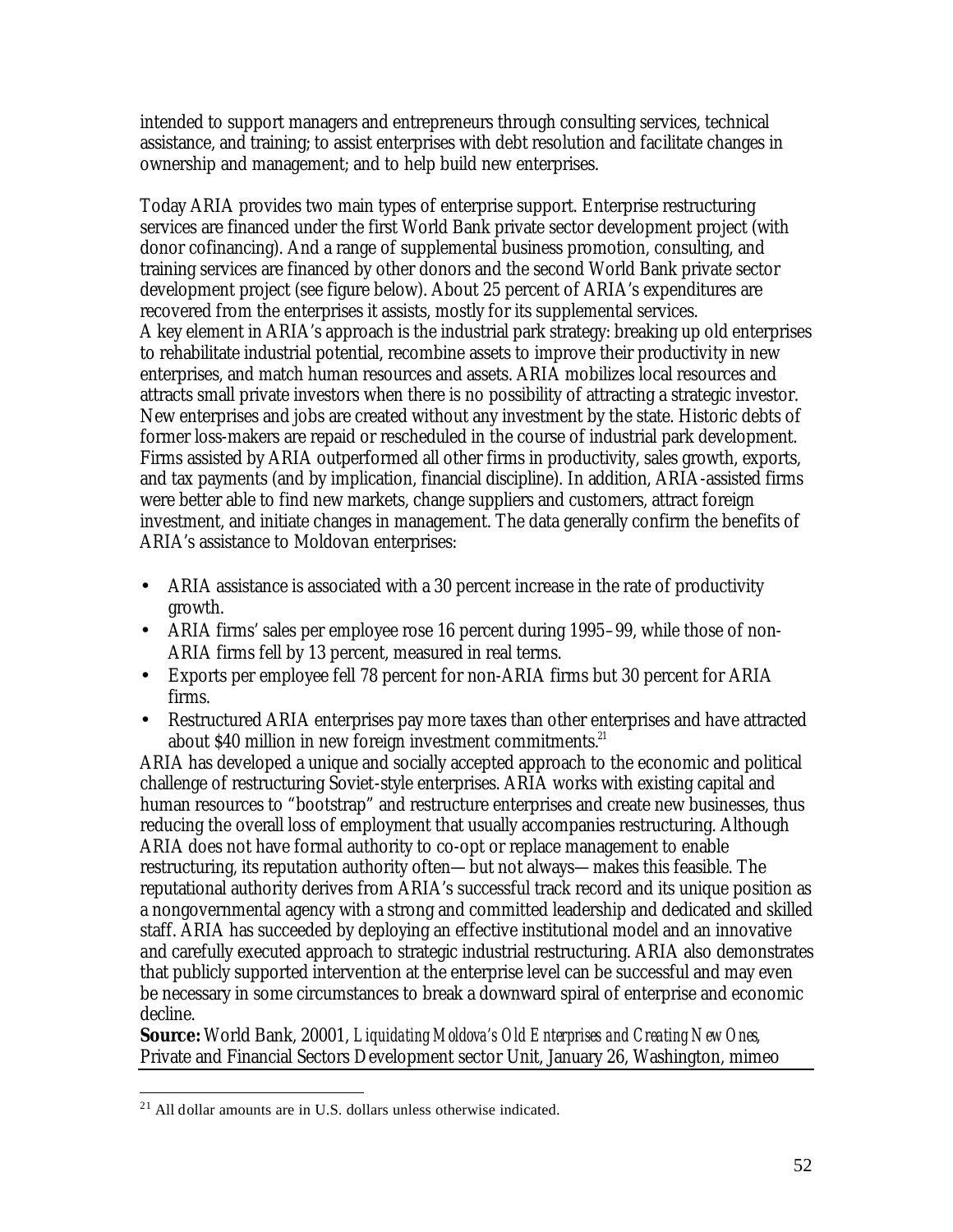intended to support managers and entrepreneurs through consulting services, technical assistance, and training; to assist enterprises with debt resolution and facilitate changes in ownership and management; and to help build new enterprises.

Today ARIA provides two main types of enterprise support. Enterprise restructuring services are financed under the first World Bank private sector development project (with donor cofinancing). And a range of supplemental business promotion, consulting, and training services are financed by other donors and the second World Bank private sector development project (see figure below). About 25 percent of ARIA's expenditures are recovered from the enterprises it assists, mostly for its supplemental services.
A key element in ARIA's approach is the industrial park strategy: breaking up old enterprises to rehabilitate industrial potential, recombine assets to improve their productivity in new enterprises, and match human resources and assets. ARIA mobilizes local resources and attracts small private investors when there is no possibility of attracting a strategic investor. New enterprises and jobs are created without any investment by the state. Historic debts of former loss-makers are repaid or rescheduled in the course of industrial park development. Firms assisted by ARIA outperformed all other firms in productivity, sales growth, exports, and tax payments (and by implication, financial discipline). In addition, ARIA-assisted firms were better able to find new markets, change suppliers and customers, attract foreign investment, and initiate changes in management. The data generally confirm the benefits of ARIA's assistance to Moldovan enterprises:

- ARIA assistance is associated with a 30 percent increase in the rate of productivity growth.
- ARIA firms' sales per employee rose 16 percent during 1995–99, while those of non-ARIA firms fell by 13 percent, measured in real terms.
- Exports per employee fell 78 percent for non-ARIA firms but 30 percent for ARIA firms.
- Restructured ARIA enterprises pay more taxes than other enterprises and have attracted about $40 million in new foreign investment commitments.[21]

ARIA has developed a unique and socially accepted approach to the economic and political challenge of restructuring Soviet-style enterprises. ARIA works with existing capital and human resources to "bootstrap" and restructure enterprises and create new businesses, thus reducing the overall loss of employment that usually accompanies restructuring. Although ARIA does not have formal authority to co-opt or replace management to enable restructuring, its reputation authority often—but not always—makes this feasible. The reputational authority derives from ARIA's successful track record and its unique position as a nongovernmental agency with a strong and committed leadership and dedicated and skilled staff. ARIA has succeeded by deploying an effective institutional model and an innovative and carefully executed approach to strategic industrial restructuring. ARIA also demonstrates that publicly supported intervention at the enterprise level can be successful and may even be necessary in some circumstances to break a downward spiral of enterprise and economic decline.

**Source:** World Bank, 20001, *Liquidating Moldova's Old Enterprises and Creating New Ones*, Private and Financial Sectors Development sector Unit, January 26, Washington, mimeo

[21] All dollar amounts are in U.S. dollars unless otherwise indicated.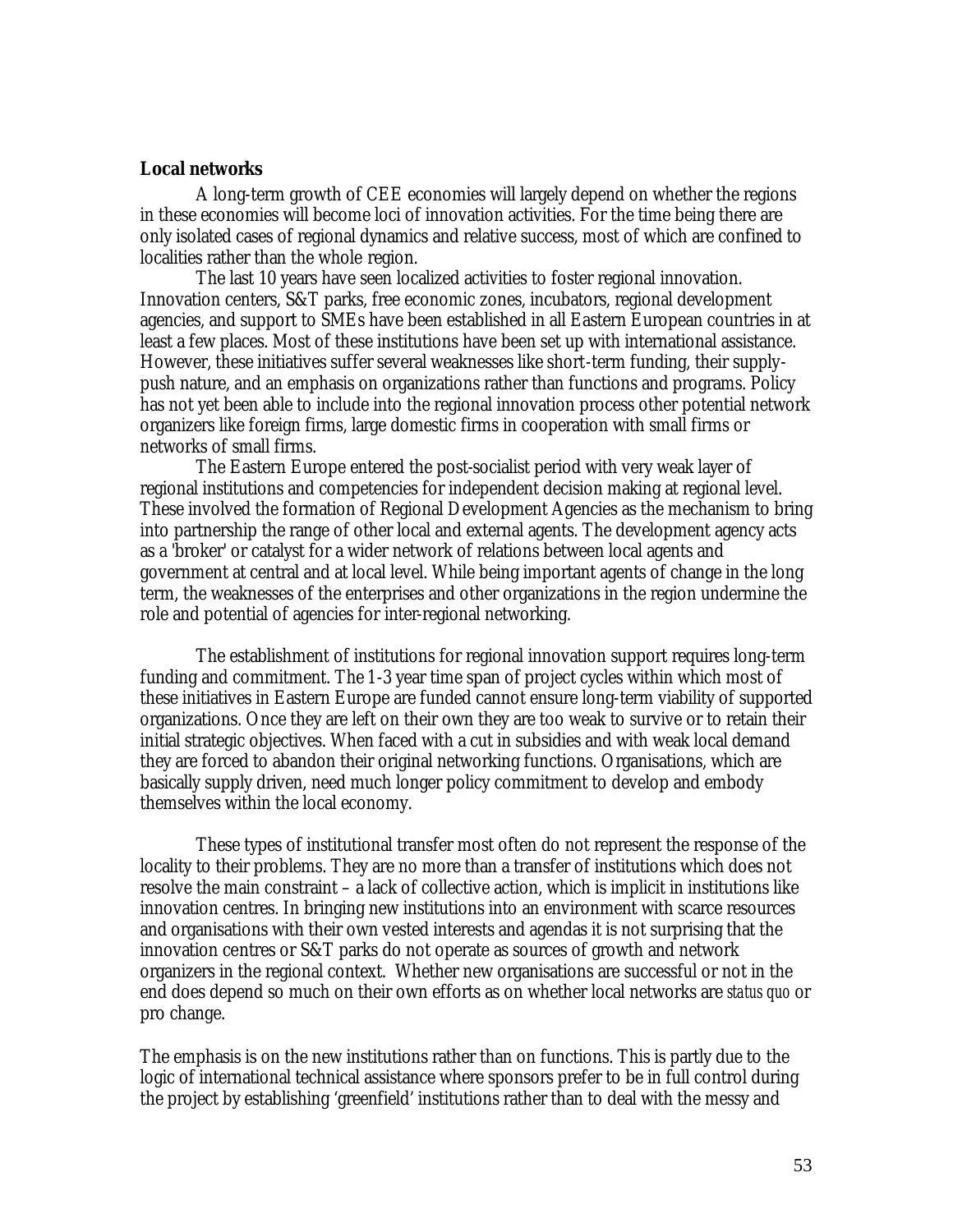**Local networks**

A long-term growth of CEE economies will largely depend on whether the regions in these economies will become loci of innovation activities. For the time being there are only isolated cases of regional dynamics and relative success, most of which are confined to localities rather than the whole region.

The last 10 years have seen localized activities to foster regional innovation. Innovation centers, S&T parks, free economic zones, incubators, regional development agencies, and support to SMEs have been established in all Eastern European countries in at least a few places. Most of these institutions have been set up with international assistance. However, these initiatives suffer several weaknesses like short-term funding, their supply-push nature, and an emphasis on organizations rather than functions and programs. Policy has not yet been able to include into the regional innovation process other potential network organizers like foreign firms, large domestic firms in cooperation with small firms or networks of small firms.

The Eastern Europe entered the post-socialist period with very weak layer of regional institutions and competencies for independent decision making at regional level. These involved the formation of Regional Development Agencies as the mechanism to bring into partnership the range of other local and external agents. The development agency acts as a 'broker' or catalyst for a wider network of relations between local agents and government at central and at local level. While being important agents of change in the long term, the weaknesses of the enterprises and other organizations in the region undermine the role and potential of agencies for inter-regional networking.

The establishment of institutions for regional innovation support requires long-term funding and commitment. The 1-3 year time span of project cycles within which most of these initiatives in Eastern Europe are funded cannot ensure long-term viability of supported organizations. Once they are left on their own they are too weak to survive or to retain their initial strategic objectives. When faced with a cut in subsidies and with weak local demand they are forced to abandon their original networking functions. Organisations, which are basically supply driven, need much longer policy commitment to develop and embody themselves within the local economy.

These types of institutional transfer most often do not represent the response of the locality to their problems. They are no more than a transfer of institutions which does not resolve the main constraint – a lack of collective action, which is implicit in institutions like innovation centres. In bringing new institutions into an environment with scarce resources and organisations with their own vested interests and agendas it is not surprising that the innovation centres or S&T parks do not operate as sources of growth and network organizers in the regional context. Whether new organisations are successful or not in the end does depend so much on their own efforts as on whether local networks are *status quo* or pro change.

The emphasis is on the new institutions rather than on functions. This is partly due to the logic of international technical assistance where sponsors prefer to be in full control during the project by establishing 'greenfield' institutions rather than to deal with the messy and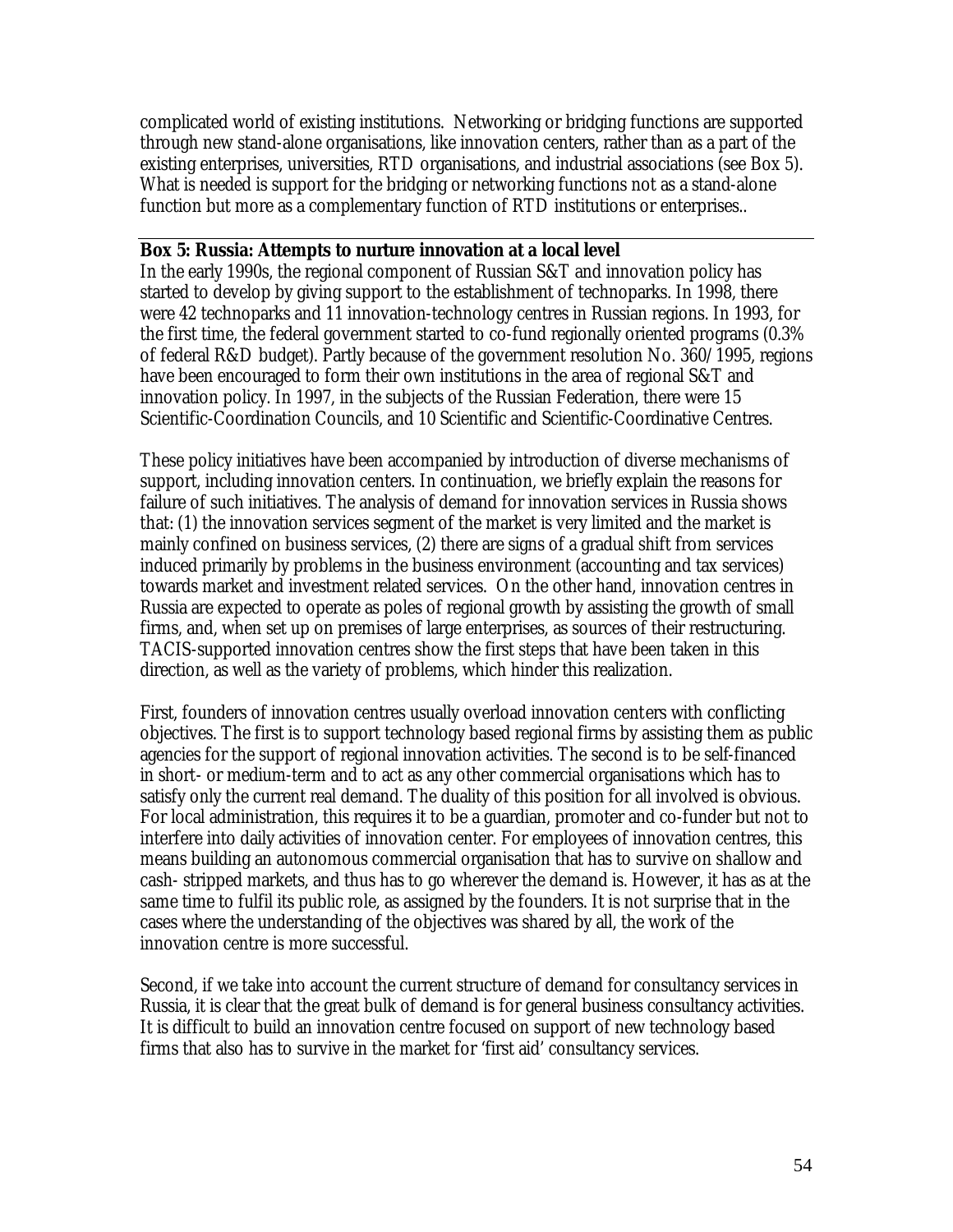complicated world of existing institutions. Networking or bridging functions are supported through new stand-alone organisations, like innovation centers, rather than as a part of the existing enterprises, universities, RTD organisations, and industrial associations (see Box 5). What is needed is support for the bridging or networking functions not as a stand-alone function but more as a complementary function of RTD institutions or enterprises..

---

**Box 5: Russia: Attempts to nurture innovation at a local level**

In the early 1990s, the regional component of Russian S&T and innovation policy has started to develop by giving support to the establishment of technoparks. In 1998, there were 42 technoparks and 11 innovation-technology centres in Russian regions. In 1993, for the first time, the federal government started to co-fund regionally oriented programs (0.3% of federal R&D budget). Partly because of the government resolution No. 360/1995, regions have been encouraged to form their own institutions in the area of regional S&T and innovation policy. In 1997, in the subjects of the Russian Federation, there were 15 Scientific-Coordination Councils, and 10 Scientific and Scientific-Coordinative Centres.

These policy initiatives have been accompanied by introduction of diverse mechanisms of support, including innovation centers. In continuation, we briefly explain the reasons for failure of such initiatives. The analysis of demand for innovation services in Russia shows that: (1) the innovation services segment of the market is very limited and the market is mainly confined on business services, (2) there are signs of a gradual shift from services induced primarily by problems in the business environment (accounting and tax services) towards market and investment related services. On the other hand, innovation centres in Russia are expected to operate as poles of regional growth by assisting the growth of small firms, and, when set up on premises of large enterprises, as sources of their restructuring. TACIS-supported innovation centres show the first steps that have been taken in this direction, as well as the variety of problems, which hinder this realization.

First, founders of innovation centres usually overload innovation centers with conflicting objectives. The first is to support technology based regional firms by assisting them as public agencies for the support of regional innovation activities. The second is to be self-financed in short- or medium-term and to act as any other commercial organisations which has to satisfy only the current real demand. The duality of this position for all involved is obvious. For local administration, this requires it to be a guardian, promoter and co-funder but not to interfere into daily activities of innovation center. For employees of innovation centres, this means building an autonomous commercial organisation that has to survive on shallow and cash- stripped markets, and thus has to go wherever the demand is. However, it has as at the same time to fulfil its public role, as assigned by the founders. It is not surprise that in the cases where the understanding of the objectives was shared by all, the work of the innovation centre is more successful.

Second, if we take into account the current structure of demand for consultancy services in Russia, it is clear that the great bulk of demand is for general business consultancy activities. It is difficult to build an innovation centre focused on support of new technology based firms that also has to survive in the market for 'first aid' consultancy services.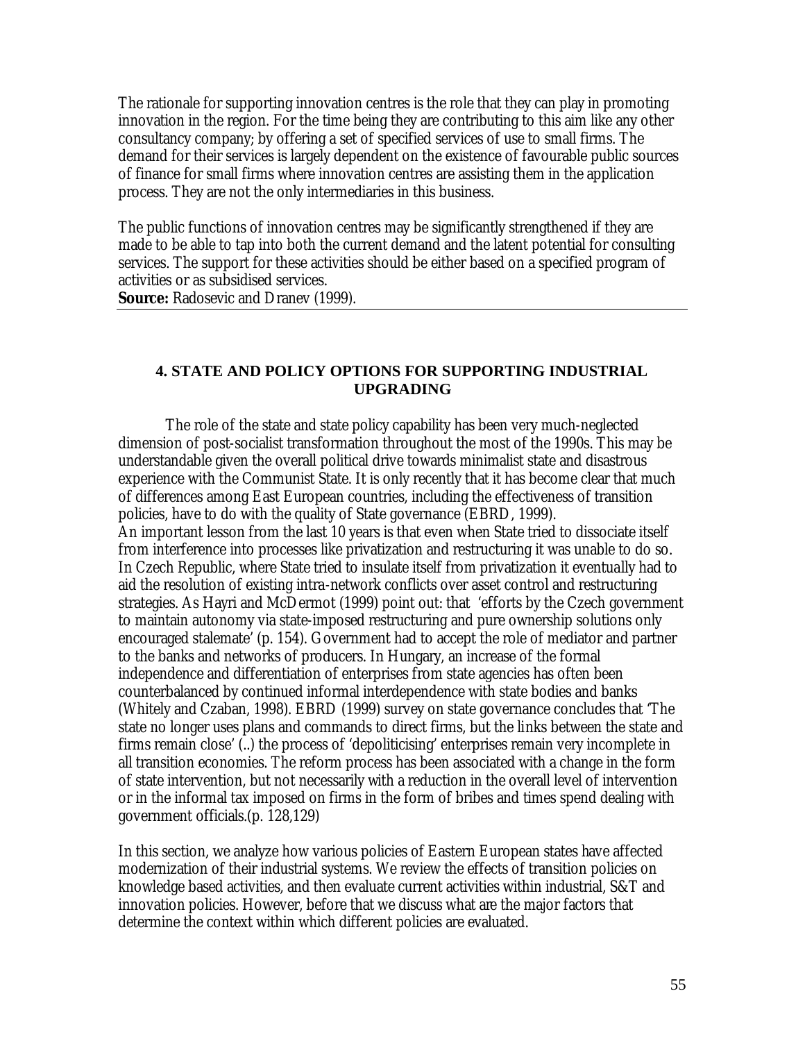The rationale for supporting innovation centres is the role that they can play in promoting innovation in the region. For the time being they are contributing to this aim like any other consultancy company; by offering a set of specified services of use to small firms. The demand for their services is largely dependent on the existence of favourable public sources of finance for small firms where innovation centres are assisting them in the application process. They are not the only intermediaries in this business.

The public functions of innovation centres may be significantly strengthened if they are made to be able to tap into both the current demand and the latent potential for consulting services. The support for these activities should be either based on a specified program of activities or as subsidised services.
**Source:** Radosevic and Dranev (1999).

## 4. STATE AND POLICY OPTIONS FOR SUPPORTING INDUSTRIAL UPGRADING

The role of the state and state policy capability has been very much-neglected dimension of post-socialist transformation throughout the most of the 1990s. This may be understandable given the overall political drive towards minimalist state and disastrous experience with the Communist State. It is only recently that it has become clear that much of differences among East European countries, including the effectiveness of transition policies, have to do with the quality of State governance (EBRD, 1999).
An important lesson from the last 10 years is that even when State tried to dissociate itself from interference into processes like privatization and restructuring it was unable to do so. In Czech Republic, where State tried to insulate itself from privatization it eventually had to aid the resolution of existing intra-network conflicts over asset control and restructuring strategies. As Hayri and McDermot (1999) point out: that 'efforts by the Czech government to maintain autonomy via state-imposed restructuring and pure ownership solutions only encouraged stalemate' (p. 154). Government had to accept the role of mediator and partner to the banks and networks of producers. In Hungary, an increase of the formal independence and differentiation of enterprises from state agencies has often been counterbalanced by continued informal interdependence with state bodies and banks (Whitely and Czaban, 1998). EBRD (1999) survey on state governance concludes that 'The state no longer uses plans and commands to direct firms, but the links between the state and firms remain close' (..) the process of 'depoliticising' enterprises remain very incomplete in all transition economies. The reform process has been associated with a change in the form of state intervention, but not necessarily with a reduction in the overall level of intervention or in the informal tax imposed on firms in the form of bribes and times spend dealing with government officials.(p. 128,129)

In this section, we analyze how various policies of Eastern European states have affected modernization of their industrial systems. We review the effects of transition policies on knowledge based activities, and then evaluate current activities within industrial, S&T and innovation policies. However, before that we discuss what are the major factors that determine the context within which different policies are evaluated.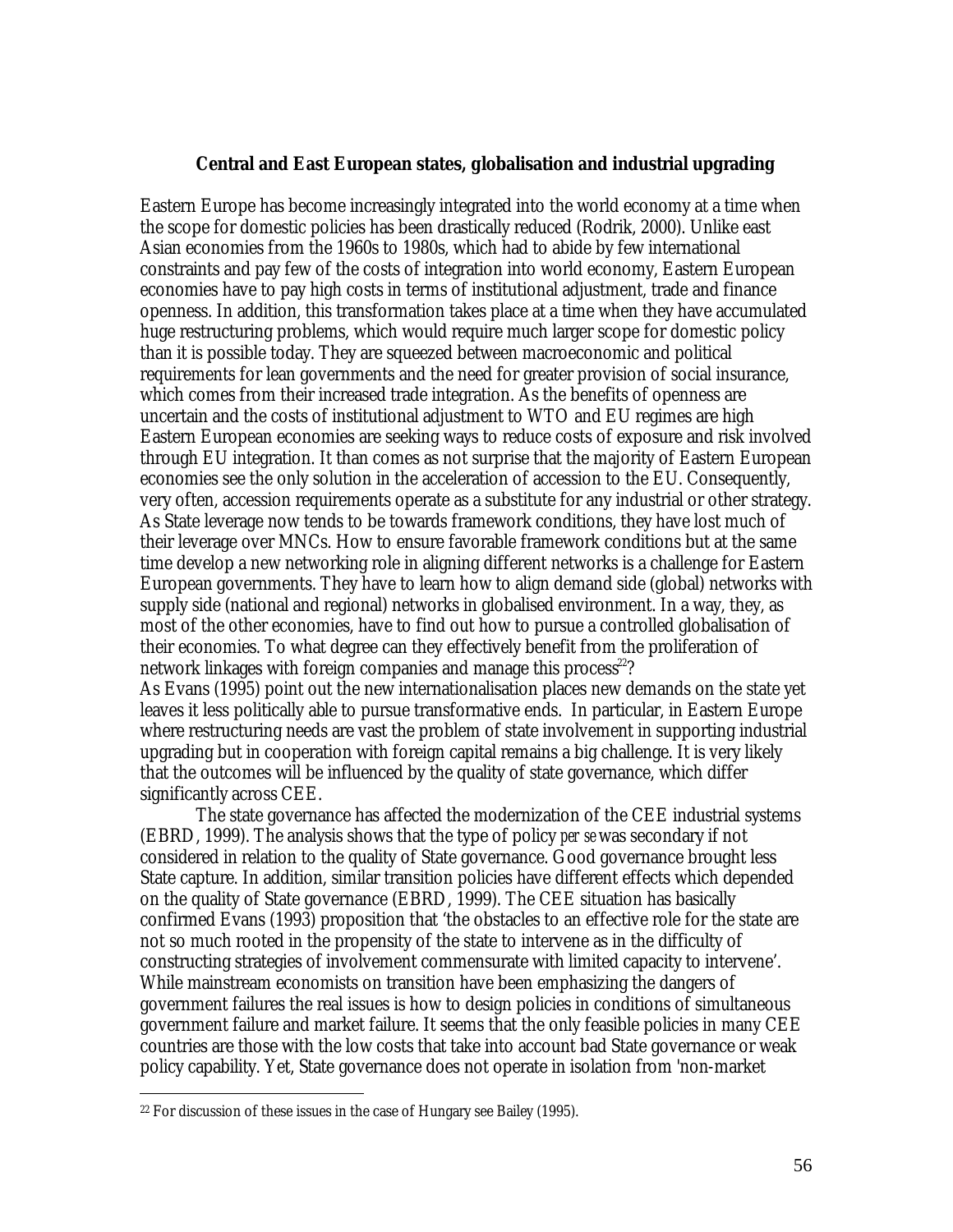**Central and East European states, globalisation and industrial upgrading**

Eastern Europe has become increasingly integrated into the world economy at a time when the scope for domestic policies has been drastically reduced (Rodrik, 2000). Unlike east Asian economies from the 1960s to 1980s, which had to abide by few international constraints and pay few of the costs of integration into world economy, Eastern European economies have to pay high costs in terms of institutional adjustment, trade and finance openness. In addition, this transformation takes place at a time when they have accumulated huge restructuring problems, which would require much larger scope for domestic policy than it is possible today. They are squeezed between macroeconomic and political requirements for lean governments and the need for greater provision of social insurance, which comes from their increased trade integration. As the benefits of openness are uncertain and the costs of institutional adjustment to WTO and EU regimes are high Eastern European economies are seeking ways to reduce costs of exposure and risk involved through EU integration. It than comes as not surprise that the majority of Eastern European economies see the only solution in the acceleration of accession to the EU. Consequently, very often, accession requirements operate as a substitute for any industrial or other strategy. As State leverage now tends to be towards framework conditions, they have lost much of their leverage over MNCs. How to ensure favorable framework conditions but at the same time develop a new networking role in aligning different networks is a challenge for Eastern European governments. They have to learn how to align demand side (global) networks with supply side (national and regional) networks in globalised environment. In a way, they, as most of the other economies, have to find out how to pursue a controlled globalisation of their economies. To what degree can they effectively benefit from the proliferation of network linkages with foreign companies and manage this process[22]?

As Evans (1995) point out the new internationalisation places new demands on the state yet leaves it less politically able to pursue transformative ends. In particular, in Eastern Europe where restructuring needs are vast the problem of state involvement in supporting industrial upgrading but in cooperation with foreign capital remains a big challenge. It is very likely that the outcomes will be influenced by the quality of state governance, which differ significantly across CEE.

The state governance has affected the modernization of the CEE industrial systems (EBRD, 1999). The analysis shows that the type of policy *per se* was secondary if not considered in relation to the quality of State governance. Good governance brought less State capture. In addition, similar transition policies have different effects which depended on the quality of State governance (EBRD, 1999). The CEE situation has basically confirmed Evans (1993) proposition that 'the obstacles to an effective role for the state are not so much rooted in the propensity of the state to intervene as in the difficulty of constructing strategies of involvement commensurate with limited capacity to intervene'. While mainstream economists on transition have been emphasizing the dangers of government failures the real issues is how to design policies in conditions of simultaneous government failure and market failure. It seems that the only feasible policies in many CEE countries are those with the low costs that take into account bad State governance or weak policy capability. Yet, State governance does not operate in isolation from 'non-market

[22] For discussion of these issues in the case of Hungary see Bailey (1995).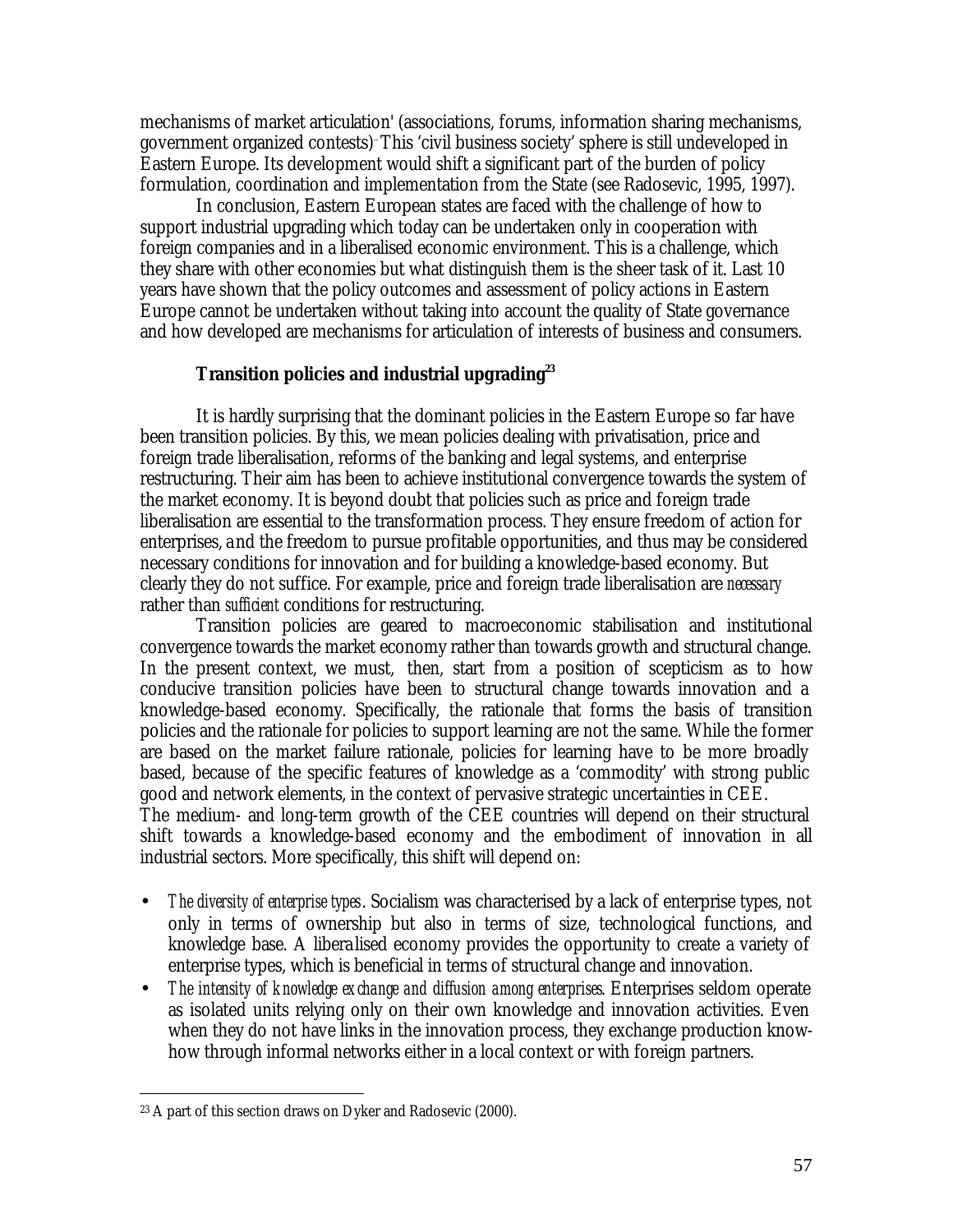mechanisms of market articulation' (associations, forums, information sharing mechanisms, government organized contests). This 'civil business society' sphere is still undeveloped in Eastern Europe. Its development would shift a significant part of the burden of policy formulation, coordination and implementation from the State (see Radosevic, 1995, 1997).

In conclusion, Eastern European states are faced with the challenge of how to support industrial upgrading which today can be undertaken only in cooperation with foreign companies and in a liberalised economic environment. This is a challenge, which they share with other economies but what distinguish them is the sheer task of it. Last 10 years have shown that the policy outcomes and assessment of policy actions in Eastern Europe cannot be undertaken without taking into account the quality of State governance and how developed are mechanisms for articulation of interests of business and consumers.

### Transition policies and industrial upgrading[23]

It is hardly surprising that the dominant policies in the Eastern Europe so far have been transition policies. By this, we mean policies dealing with privatisation, price and foreign trade liberalisation, reforms of the banking and legal systems, and enterprise restructuring. Their aim has been to achieve institutional convergence towards the system of the market economy. It is beyond doubt that policies such as price and foreign trade liberalisation are essential to the transformation process. They ensure freedom of action for enterprises, and the freedom to pursue profitable opportunities, and thus may be considered necessary conditions for innovation and for building a knowledge-based economy. But clearly they do not suffice. For example, price and foreign trade liberalisation are *necessary* rather than *sufficient* conditions for restructuring.

Transition policies are geared to macroeconomic stabilisation and institutional convergence towards the market economy rather than towards growth and structural change. In the present context, we must, then, start from a position of scepticism as to how conducive transition policies have been to structural change towards innovation and a knowledge-based economy. Specifically, the rationale that forms the basis of transition policies and the rationale for policies to support learning are not the same. While the former are based on the market failure rationale, policies for learning have to be more broadly based, because of the specific features of knowledge as a 'commodity' with strong public good and network elements, in the context of pervasive strategic uncertainties in CEE.

The medium- and long-term growth of the CEE countries will depend on their structural shift towards a knowledge-based economy and the embodiment of innovation in all industrial sectors. More specifically, this shift will depend on:

- *The diversity of enterprise types*. Socialism was characterised by a lack of enterprise types, not only in terms of ownership but also in terms of size, technological functions, and knowledge base. A liberalised economy provides the opportunity to create a variety of enterprise types, which is beneficial in terms of structural change and innovation.
- *The intensity of knowledge exchange and diffusion among enterprises*. Enterprises seldom operate as isolated units relying only on their own knowledge and innovation activities. Even when they do not have links in the innovation process, they exchange production know-how through informal networks either in a local context or with foreign partners.

---

[23] A part of this section draws on Dyker and Radosevic (2000).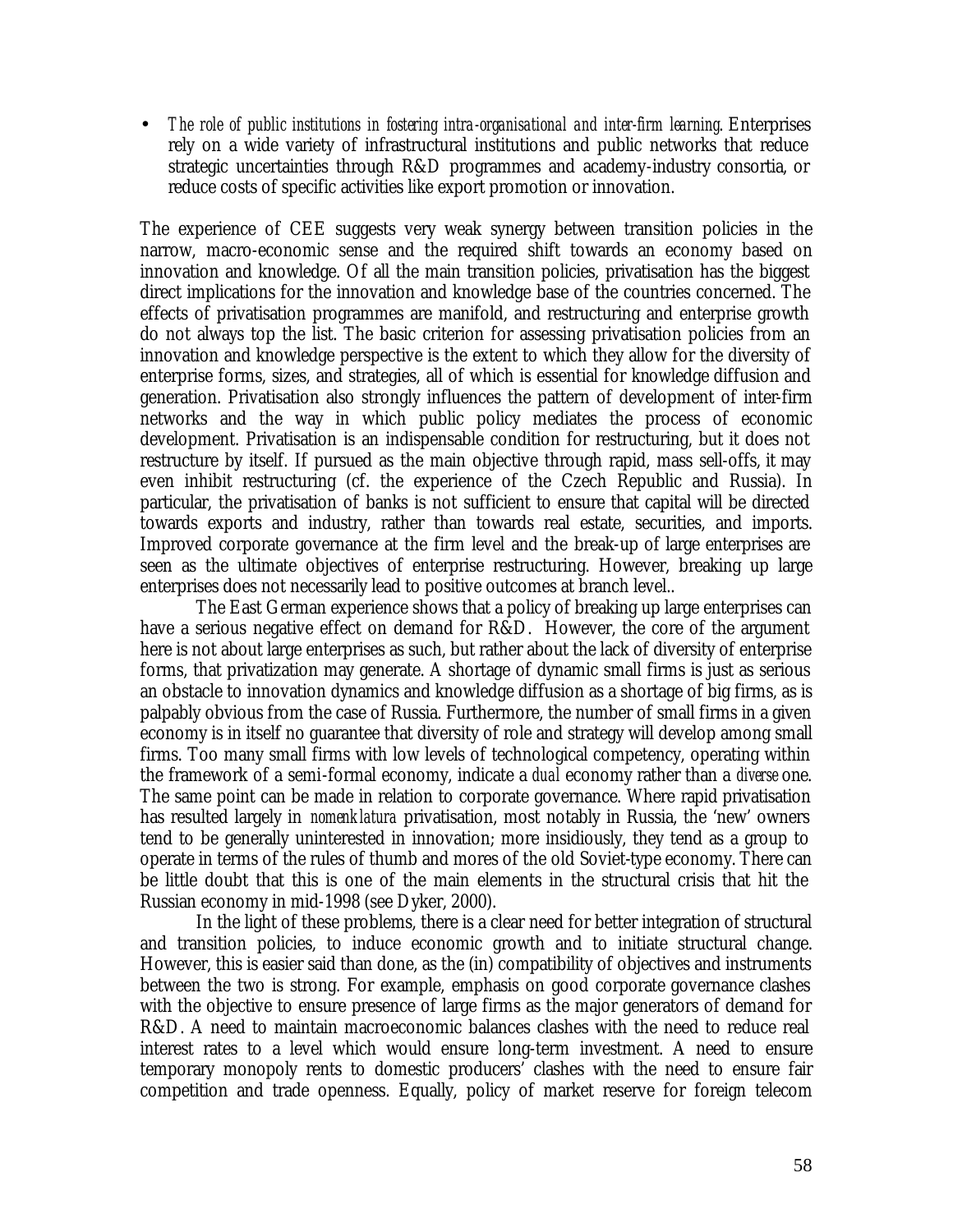- *The role of public institutions in fostering intra-organisational and inter-firm learning*. Enterprises rely on a wide variety of infrastructural institutions and public networks that reduce strategic uncertainties through R&D programmes and academy-industry consortia, or reduce costs of specific activities like export promotion or innovation.

The experience of CEE suggests very weak synergy between transition policies in the narrow, macro-economic sense and the required shift towards an economy based on innovation and knowledge. Of all the main transition policies, privatisation has the biggest direct implications for the innovation and knowledge base of the countries concerned. The effects of privatisation programmes are manifold, and restructuring and enterprise growth do not always top the list. The basic criterion for assessing privatisation policies from an innovation and knowledge perspective is the extent to which they allow for the diversity of enterprise forms, sizes, and strategies, all of which is essential for knowledge diffusion and generation. Privatisation also strongly influences the pattern of development of inter-firm networks and the way in which public policy mediates the process of economic development. Privatisation is an indispensable condition for restructuring, but it does not restructure by itself. If pursued as the main objective through rapid, mass sell-offs, it may even inhibit restructuring (cf. the experience of the Czech Republic and Russia). In particular, the privatisation of banks is not sufficient to ensure that capital will be directed towards exports and industry, rather than towards real estate, securities, and imports. Improved corporate governance at the firm level and the break-up of large enterprises are seen as the ultimate objectives of enterprise restructuring. However, breaking up large enterprises does not necessarily lead to positive outcomes at branch level..

The East German experience shows that a policy of breaking up large enterprises can have a serious negative effect on demand for R&D. However, the core of the argument here is not about large enterprises as such, but rather about the lack of diversity of enterprise forms, that privatization may generate. A shortage of dynamic small firms is just as serious an obstacle to innovation dynamics and knowledge diffusion as a shortage of big firms, as is palpably obvious from the case of Russia. Furthermore, the number of small firms in a given economy is in itself no guarantee that diversity of role and strategy will develop among small firms. Too many small firms with low levels of technological competency, operating within the framework of a semi-formal economy, indicate a *dual* economy rather than a *diverse* one. The same point can be made in relation to corporate governance. Where rapid privatisation has resulted largely in *nomenklatura* privatisation, most notably in Russia, the 'new' owners tend to be generally uninterested in innovation; more insidiously, they tend as a group to operate in terms of the rules of thumb and mores of the old Soviet-type economy. There can be little doubt that this is one of the main elements in the structural crisis that hit the Russian economy in mid-1998 (see Dyker, 2000).

In the light of these problems, there is a clear need for better integration of structural and transition policies, to induce economic growth and to initiate structural change. However, this is easier said than done, as the (in) compatibility of objectives and instruments between the two is strong. For example, emphasis on good corporate governance clashes with the objective to ensure presence of large firms as the major generators of demand for R&D. A need to maintain macroeconomic balances clashes with the need to reduce real interest rates to a level which would ensure long-term investment. A need to ensure temporary monopoly rents to domestic producers' clashes with the need to ensure fair competition and trade openness. Equally, policy of market reserve for foreign telecom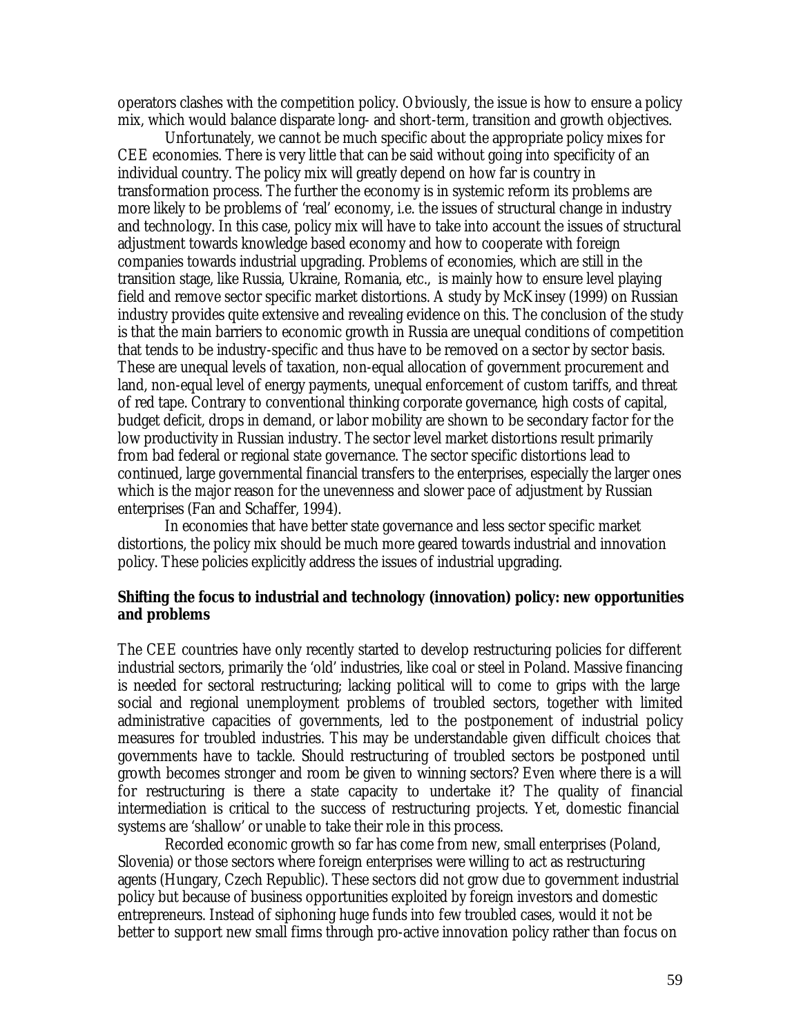operators clashes with the competition policy. Obviously, the issue is how to ensure a policy mix, which would balance disparate long- and short-term, transition and growth objectives.

Unfortunately, we cannot be much specific about the appropriate policy mixes for CEE economies. There is very little that can be said without going into specificity of an individual country. The policy mix will greatly depend on how far is country in transformation process. The further the economy is in systemic reform its problems are more likely to be problems of 'real' economy, i.e. the issues of structural change in industry and technology. In this case, policy mix will have to take into account the issues of structural adjustment towards knowledge based economy and how to cooperate with foreign companies towards industrial upgrading. Problems of economies, which are still in the transition stage, like Russia, Ukraine, Romania, etc., is mainly how to ensure level playing field and remove sector specific market distortions. A study by McKinsey (1999) on Russian industry provides quite extensive and revealing evidence on this. The conclusion of the study is that the main barriers to economic growth in Russia are unequal conditions of competition that tends to be industry-specific and thus have to be removed on a sector by sector basis. These are unequal levels of taxation, non-equal allocation of government procurement and land, non-equal level of energy payments, unequal enforcement of custom tariffs, and threat of red tape. Contrary to conventional thinking corporate governance, high costs of capital, budget deficit, drops in demand, or labor mobility are shown to be secondary factor for the low productivity in Russian industry. The sector level market distortions result primarily from bad federal or regional state governance. The sector specific distortions lead to continued, large governmental financial transfers to the enterprises, especially the larger ones which is the major reason for the unevenness and slower pace of adjustment by Russian enterprises (Fan and Schaffer, 1994).

In economies that have better state governance and less sector specific market distortions, the policy mix should be much more geared towards industrial and innovation policy. These policies explicitly address the issues of industrial upgrading.

**Shifting the focus to industrial and technology (innovation) policy: new opportunities and problems**

The CEE countries have only recently started to develop restructuring policies for different industrial sectors, primarily the 'old' industries, like coal or steel in Poland. Massive financing is needed for sectoral restructuring; lacking political will to come to grips with the large social and regional unemployment problems of troubled sectors, together with limited administrative capacities of governments, led to the postponement of industrial policy measures for troubled industries. This may be understandable given difficult choices that governments have to tackle. Should restructuring of troubled sectors be postponed until growth becomes stronger and room be given to winning sectors? Even where there is a will for restructuring is there a state capacity to undertake it? The quality of financial intermediation is critical to the success of restructuring projects. Yet, domestic financial systems are 'shallow' or unable to take their role in this process.

Recorded economic growth so far has come from new, small enterprises (Poland, Slovenia) or those sectors where foreign enterprises were willing to act as restructuring agents (Hungary, Czech Republic). These sectors did not grow due to government industrial policy but because of business opportunities exploited by foreign investors and domestic entrepreneurs. Instead of siphoning huge funds into few troubled cases, would it not be better to support new small firms through pro-active innovation policy rather than focus on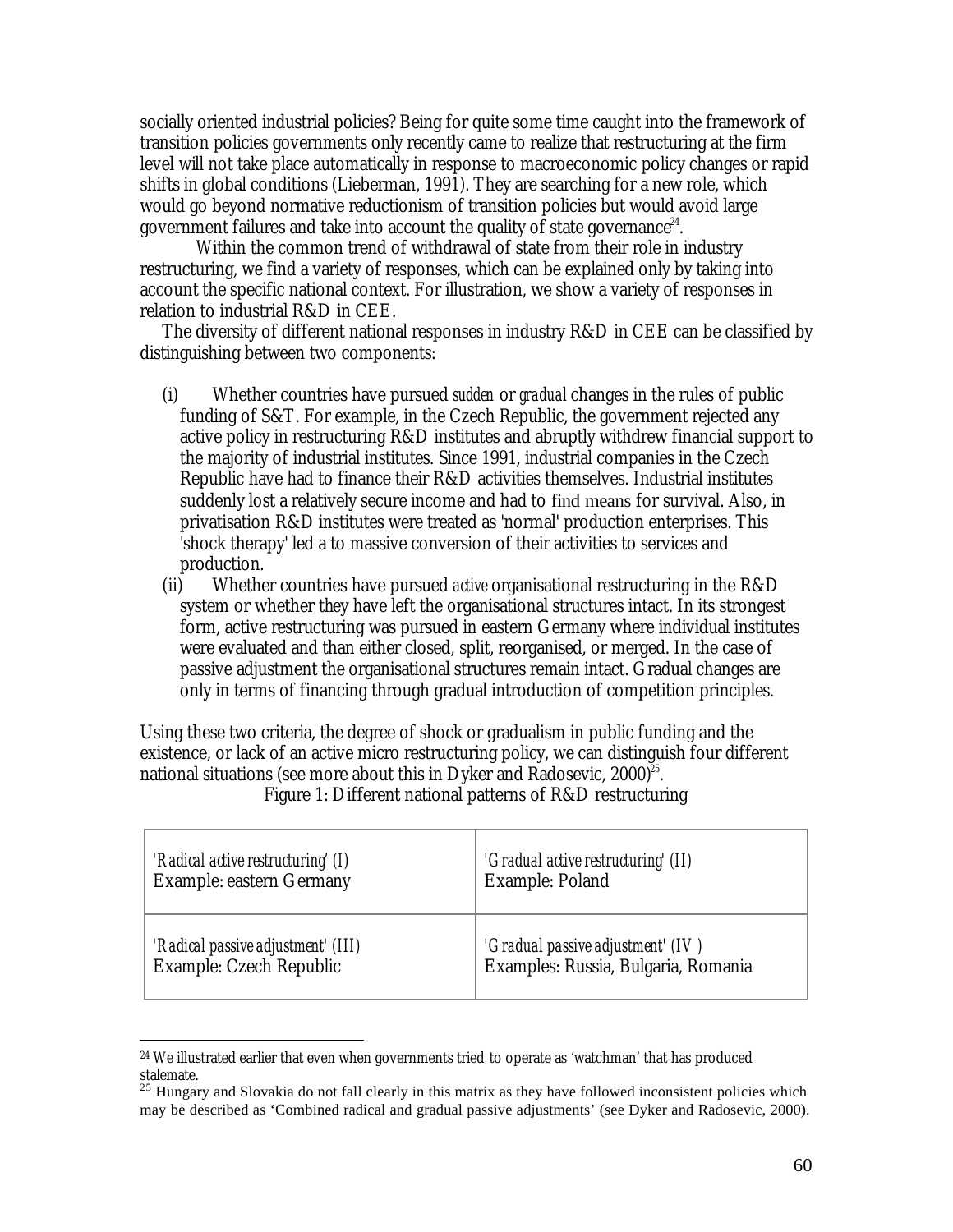socially oriented industrial policies? Being for quite some time caught into the framework of transition policies governments only recently came to realize that restructuring at the firm level will not take place automatically in response to macroeconomic policy changes or rapid shifts in global conditions (Lieberman, 1991). They are searching for a new role, which would go beyond normative reductionism of transition policies but would avoid large government failures and take into account the quality of state governance[24].

Within the common trend of withdrawal of state from their role in industry restructuring, we find a variety of responses, which can be explained only by taking into account the specific national context. For illustration, we show a variety of responses in relation to industrial R&D in CEE.

The diversity of different national responses in industry R&D in CEE can be classified by distinguishing between two components:

(i) Whether countries have pursued *sudden* or *gradual* changes in the rules of public funding of S&T. For example, in the Czech Republic, the government rejected any active policy in restructuring R&D institutes and abruptly withdrew financial support to the majority of industrial institutes. Since 1991, industrial companies in the Czech Republic have had to finance their R&D activities themselves. Industrial institutes suddenly lost a relatively secure income and had to find means for survival. Also, in privatisation R&D institutes were treated as 'normal' production enterprises. This 'shock therapy' led a to massive conversion of their activities to services and production.

(ii) Whether countries have pursued *active* organisational restructuring in the R&D system or whether they have left the organisational structures intact. In its strongest form, active restructuring was pursued in eastern Germany where individual institutes were evaluated and than either closed, split, reorganised, or merged. In the case of passive adjustment the organisational structures remain intact. Gradual changes are only in terms of financing through gradual introduction of competition principles.

Using these two criteria, the degree of shock or gradualism in public funding and the existence, or lack of an active micro restructuring policy, we can distinguish four different national situations (see more about this in Dyker and Radosevic, 2000)[25].

Figure 1: Different national patterns of R&D restructuring

| | |
|---|---|
| *'Radical active restructuring' (I)*<br>Example: eastern Germany | *'Gradual active restructuring' (II)*<br>Example: Poland |
| *'Radical passive adjustment' (III)*<br>Example: Czech Republic | *'Gradual passive adjustment' (IV)*<br>Examples: Russia, Bulgaria, Romania |

---

[24] We illustrated earlier that even when governments tried to operate as 'watchman' that has produced stalemate.

[25] Hungary and Slovakia do not fall clearly in this matrix as they have followed inconsistent policies which may be described as 'Combined radical and gradual passive adjustments' (see Dyker and Radosevic, 2000).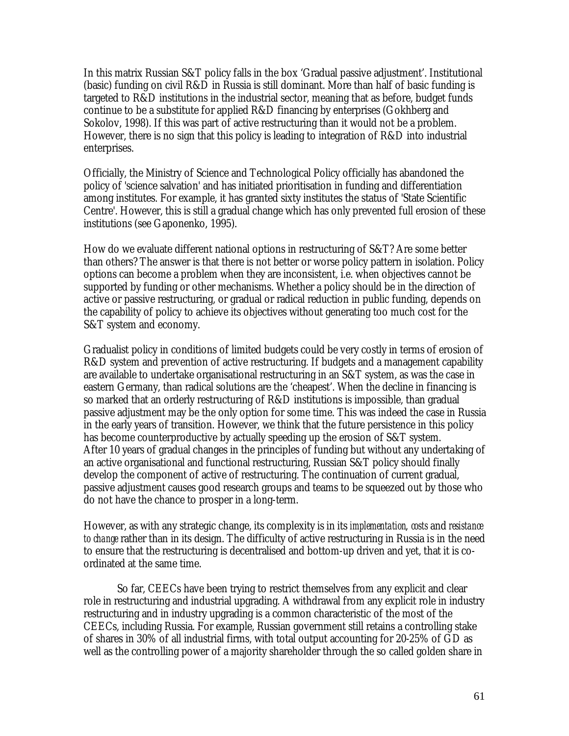In this matrix Russian S&T policy falls in the box 'Gradual passive adjustment'. Institutional (basic) funding on civil R&D in Russia is still dominant. More than half of basic funding is targeted to R&D institutions in the industrial sector, meaning that as before, budget funds continue to be a substitute for applied R&D financing by enterprises (Gokhberg and Sokolov, 1998). If this was part of active restructuring than it would not be a problem. However, there is no sign that this policy is leading to integration of R&D into industrial enterprises.

Officially, the Ministry of Science and Technological Policy officially has abandoned the policy of 'science salvation' and has initiated prioritisation in funding and differentiation among institutes. For example, it has granted sixty institutes the status of 'State Scientific Centre'. However, this is still a gradual change which has only prevented full erosion of these institutions (see Gaponenko, 1995).

How do we evaluate different national options in restructuring of S&T? Are some better than others? The answer is that there is not better or worse policy pattern in isolation. Policy options can become a problem when they are inconsistent, i.e. when objectives cannot be supported by funding or other mechanisms. Whether a policy should be in the direction of active or passive restructuring, or gradual or radical reduction in public funding, depends on the capability of policy to achieve its objectives without generating too much cost for the S&T system and economy.

Gradualist policy in conditions of limited budgets could be very costly in terms of erosion of R&D system and prevention of active restructuring. If budgets and a management capability are available to undertake organisational restructuring in an S&T system, as was the case in eastern Germany, than radical solutions are the 'cheapest'. When the decline in financing is so marked that an orderly restructuring of R&D institutions is impossible, than gradual passive adjustment may be the only option for some time. This was indeed the case in Russia in the early years of transition. However, we think that the future persistence in this policy has become counterproductive by actually speeding up the erosion of S&T system. After 10 years of gradual changes in the principles of funding but without any undertaking of an active organisational and functional restructuring, Russian S&T policy should finally develop the component of active of restructuring. The continuation of current gradual, passive adjustment causes good research groups and teams to be squeezed out by those who do not have the chance to prosper in a long-term.

However, as with any strategic change, its complexity is in its *implementation, costs* and *resistance to change* rather than in its design. The difficulty of active restructuring in Russia is in the need to ensure that the restructuring is decentralised and bottom-up driven and yet, that it is co-ordinated at the same time.

So far, CEECs have been trying to restrict themselves from any explicit and clear role in restructuring and industrial upgrading. A withdrawal from any explicit role in industry restructuring and in industry upgrading is a common characteristic of the most of the CEECs, including Russia. For example, Russian government still retains a controlling stake of shares in 30% of all industrial firms, with total output accounting for 20-25% of GD as well as the controlling power of a majority shareholder through the so called golden share in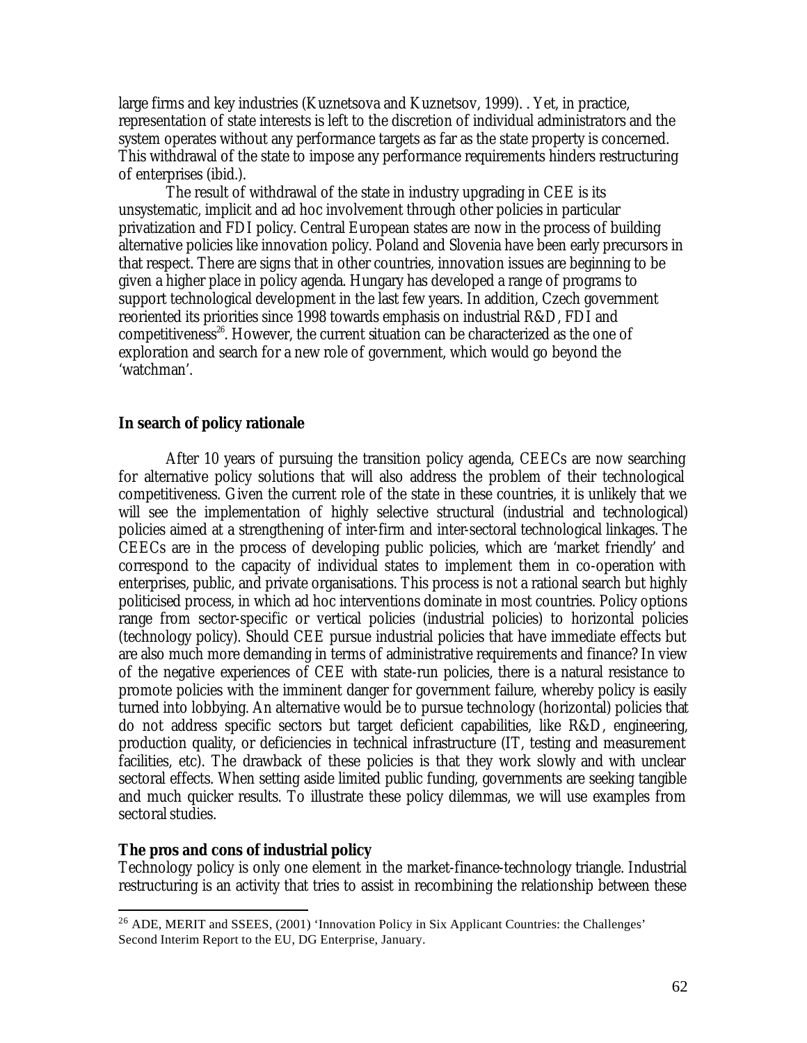large firms and key industries (Kuznetsova and Kuznetsov, 1999). . Yet, in practice, representation of state interests is left to the discretion of individual administrators and the system operates without any performance targets as far as the state property is concerned. This withdrawal of the state to impose any performance requirements hinders restructuring of enterprises (ibid.).

The result of withdrawal of the state in industry upgrading in CEE is its unsystematic, implicit and ad hoc involvement through other policies in particular privatization and FDI policy. Central European states are now in the process of building alternative policies like innovation policy. Poland and Slovenia have been early precursors in that respect. There are signs that in other countries, innovation issues are beginning to be given a higher place in policy agenda. Hungary has developed a range of programs to support technological development in the last few years. In addition, Czech government reoriented its priorities since 1998 towards emphasis on industrial R&D, FDI and competitiveness[26]. However, the current situation can be characterized as the one of exploration and search for a new role of government, which would go beyond the 'watchman'.

**In search of policy rationale**

After 10 years of pursuing the transition policy agenda, CEECs are now searching for alternative policy solutions that will also address the problem of their technological competitiveness. Given the current role of the state in these countries, it is unlikely that we will see the implementation of highly selective structural (industrial and technological) policies aimed at a strengthening of inter-firm and inter-sectoral technological linkages. The CEECs are in the process of developing public policies, which are 'market friendly' and correspond to the capacity of individual states to implement them in co-operation with enterprises, public, and private organisations. This process is not a rational search but highly politicised process, in which ad hoc interventions dominate in most countries. Policy options range from sector-specific or vertical policies (industrial policies) to horizontal policies (technology policy). Should CEE pursue industrial policies that have immediate effects but are also much more demanding in terms of administrative requirements and finance? In view of the negative experiences of CEE with state-run policies, there is a natural resistance to promote policies with the imminent danger for government failure, whereby policy is easily turned into lobbying. An alternative would be to pursue technology (horizontal) policies that do not address specific sectors but target deficient capabilities, like R&D, engineering, production quality, or deficiencies in technical infrastructure (IT, testing and measurement facilities, etc). The drawback of these policies is that they work slowly and with unclear sectoral effects. When setting aside limited public funding, governments are seeking tangible and much quicker results. To illustrate these policy dilemmas, we will use examples from sectoral studies.

**The pros and cons of industrial policy**

Technology policy is only one element in the market-finance-technology triangle. Industrial restructuring is an activity that tries to assist in recombining the relationship between these

[26] ADE, MERIT and SSEES, (2001) 'Innovation Policy in Six Applicant Countries: the Challenges' Second Interim Report to the EU, DG Enterprise, January.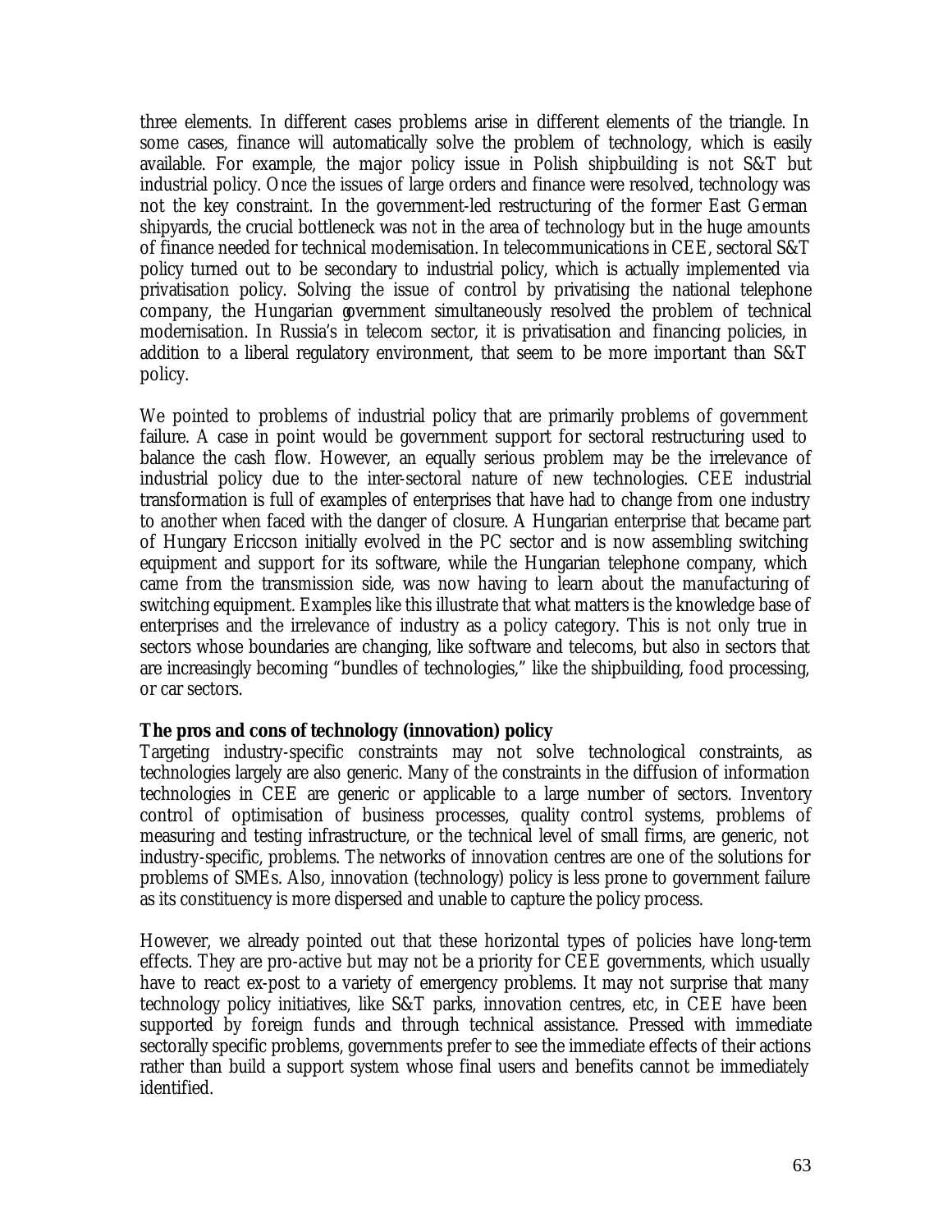three elements. In different cases problems arise in different elements of the triangle. In some cases, finance will automatically solve the problem of technology, which is easily available. For example, the major policy issue in Polish shipbuilding is not S&T but industrial policy. Once the issues of large orders and finance were resolved, technology was not the key constraint. In the government-led restructuring of the former East German shipyards, the crucial bottleneck was not in the area of technology but in the huge amounts of finance needed for technical modernisation. In telecommunications in CEE, sectoral S&T policy turned out to be secondary to industrial policy, which is actually implemented via privatisation policy. Solving the issue of control by privatising the national telephone company, the Hungarian government simultaneously resolved the problem of technical modernisation. In Russia's in telecom sector, it is privatisation and financing policies, in addition to a liberal regulatory environment, that seem to be more important than S&T policy.

We pointed to problems of industrial policy that are primarily problems of government failure. A case in point would be government support for sectoral restructuring used to balance the cash flow. However, an equally serious problem may be the irrelevance of industrial policy due to the inter-sectoral nature of new technologies. CEE industrial transformation is full of examples of enterprises that have had to change from one industry to another when faced with the danger of closure. A Hungarian enterprise that became part of Hungary Ericcson initially evolved in the PC sector and is now assembling switching equipment and support for its software, while the Hungarian telephone company, which came from the transmission side, was now having to learn about the manufacturing of switching equipment. Examples like this illustrate that what matters is the knowledge base of enterprises and the irrelevance of industry as a policy category. This is not only true in sectors whose boundaries are changing, like software and telecoms, but also in sectors that are increasingly becoming "bundles of technologies," like the shipbuilding, food processing, or car sectors.

**The pros and cons of technology (innovation) policy**

Targeting industry-specific constraints may not solve technological constraints, as technologies largely are also generic. Many of the constraints in the diffusion of information technologies in CEE are generic or applicable to a large number of sectors. Inventory control of optimisation of business processes, quality control systems, problems of measuring and testing infrastructure, or the technical level of small firms, are generic, not industry-specific, problems. The networks of innovation centres are one of the solutions for problems of SMEs. Also, innovation (technology) policy is less prone to government failure as its constituency is more dispersed and unable to capture the policy process.

However, we already pointed out that these horizontal types of policies have long-term effects. They are pro-active but may not be a priority for CEE governments, which usually have to react ex-post to a variety of emergency problems. It may not surprise that many technology policy initiatives, like S&T parks, innovation centres, etc, in CEE have been supported by foreign funds and through technical assistance. Pressed with immediate sectorally specific problems, governments prefer to see the immediate effects of their actions rather than build a support system whose final users and benefits cannot be immediately identified.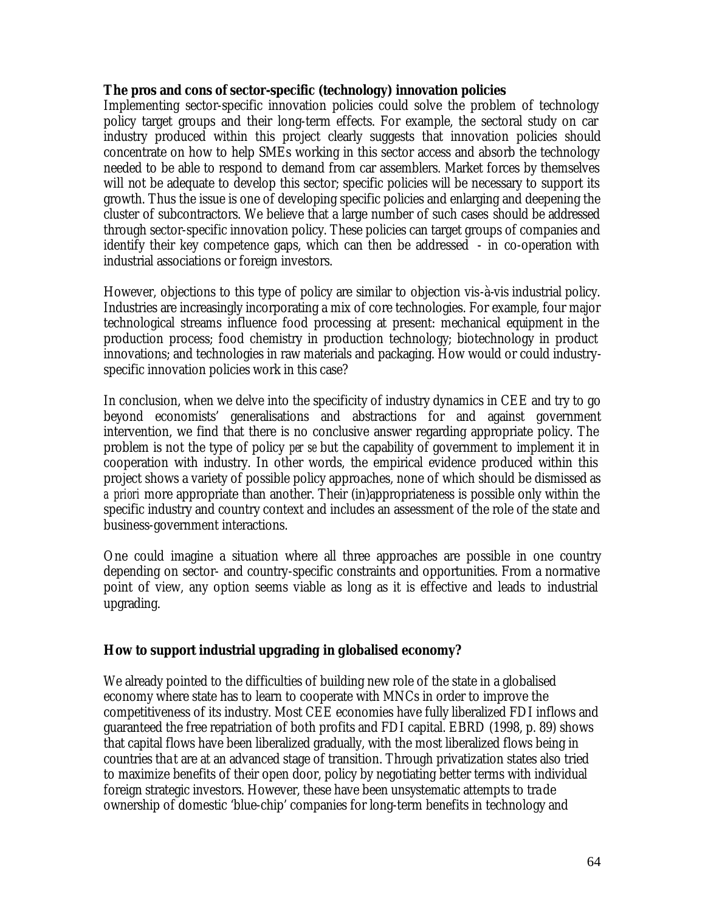**The pros and cons of sector-specific (technology) innovation policies**

Implementing sector-specific innovation policies could solve the problem of technology policy target groups and their long-term effects. For example, the sectoral study on car industry produced within this project clearly suggests that innovation policies should concentrate on how to help SMEs working in this sector access and absorb the technology needed to be able to respond to demand from car assemblers. Market forces by themselves will not be adequate to develop this sector; specific policies will be necessary to support its growth. Thus the issue is one of developing specific policies and enlarging and deepening the cluster of subcontractors. We believe that a large number of such cases should be addressed through sector-specific innovation policy. These policies can target groups of companies and identify their key competence gaps, which can then be addressed - in co-operation with industrial associations or foreign investors.

However, objections to this type of policy are similar to objection vis-à-vis industrial policy. Industries are increasingly incorporating a mix of core technologies. For example, four major technological streams influence food processing at present: mechanical equipment in the production process; food chemistry in production technology; biotechnology in product innovations; and technologies in raw materials and packaging. How would or could industry-specific innovation policies work in this case?

In conclusion, when we delve into the specificity of industry dynamics in CEE and try to go beyond economists' generalisations and abstractions for and against government intervention, we find that there is no conclusive answer regarding appropriate policy. The problem is not the type of policy *per se* but the capability of government to implement it in cooperation with industry. In other words, the empirical evidence produced within this project shows a variety of possible policy approaches, none of which should be dismissed as *a priori* more appropriate than another. Their (in)appropriateness is possible only within the specific industry and country context and includes an assessment of the role of the state and business-government interactions.

One could imagine a situation where all three approaches are possible in one country depending on sector- and country-specific constraints and opportunities. From a normative point of view, any option seems viable as long as it is effective and leads to industrial upgrading.

**How to support industrial upgrading in globalised economy?**

We already pointed to the difficulties of building new role of the state in a globalised economy where state has to learn to cooperate with MNCs in order to improve the competitiveness of its industry. Most CEE economies have fully liberalized FDI inflows and guaranteed the free repatriation of both profits and FDI capital. EBRD (1998, p. 89) shows that capital flows have been liberalized gradually, with the most liberalized flows being in countries that are at an advanced stage of transition. Through privatization states also tried to maximize benefits of their open door, policy by negotiating better terms with individual foreign strategic investors. However, these have been unsystematic attempts to trade ownership of domestic 'blue-chip' companies for long-term benefits in technology and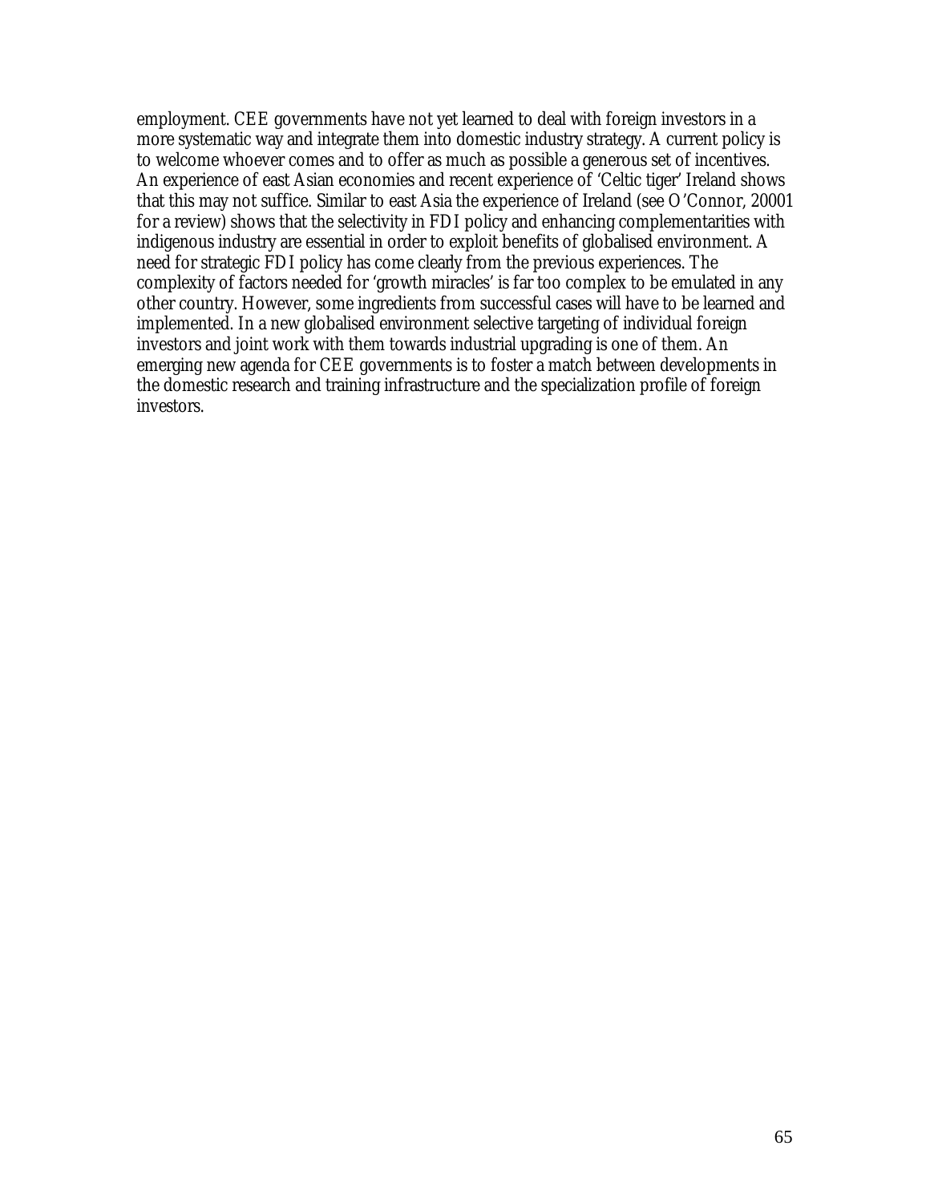employment. CEE governments have not yet learned to deal with foreign investors in a more systematic way and integrate them into domestic industry strategy. A current policy is to welcome whoever comes and to offer as much as possible a generous set of incentives. An experience of east Asian economies and recent experience of 'Celtic tiger' Ireland shows that this may not suffice. Similar to east Asia the experience of Ireland (see O'Connor, 20001 for a review) shows that the selectivity in FDI policy and enhancing complementarities with indigenous industry are essential in order to exploit benefits of globalised environment. A need for strategic FDI policy has come clearly from the previous experiences. The complexity of factors needed for 'growth miracles' is far too complex to be emulated in any other country. However, some ingredients from successful cases will have to be learned and implemented. In a new globalised environment selective targeting of individual foreign investors and joint work with them towards industrial upgrading is one of them. An emerging new agenda for CEE governments is to foster a match between developments in the domestic research and training infrastructure and the specialization profile of foreign investors.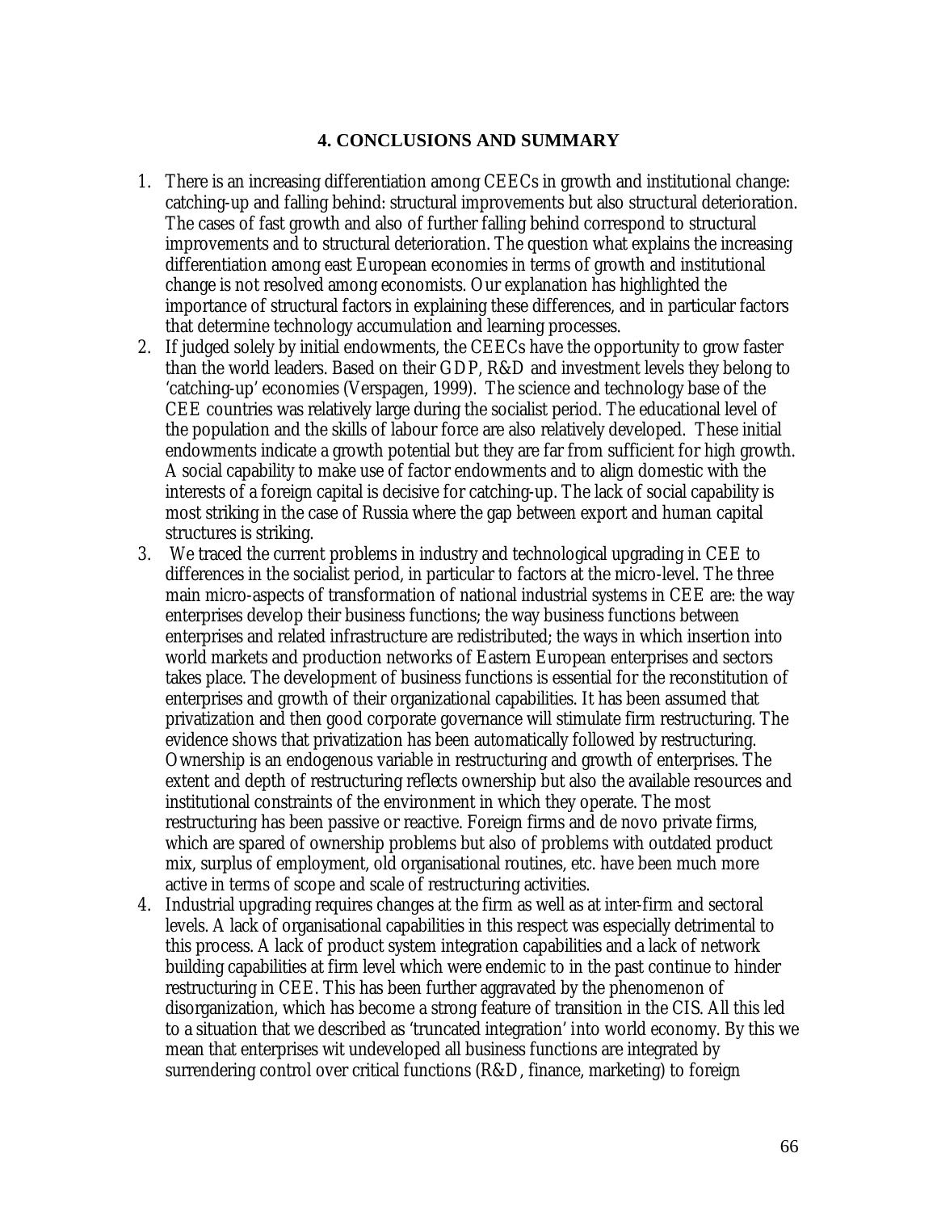## 4. CONCLUSIONS AND SUMMARY

1. There is an increasing differentiation among CEECs in growth and institutional change: catching-up and falling behind: structural improvements but also structural deterioration. The cases of fast growth and also of further falling behind correspond to structural improvements and to structural deterioration. The question what explains the increasing differentiation among east European economies in terms of growth and institutional change is not resolved among economists. Our explanation has highlighted the importance of structural factors in explaining these differences, and in particular factors that determine technology accumulation and learning processes.
2. If judged solely by initial endowments, the CEECs have the opportunity to grow faster than the world leaders. Based on their GDP, R&D and investment levels they belong to 'catching-up' economies (Verspagen, 1999). The science and technology base of the CEE countries was relatively large during the socialist period. The educational level of the population and the skills of labour force are also relatively developed. These initial endowments indicate a growth potential but they are far from sufficient for high growth. A social capability to make use of factor endowments and to align domestic with the interests of a foreign capital is decisive for catching-up. The lack of social capability is most striking in the case of Russia where the gap between export and human capital structures is striking.
3. We traced the current problems in industry and technological upgrading in CEE to differences in the socialist period, in particular to factors at the micro-level. The three main micro-aspects of transformation of national industrial systems in CEE are: the way enterprises develop their business functions; the way business functions between enterprises and related infrastructure are redistributed; the ways in which insertion into world markets and production networks of Eastern European enterprises and sectors takes place. The development of business functions is essential for the reconstitution of enterprises and growth of their organizational capabilities. It has been assumed that privatization and then good corporate governance will stimulate firm restructuring. The evidence shows that privatization has been automatically followed by restructuring. Ownership is an endogenous variable in restructuring and growth of enterprises. The extent and depth of restructuring reflects ownership but also the available resources and institutional constraints of the environment in which they operate. The most restructuring has been passive or reactive. Foreign firms and de novo private firms, which are spared of ownership problems but also of problems with outdated product mix, surplus of employment, old organisational routines, etc. have been much more active in terms of scope and scale of restructuring activities.
4. Industrial upgrading requires changes at the firm as well as at inter-firm and sectoral levels. A lack of organisational capabilities in this respect was especially detrimental to this process. A lack of product system integration capabilities and a lack of network building capabilities at firm level which were endemic to in the past continue to hinder restructuring in CEE. This has been further aggravated by the phenomenon of disorganization, which has become a strong feature of transition in the CIS. All this led to a situation that we described as 'truncated integration' into world economy. By this we mean that enterprises wit undeveloped all business functions are integrated by surrendering control over critical functions (R&D, finance, marketing) to foreign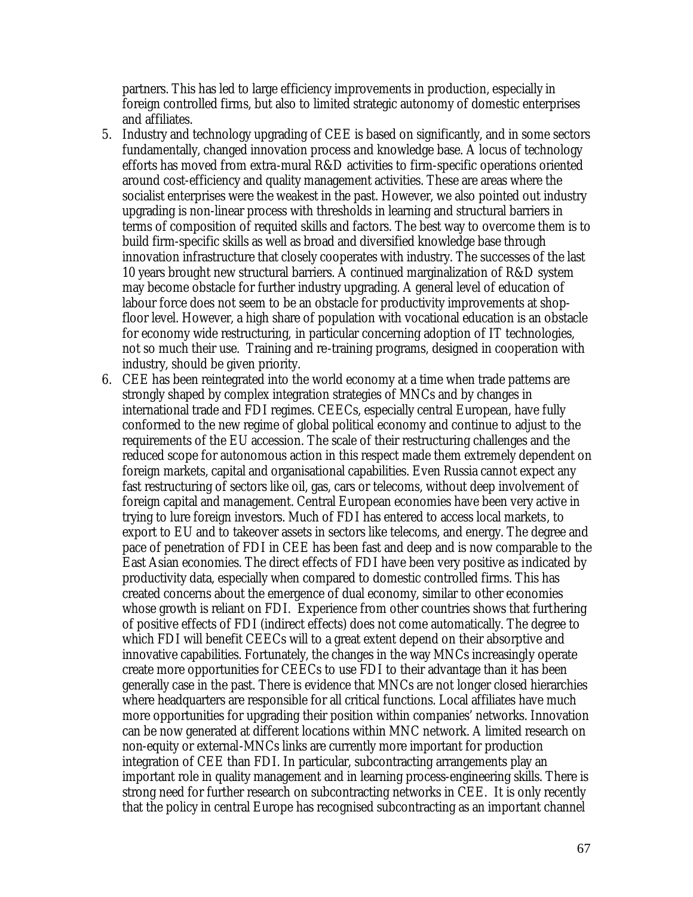partners. This has led to large efficiency improvements in production, especially in foreign controlled firms, but also to limited strategic autonomy of domestic enterprises and affiliates.

5. Industry and technology upgrading of CEE is based on significantly, and in some sectors fundamentally, changed innovation process and knowledge base. A locus of technology efforts has moved from extra-mural R&D activities to firm-specific operations oriented around cost-efficiency and quality management activities. These are areas where the socialist enterprises were the weakest in the past. However, we also pointed out industry upgrading is non-linear process with thresholds in learning and structural barriers in terms of composition of requited skills and factors. The best way to overcome them is to build firm-specific skills as well as broad and diversified knowledge base through innovation infrastructure that closely cooperates with industry. The successes of the last 10 years brought new structural barriers. A continued marginalization of R&D system may become obstacle for further industry upgrading. A general level of education of labour force does not seem to be an obstacle for productivity improvements at shop-floor level. However, a high share of population with vocational education is an obstacle for economy wide restructuring, in particular concerning adoption of IT technologies, not so much their use. Training and re-training programs, designed in cooperation with industry, should be given priority.
6. CEE has been reintegrated into the world economy at a time when trade patterns are strongly shaped by complex integration strategies of MNCs and by changes in international trade and FDI regimes. CEECs, especially central European, have fully conformed to the new regime of global political economy and continue to adjust to the requirements of the EU accession. The scale of their restructuring challenges and the reduced scope for autonomous action in this respect made them extremely dependent on foreign markets, capital and organisational capabilities. Even Russia cannot expect any fast restructuring of sectors like oil, gas, cars or telecoms, without deep involvement of foreign capital and management. Central European economies have been very active in trying to lure foreign investors. Much of FDI has entered to access local markets, to export to EU and to takeover assets in sectors like telecoms, and energy. The degree and pace of penetration of FDI in CEE has been fast and deep and is now comparable to the East Asian economies. The direct effects of FDI have been very positive as indicated by productivity data, especially when compared to domestic controlled firms. This has created concerns about the emergence of dual economy, similar to other economies whose growth is reliant on FDI. Experience from other countries shows that furthering of positive effects of FDI (indirect effects) does not come automatically. The degree to which FDI will benefit CEECs will to a great extent depend on their absorptive and innovative capabilities. Fortunately, the changes in the way MNCs increasingly operate create more opportunities for CEECs to use FDI to their advantage than it has been generally case in the past. There is evidence that MNCs are not longer closed hierarchies where headquarters are responsible for all critical functions. Local affiliates have much more opportunities for upgrading their position within companies' networks. Innovation can be now generated at different locations within MNC network. A limited research on non-equity or external-MNCs links are currently more important for production integration of CEE than FDI. In particular, subcontracting arrangements play an important role in quality management and in learning process-engineering skills. There is strong need for further research on subcontracting networks in CEE. It is only recently that the policy in central Europe has recognised subcontracting as an important channel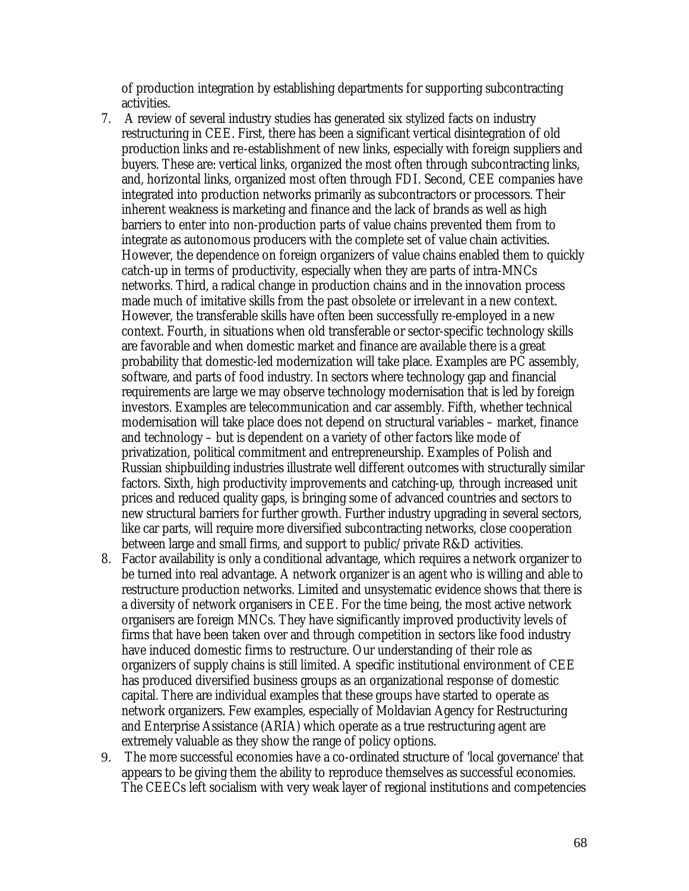of production integration by establishing departments for supporting subcontracting activities.

7. A review of several industry studies has generated six stylized facts on industry restructuring in CEE. First, there has been a significant vertical disintegration of old production links and re-establishment of new links, especially with foreign suppliers and buyers. These are: vertical links, organized the most often through subcontracting links, and, horizontal links, organized most often through FDI. Second, CEE companies have integrated into production networks primarily as subcontractors or processors. Their inherent weakness is marketing and finance and the lack of brands as well as high barriers to enter into non-production parts of value chains prevented them from to integrate as autonomous producers with the complete set of value chain activities. However, the dependence on foreign organizers of value chains enabled them to quickly catch-up in terms of productivity, especially when they are parts of intra-MNCs networks. Third, a radical change in production chains and in the innovation process made much of imitative skills from the past obsolete or irrelevant in a new context. However, the transferable skills have often been successfully re-employed in a new context. Fourth, in situations when old transferable or sector-specific technology skills are favorable and when domestic market and finance are available there is a great probability that domestic-led modernization will take place. Examples are PC assembly, software, and parts of food industry. In sectors where technology gap and financial requirements are large we may observe technology modernisation that is led by foreign investors. Examples are telecommunication and car assembly. Fifth, whether technical modernisation will take place does not depend on structural variables – market, finance and technology – but is dependent on a variety of other factors like mode of privatization, political commitment and entrepreneurship. Examples of Polish and Russian shipbuilding industries illustrate well different outcomes with structurally similar factors. Sixth, high productivity improvements and catching-up, through increased unit prices and reduced quality gaps, is bringing some of advanced countries and sectors to new structural barriers for further growth. Further industry upgrading in several sectors, like car parts, will require more diversified subcontracting networks, close cooperation between large and small firms, and support to public/private R&D activities.
8. Factor availability is only a conditional advantage, which requires a network organizer to be turned into real advantage. A network organizer is an agent who is willing and able to restructure production networks. Limited and unsystematic evidence shows that there is a diversity of network organisers in CEE. For the time being, the most active network organisers are foreign MNCs. They have significantly improved productivity levels of firms that have been taken over and through competition in sectors like food industry have induced domestic firms to restructure. Our understanding of their role as organizers of supply chains is still limited. A specific institutional environment of CEE has produced diversified business groups as an organizational response of domestic capital. There are individual examples that these groups have started to operate as network organizers. Few examples, especially of Moldavian Agency for Restructuring and Enterprise Assistance (ARIA) which operate as a true restructuring agent are extremely valuable as they show the range of policy options.
9. The more successful economies have a co-ordinated structure of 'local governance' that appears to be giving them the ability to reproduce themselves as successful economies. The CEECs left socialism with very weak layer of regional institutions and competencies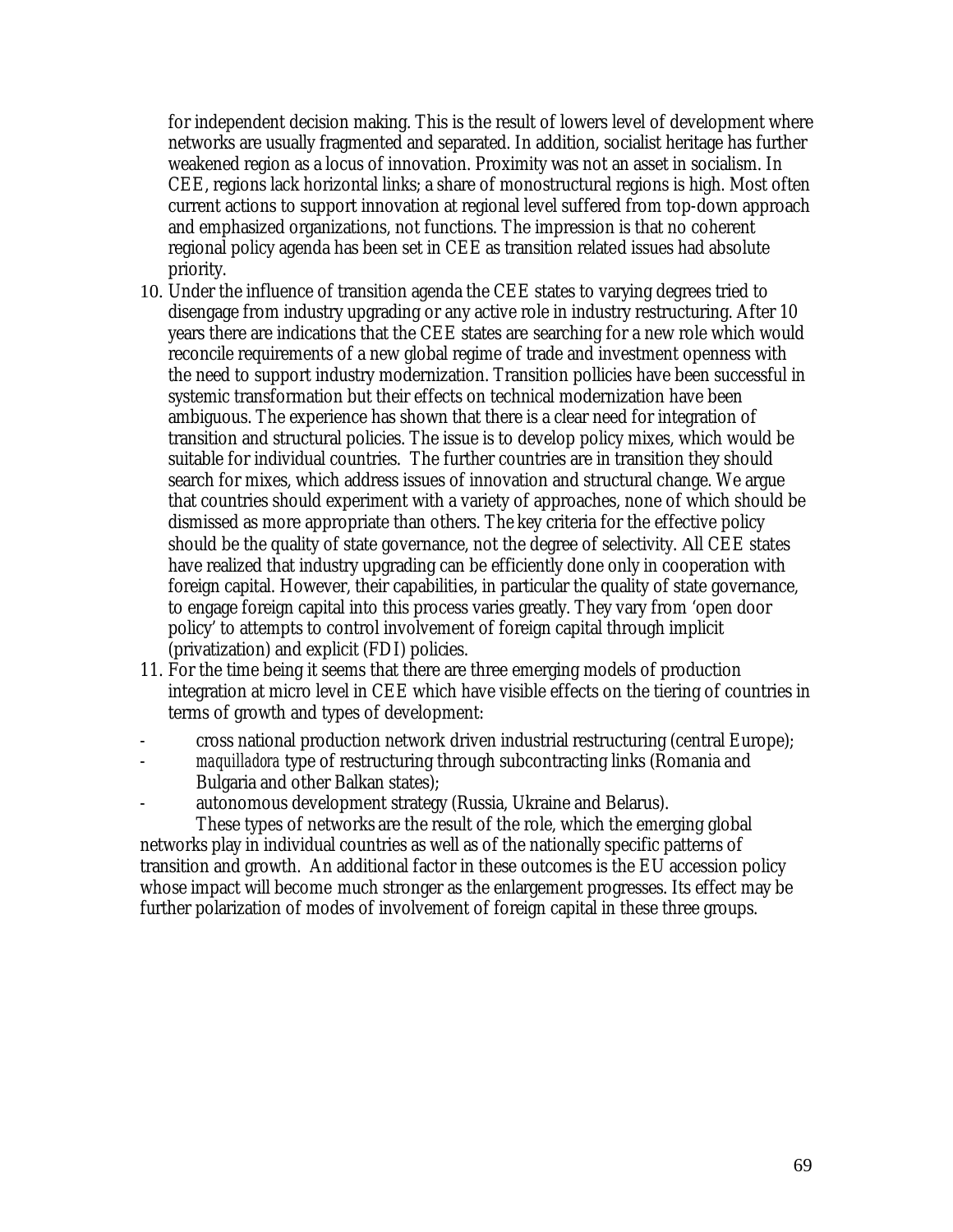for independent decision making. This is the result of lowers level of development where networks are usually fragmented and separated. In addition, socialist heritage has further weakened region as a locus of innovation. Proximity was not an asset in socialism. In CEE, regions lack horizontal links; a share of monostructural regions is high. Most often current actions to support innovation at regional level suffered from top-down approach and emphasized organizations, not functions. The impression is that no coherent regional policy agenda has been set in CEE as transition related issues had absolute priority.

10. Under the influence of transition agenda the CEE states to varying degrees tried to disengage from industry upgrading or any active role in industry restructuring. After 10 years there are indications that the CEE states are searching for a new role which would reconcile requirements of a new global regime of trade and investment openness with the need to support industry modernization. Transition pollicies have been successful in systemic transformation but their effects on technical modernization have been ambiguous. The experience has shown that there is a clear need for integration of transition and structural policies. The issue is to develop policy mixes, which would be suitable for individual countries. The further countries are in transition they should search for mixes, which address issues of innovation and structural change. We argue that countries should experiment with a variety of approaches, none of which should be dismissed as more appropriate than others. The key criteria for the effective policy should be the quality of state governance, not the degree of selectivity. All CEE states have realized that industry upgrading can be efficiently done only in cooperation with foreign capital. However, their capabilities, in particular the quality of state governance, to engage foreign capital into this process varies greatly. They vary from 'open door policy' to attempts to control involvement of foreign capital through implicit (privatization) and explicit (FDI) policies.
11. For the time being it seems that there are three emerging models of production integration at micro level in CEE which have visible effects on the tiering of countries in terms of growth and types of development:

- cross national production network driven industrial restructuring (central Europe);
- *maquilladora* type of restructuring through subcontracting links (Romania and Bulgaria and other Balkan states);
- autonomous development strategy (Russia, Ukraine and Belarus).

These types of networks are the result of the role, which the emerging global networks play in individual countries as well as of the nationally specific patterns of transition and growth. An additional factor in these outcomes is the EU accession policy whose impact will become much stronger as the enlargement progresses. Its effect may be further polarization of modes of involvement of foreign capital in these three groups.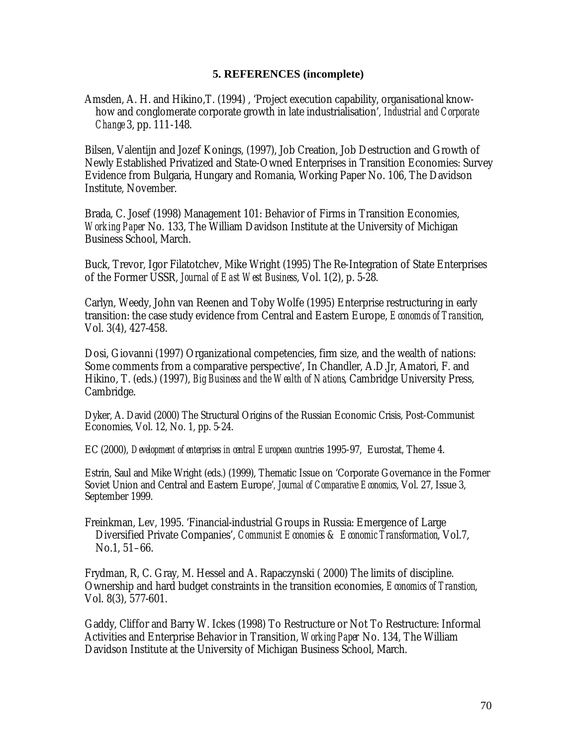## 5. REFERENCES (incomplete)

Amsden, A. H. and Hikino,T. (1994) , 'Project execution capability, organisational know-how and conglomerate corporate growth in late industrialisation', *Industrial and Corporate Change* 3, pp. 111-148.

Bilsen, Valentijn and Jozef Konings, (1997), Job Creation, Job Destruction and Growth of Newly Established Privatized and State-Owned Enterprises in Transition Economies: Survey Evidence from Bulgaria, Hungary and Romania, Working Paper No. 106, The Davidson Institute, November.

Brada, C. Josef (1998) Management 101: Behavior of Firms in Transition Economies, *Working Paper* No. 133, The William Davidson Institute at the University of Michigan Business School, March.

Buck, Trevor, Igor Filatotchev, Mike Wright (1995) The Re-Integration of State Enterprises of the Former USSR, *Journal of East West Business*, Vol. 1(2), p. 5-28.

Carlyn, Weedy, John van Reenen and Toby Wolfe (1995) Enterprise restructuring in early transition: the case study evidence from Central and Eastern Europe, *Economcis of Transition*, Vol. 3(4), 427-458.

Dosi, Giovanni (1997) Organizational competencies, firm size, and the wealth of nations: Some comments from a comparative perspective', In Chandler, A.D.Jr, Amatori, F. and Hikino, T. (eds.) (1997), *Big Business and the Wealth of Nations*, Cambridge University Press, Cambridge.

Dyker, A. David (2000) The Structural Origins of the Russian Economic Crisis, Post-Communist Economies, Vol. 12, No. 1, pp. 5-24.

EC (2000), *Development of enterprises in central European countries* 1995-97, Eurostat, Theme 4.

Estrin, Saul and Mike Wright (eds.) (1999), Thematic Issue on 'Corporate Governance in the Former Soviet Union and Central and Eastern Europe', *Journal of Comparative Economics*, Vol. 27, Issue 3, September 1999.

Freinkman, Lev, 1995. 'Financial-industrial Groups in Russia: Emergence of Large Diversified Private Companies', *Communist Economies & Economic Transformation*, Vol.7, No.1, 51–66.

Frydman, R, C. Gray, M. Hessel and A. Rapaczynski ( 2000) The limits of discipline. Ownership and hard budget constraints in the transition economies, *Economics of Transtion*, Vol. 8(3), 577-601.

Gaddy, Cliffor and Barry W. Ickes (1998) To Restructure or Not To Restructure: Informal Activities and Enterprise Behavior in Transition, *Working Paper* No. 134, The William Davidson Institute at the University of Michigan Business School, March.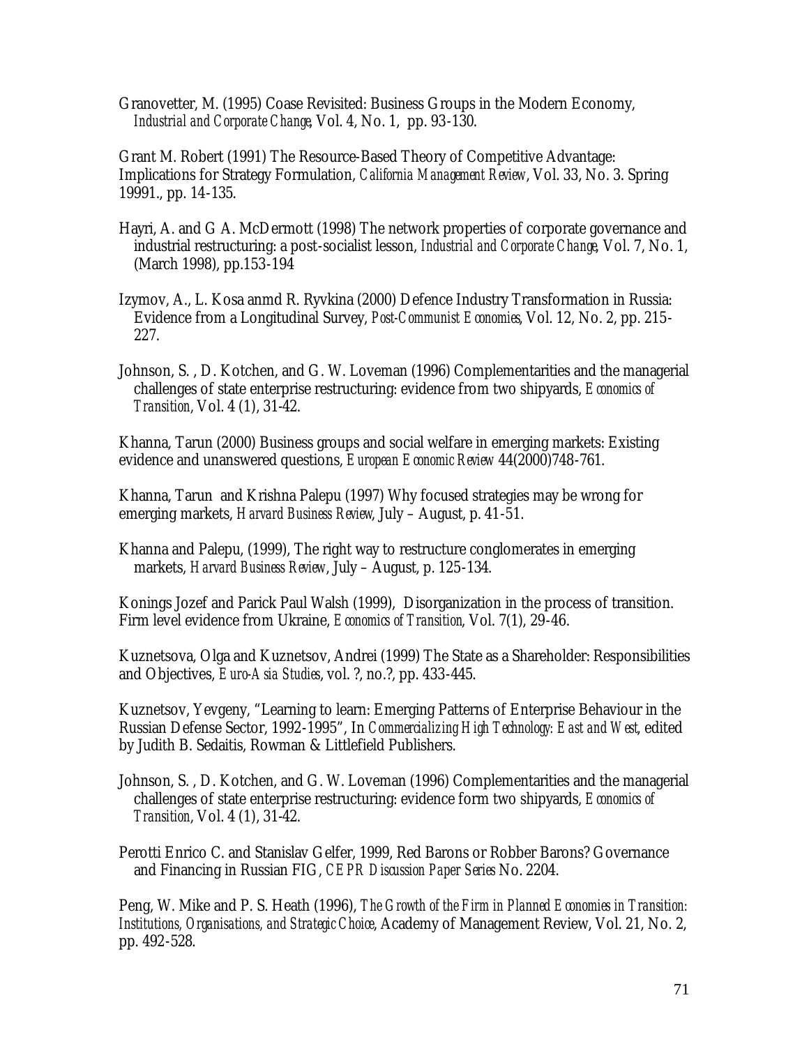Granovetter, M. (1995) Coase Revisited: Business Groups in the Modern Economy, *Industrial and Corporate Change*, Vol. 4, No. 1, pp. 93-130.

Grant M. Robert (1991) The Resource-Based Theory of Competitive Advantage: Implications for Strategy Formulation, *California Management Review*, Vol. 33, No. 3. Spring 19991., pp. 14-135.

Hayri, A. and G A. McDermott (1998) The network properties of corporate governance and industrial restructuring: a post-socialist lesson, *Industrial and Corporate Change*, Vol. 7, No. 1, (March 1998), pp.153-194

Izymov, A., L. Kosa anmd R. Ryvkina (2000) Defence Industry Transformation in Russia: Evidence from a Longitudinal Survey, *Post-Communist Economies*, Vol. 12, No. 2, pp. 215-227.

Johnson, S. , D. Kotchen, and G. W. Loveman (1996) Complementarities and the managerial challenges of state enterprise restructuring: evidence from two shipyards, *Economics of Transition*, Vol. 4 (1), 31-42.

Khanna, Tarun (2000) Business groups and social welfare in emerging markets: Existing evidence and unanswered questions, *European Economic Review* 44(2000)748-761.

Khanna, Tarun and Krishna Palepu (1997) Why focused strategies may be wrong for emerging markets, *Harvard Business Review*, July – August, p. 41-51.

Khanna and Palepu, (1999), The right way to restructure conglomerates in emerging markets, *Harvard Business Review*, July – August, p. 125-134.

Konings Jozef and Parick Paul Walsh (1999), Disorganization in the process of transition. Firm level evidence from Ukraine, *Economics of Transition*, Vol. 7(1), 29-46.

Kuznetsova, Olga and Kuznetsov, Andrei (1999) The State as a Shareholder: Responsibilities and Objectives, *Euro-Asia Studies*, vol. ?, no.?, pp. 433-445.

Kuznetsov, Yevgeny, "Learning to learn: Emerging Patterns of Enterprise Behaviour in the Russian Defense Sector, 1992-1995", In *Commercializing High Technology: East and West*, edited by Judith B. Sedaitis, Rowman & Littlefield Publishers.

Johnson, S. , D. Kotchen, and G. W. Loveman (1996) Complementarities and the managerial challenges of state enterprise restructuring: evidence form two shipyards, *Economics of Transition*, Vol. 4 (1), 31-42.

Perotti Enrico C. and Stanislav Gelfer, 1999, Red Barons or Robber Barons? Governance and Financing in Russian FIG, *CEPR Discussion Paper Series* No. 2204.

Peng, W. Mike and P. S. Heath (1996), *The Growth of the Firm in Planned Economies in Transition: Institutions, Organisations, and Strategic Choice*, Academy of Management Review, Vol. 21, No. 2, pp. 492-528.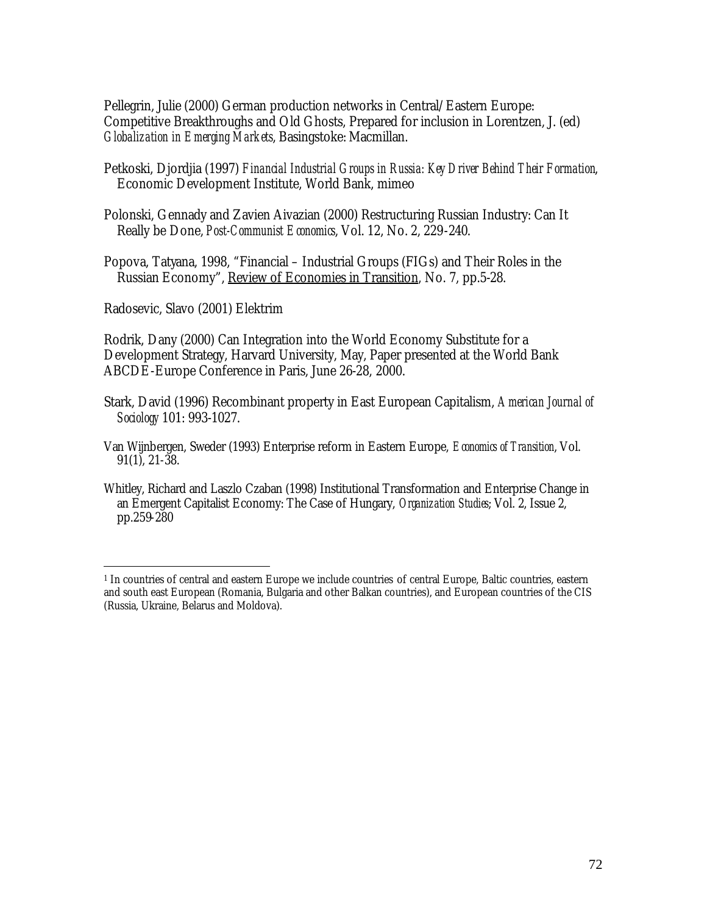Pellegrin, Julie (2000) German production networks in Central/Eastern Europe: Competitive Breakthroughs and Old Ghosts, Prepared for inclusion in Lorentzen, J. (ed) *Globalization in Emerging Markets*, Basingstoke: Macmillan.

Petkoski, Djordjia (1997) *Financial Industrial Groups in Russia: Key Driver Behind Their Formation*, Economic Development Institute, World Bank, mimeo

Polonski, Gennady and Zavien Aivazian (2000) Restructuring Russian Industry: Can It Really be Done, *Post-Communist Economics*, Vol. 12, No. 2, 229-240.

Popova, Tatyana, 1998, "Financial – Industrial Groups (FIGs) and Their Roles in the Russian Economy", Review of Economies in Transition, No. 7, pp.5-28.

Radosevic, Slavo (2001) Elektrim

Rodrik, Dany (2000) Can Integration into the World Economy Substitute for a Development Strategy, Harvard University, May, Paper presented at the World Bank ABCDE-Europe Conference in Paris, June 26-28, 2000.

Stark, David (1996) Recombinant property in East European Capitalism, *American Journal of Sociology* 101: 993-1027.

Van Wijnbergen, Sweder (1993) Enterprise reform in Eastern Europe, *Economics of Transition*, Vol. 91(1), 21-38.

Whitley, Richard and Laszlo Czaban (1998) Institutional Transformation and Enterprise Change in an Emergent Capitalist Economy: The Case of Hungary, *Organization Studies*; Vol. 2, Issue 2, pp.259-280

---

[1] In countries of central and eastern Europe we include countries of central Europe, Baltic countries, eastern and south east European (Romania, Bulgaria and other Balkan countries), and European countries of the CIS (Russia, Ukraine, Belarus and Moldova).